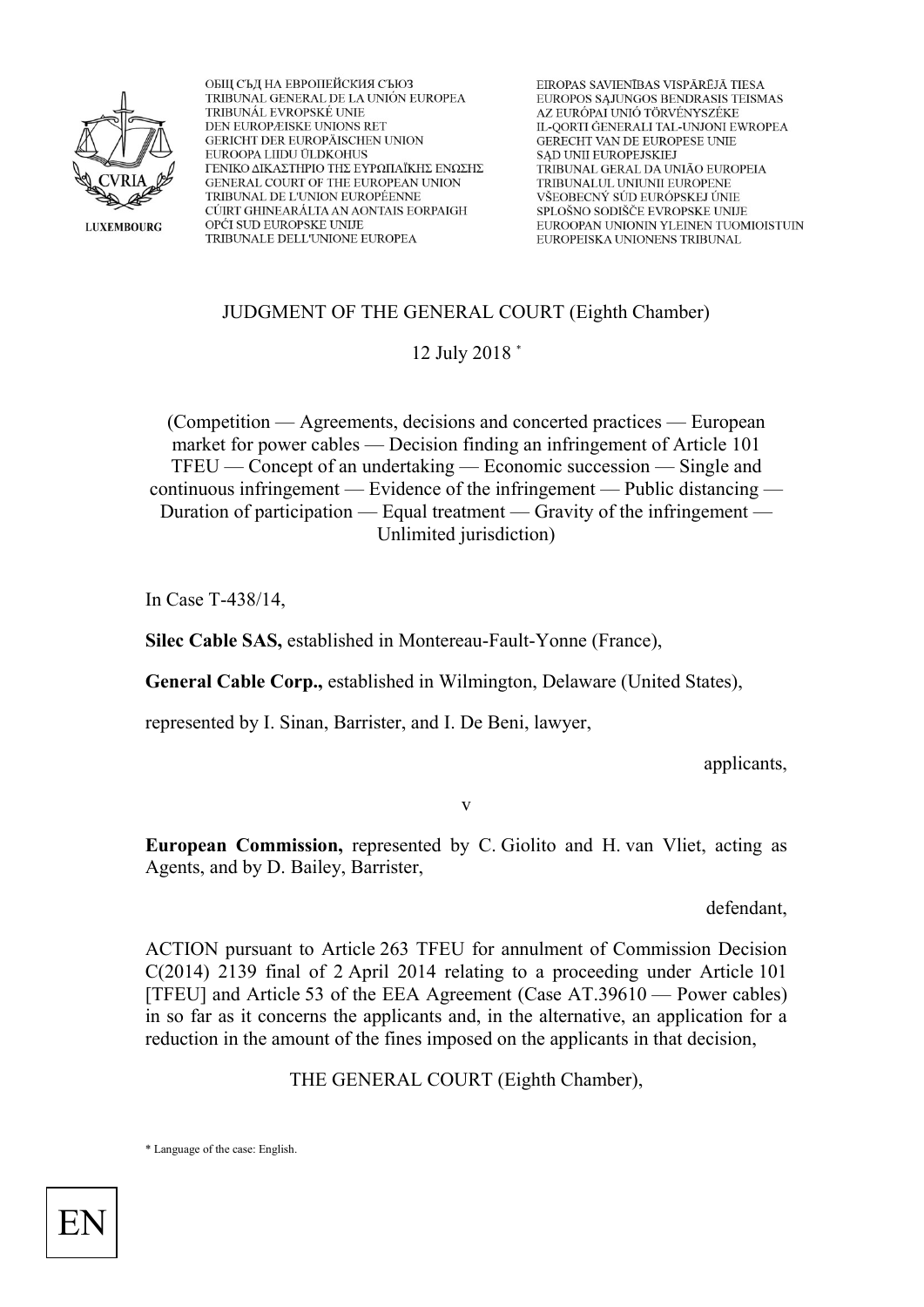ОБЩ СЪД НА ЕВРОПЕЙСКИЯ СЪЮЗ
TRIBUNAL GENERAL DE LA UNIÓN EUROPEA
TRIBUNÁL EVROPSKÉ UNIE
DEN EUROPÆISKE UNIONS RET
GERICHT DER EUROPÄISCHEN UNION
EUROOPA LIIDU ÜLDKOHUS
ΓΕΝΙΚΟ ΔΙΚΑΣΤΗΡΙΟ ΤΗΣ ΕΥΡΩΠΑΪΚΗΣ ΕΝΩΣΗΣ
GENERAL COURT OF THE EUROPEAN UNION
TRIBUNAL DE L'UNION EUROPÉENNE
CÚIRT GHINEARÁLTA AN AONTAIS EORPAIGH
OPĆI SUD EUROPSKE UNIJE
TRIBUNALE DELL'UNIONE EUROPEA
EIROPAS SAVIENĪBAS VISPĀRĒJĀ TIESA
EUROPOS SĄJUNGOS BENDRASIS TEISMAS
AZ EURÓPAI UNIÓ TÖRVÉNYSZÉKE
IL-QORTI ĠENERALI TAL-UNJONI EWROPEA
GERECHT VAN DE EUROPESE UNIE
SĄD UNII EUROPEJSKIEJ
TRIBUNAL GERAL DA UNIÃO EUROPEIA
TRIBUNALUL UNIUNII EUROPENE
VŠEOBECNÝ SÚD EURÓPSKEJ ÚNIE
SPLOŠNO SODIŠČE EVROPSKE UNIJE
EUROOPAN UNIONIN YLEINEN TUOMIOISTUIN
EUROPEISKA UNIONENS TRIBUNAL

JUDGMENT OF THE GENERAL COURT (Eighth Chamber)

12 July 2018 *

(Competition — Agreements, decisions and concerted practices — European market for power cables — Decision finding an infringement of Article 101 TFEU — Concept of an undertaking — Economic succession — Single and continuous infringement — Evidence of the infringement — Public distancing — Duration of participation — Equal treatment — Gravity of the infringement — Unlimited jurisdiction)

In Case T-438/14,

**Silec Cable SAS,** established in Montereau-Fault-Yonne (France),

**General Cable Corp.,** established in Wilmington, Delaware (United States),

represented by I. Sinan, Barrister, and I. De Beni, lawyer,

applicants,

v

**European Commission,** represented by C. Giolito and H. van Vliet, acting as Agents, and by D. Bailey, Barrister,

defendant,

ACTION pursuant to Article 263 TFEU for annulment of Commission Decision C(2014) 2139 final of 2 April 2014 relating to a proceeding under Article 101 [TFEU] and Article 53 of the EEA Agreement (Case AT.39610 — Power cables) in so far as it concerns the applicants and, in the alternative, an application for a reduction in the amount of the fines imposed on the applicants in that decision,

THE GENERAL COURT (Eighth Chamber),

\* Language of the case: English.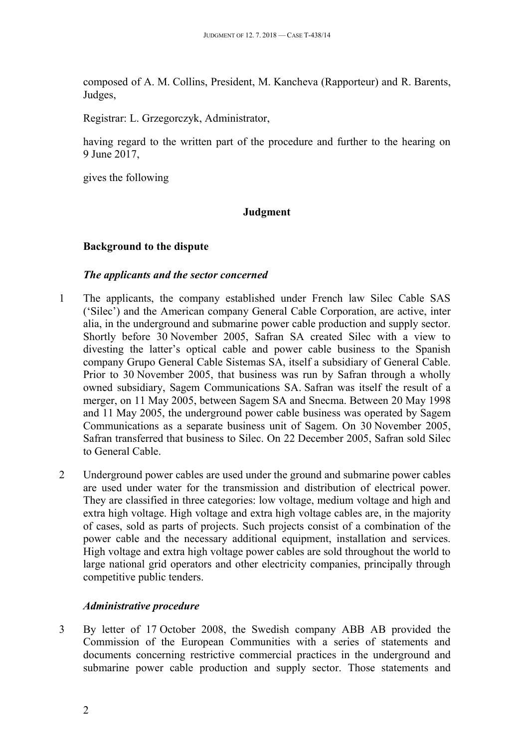composed of A. M. Collins, President, M. Kancheva (Rapporteur) and R. Barents, Judges,

Registrar: L. Grzegorczyk, Administrator,

having regard to the written part of the procedure and further to the hearing on 9 June 2017,

gives the following

## Judgment

### Background to the dispute

#### *The applicants and the sector concerned*

1 The applicants, the company established under French law Silec Cable SAS ('Silec') and the American company General Cable Corporation, are active, inter alia, in the underground and submarine power cable production and supply sector. Shortly before 30 November 2005, Safran SA created Silec with a view to divesting the latter's optical cable and power cable business to the Spanish company Grupo General Cable Sistemas SA, itself a subsidiary of General Cable. Prior to 30 November 2005, that business was run by Safran through a wholly owned subsidiary, Sagem Communications SA. Safran was itself the result of a merger, on 11 May 2005, between Sagem SA and Snecma. Between 20 May 1998 and 11 May 2005, the underground power cable business was operated by Sagem Communications as a separate business unit of Sagem. On 30 November 2005, Safran transferred that business to Silec. On 22 December 2005, Safran sold Silec to General Cable.

2 Underground power cables are used under the ground and submarine power cables are used under water for the transmission and distribution of electrical power. They are classified in three categories: low voltage, medium voltage and high and extra high voltage. High voltage and extra high voltage cables are, in the majority of cases, sold as parts of projects. Such projects consist of a combination of the power cable and the necessary additional equipment, installation and services. High voltage and extra high voltage power cables are sold throughout the world to large national grid operators and other electricity companies, principally through competitive public tenders.

#### *Administrative procedure*

3 By letter of 17 October 2008, the Swedish company ABB AB provided the Commission of the European Communities with a series of statements and documents concerning restrictive commercial practices in the underground and submarine power cable production and supply sector. Those statements and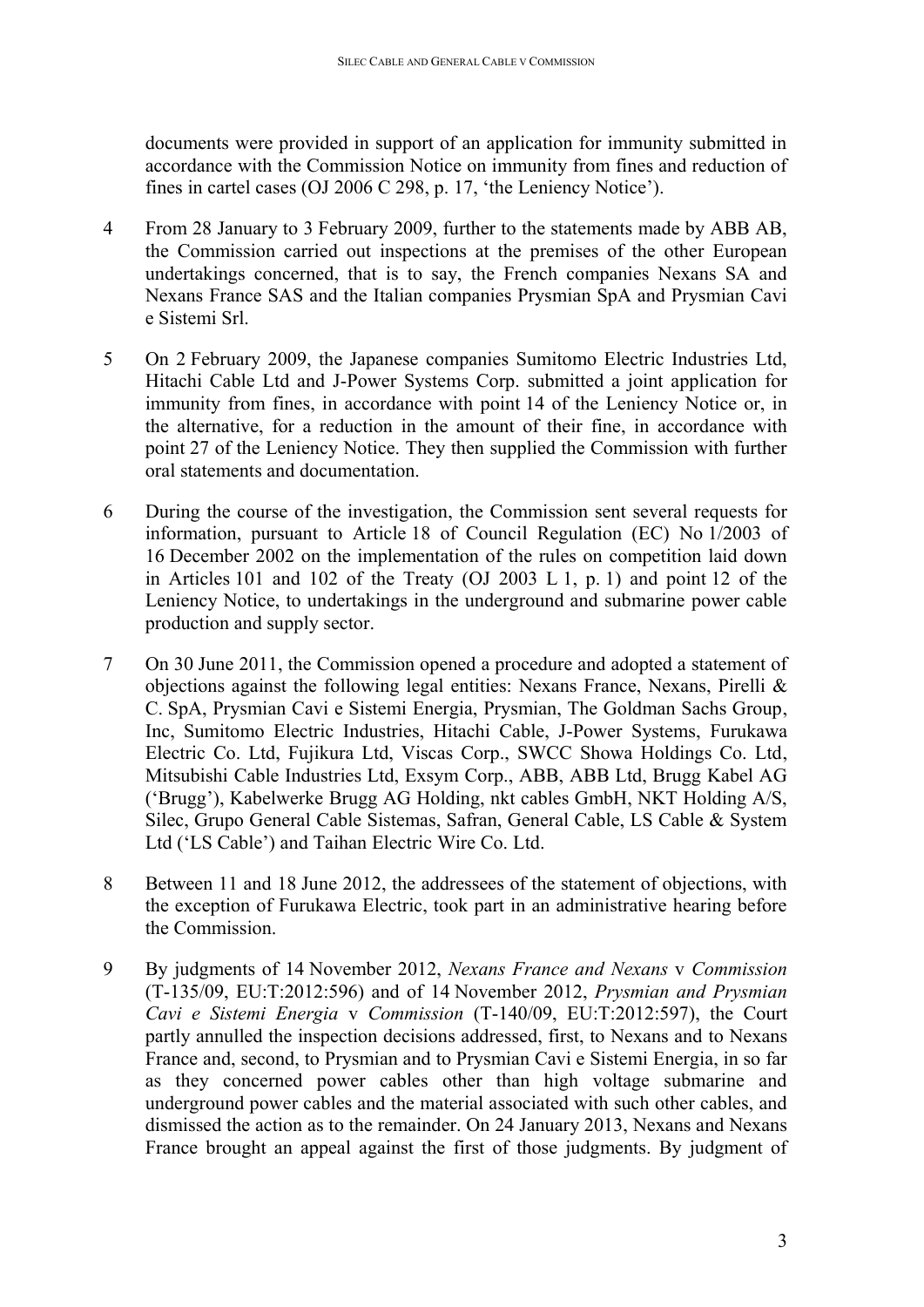documents were provided in support of an application for immunity submitted in accordance with the Commission Notice on immunity from fines and reduction of fines in cartel cases (OJ 2006 C 298, p. 17, 'the Leniency Notice').

4 From 28 January to 3 February 2009, further to the statements made by ABB AB, the Commission carried out inspections at the premises of the other European undertakings concerned, that is to say, the French companies Nexans SA and Nexans France SAS and the Italian companies Prysmian SpA and Prysmian Cavi e Sistemi Srl.

5 On 2 February 2009, the Japanese companies Sumitomo Electric Industries Ltd, Hitachi Cable Ltd and J-Power Systems Corp. submitted a joint application for immunity from fines, in accordance with point 14 of the Leniency Notice or, in the alternative, for a reduction in the amount of their fine, in accordance with point 27 of the Leniency Notice. They then supplied the Commission with further oral statements and documentation.

6 During the course of the investigation, the Commission sent several requests for information, pursuant to Article 18 of Council Regulation (EC) No 1/2003 of 16 December 2002 on the implementation of the rules on competition laid down in Articles 101 and 102 of the Treaty (OJ 2003 L 1, p. 1) and point 12 of the Leniency Notice, to undertakings in the underground and submarine power cable production and supply sector.

7 On 30 June 2011, the Commission opened a procedure and adopted a statement of objections against the following legal entities: Nexans France, Nexans, Pirelli & C. SpA, Prysmian Cavi e Sistemi Energia, Prysmian, The Goldman Sachs Group, Inc, Sumitomo Electric Industries, Hitachi Cable, J-Power Systems, Furukawa Electric Co. Ltd, Fujikura Ltd, Viscas Corp., SWCC Showa Holdings Co. Ltd, Mitsubishi Cable Industries Ltd, Exsym Corp., ABB, ABB Ltd, Brugg Kabel AG ('Brugg'), Kabelwerke Brugg AG Holding, nkt cables GmbH, NKT Holding A/S, Silec, Grupo General Cable Sistemas, Safran, General Cable, LS Cable & System Ltd ('LS Cable') and Taihan Electric Wire Co. Ltd.

8 Between 11 and 18 June 2012, the addressees of the statement of objections, with the exception of Furukawa Electric, took part in an administrative hearing before the Commission.

9 By judgments of 14 November 2012, *Nexans France and Nexans* v *Commission* (T-135/09, EU:T:2012:596) and of 14 November 2012, *Prysmian and Prysmian Cavi e Sistemi Energia* v *Commission* (T-140/09, EU:T:2012:597), the Court partly annulled the inspection decisions addressed, first, to Nexans and to Nexans France and, second, to Prysmian and to Prysmian Cavi e Sistemi Energia, in so far as they concerned power cables other than high voltage submarine and underground power cables and the material associated with such other cables, and dismissed the action as to the remainder. On 24 January 2013, Nexans and Nexans France brought an appeal against the first of those judgments. By judgment of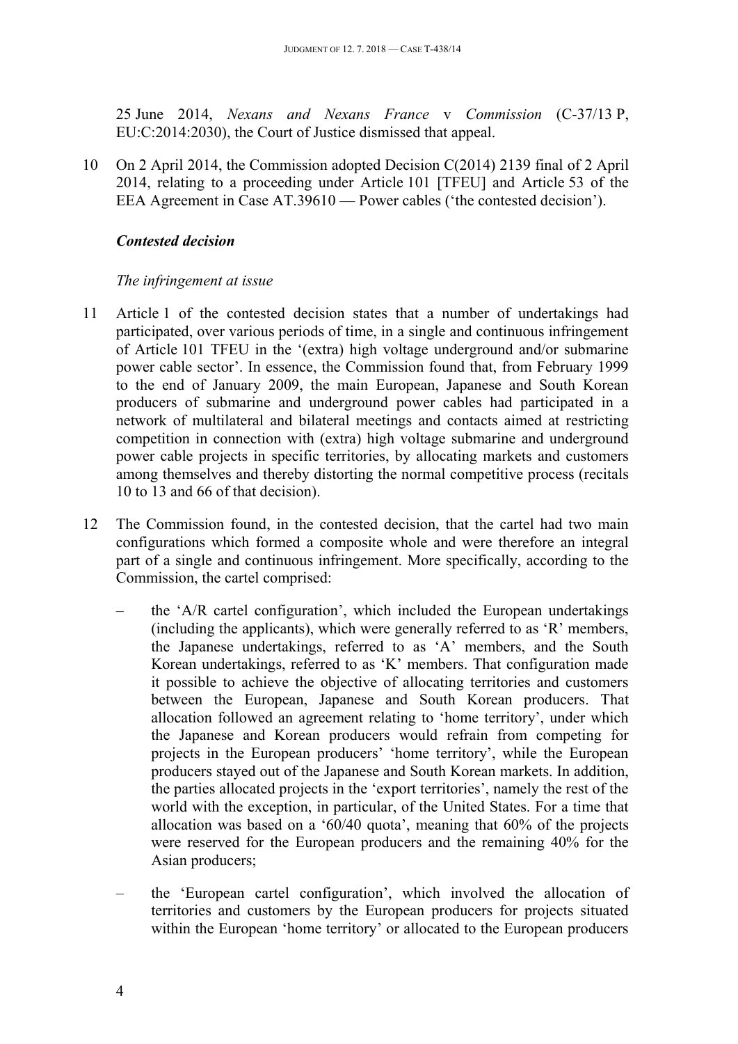25 June 2014, *Nexans and Nexans France* v *Commission* (C-37/13 P, EU:C:2014:2030), the Court of Justice dismissed that appeal.

10 On 2 April 2014, the Commission adopted Decision C(2014) 2139 final of 2 April 2014, relating to a proceeding under Article 101 [TFEU] and Article 53 of the EEA Agreement in Case AT.39610 — Power cables ('the contested decision').

### *Contested decision*

*The infringement at issue*

11 Article 1 of the contested decision states that a number of undertakings had participated, over various periods of time, in a single and continuous infringement of Article 101 TFEU in the '(extra) high voltage underground and/or submarine power cable sector'. In essence, the Commission found that, from February 1999 to the end of January 2009, the main European, Japanese and South Korean producers of submarine and underground power cables had participated in a network of multilateral and bilateral meetings and contacts aimed at restricting competition in connection with (extra) high voltage submarine and underground power cable projects in specific territories, by allocating markets and customers among themselves and thereby distorting the normal competitive process (recitals 10 to 13 and 66 of that decision).

12 The Commission found, in the contested decision, that the cartel had two main configurations which formed a composite whole and were therefore an integral part of a single and continuous infringement. More specifically, according to the Commission, the cartel comprised:

– the 'A/R cartel configuration', which included the European undertakings (including the applicants), which were generally referred to as 'R' members, the Japanese undertakings, referred to as 'A' members, and the South Korean undertakings, referred to as 'K' members. That configuration made it possible to achieve the objective of allocating territories and customers between the European, Japanese and South Korean producers. That allocation followed an agreement relating to 'home territory', under which the Japanese and Korean producers would refrain from competing for projects in the European producers' 'home territory', while the European producers stayed out of the Japanese and South Korean markets. In addition, the parties allocated projects in the 'export territories', namely the rest of the world with the exception, in particular, of the United States. For a time that allocation was based on a '60/40 quota', meaning that 60% of the projects were reserved for the European producers and the remaining 40% for the Asian producers;

– the 'European cartel configuration', which involved the allocation of territories and customers by the European producers for projects situated within the European 'home territory' or allocated to the European producers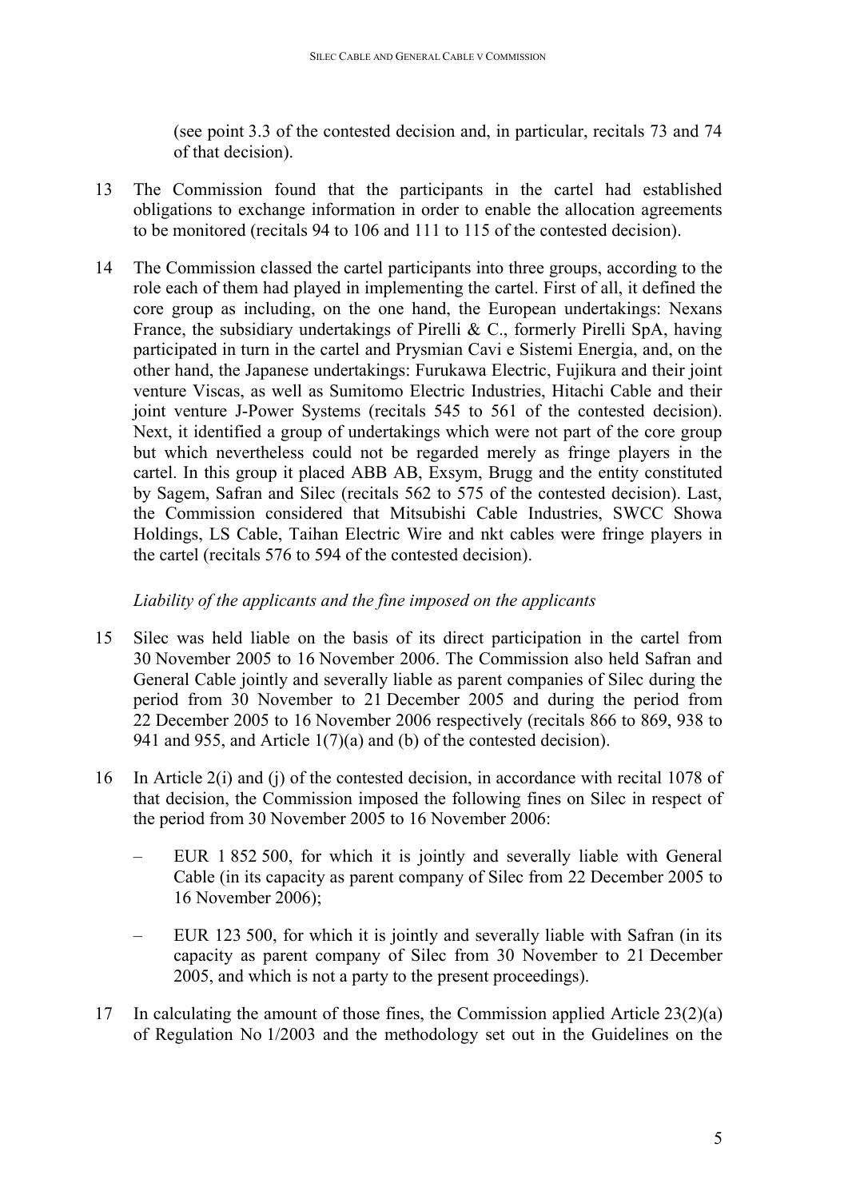(see point 3.3 of the contested decision and, in particular, recitals 73 and 74 of that decision).

13 The Commission found that the participants in the cartel had established obligations to exchange information in order to enable the allocation agreements to be monitored (recitals 94 to 106 and 111 to 115 of the contested decision).

14 The Commission classed the cartel participants into three groups, according to the role each of them had played in implementing the cartel. First of all, it defined the core group as including, on the one hand, the European undertakings: Nexans France, the subsidiary undertakings of Pirelli & C., formerly Pirelli SpA, having participated in turn in the cartel and Prysmian Cavi e Sistemi Energia, and, on the other hand, the Japanese undertakings: Furukawa Electric, Fujikura and their joint venture Viscas, as well as Sumitomo Electric Industries, Hitachi Cable and their joint venture J-Power Systems (recitals 545 to 561 of the contested decision). Next, it identified a group of undertakings which were not part of the core group but which nevertheless could not be regarded merely as fringe players in the cartel. In this group it placed ABB AB, Exsym, Brugg and the entity constituted by Sagem, Safran and Silec (recitals 562 to 575 of the contested decision). Last, the Commission considered that Mitsubishi Cable Industries, SWCC Showa Holdings, LS Cable, Taihan Electric Wire and nkt cables were fringe players in the cartel (recitals 576 to 594 of the contested decision).

*Liability of the applicants and the fine imposed on the applicants*

15 Silec was held liable on the basis of its direct participation in the cartel from 30 November 2005 to 16 November 2006. The Commission also held Safran and General Cable jointly and severally liable as parent companies of Silec during the period from 30 November to 21 December 2005 and during the period from 22 December 2005 to 16 November 2006 respectively (recitals 866 to 869, 938 to 941 and 955, and Article 1(7)(a) and (b) of the contested decision).

16 In Article 2(i) and (j) of the contested decision, in accordance with recital 1078 of that decision, the Commission imposed the following fines on Silec in respect of the period from 30 November 2005 to 16 November 2006:

– EUR 1 852 500, for which it is jointly and severally liable with General Cable (in its capacity as parent company of Silec from 22 December 2005 to 16 November 2006);

– EUR 123 500, for which it is jointly and severally liable with Safran (in its capacity as parent company of Silec from 30 November to 21 December 2005, and which is not a party to the present proceedings).

17 In calculating the amount of those fines, the Commission applied Article 23(2)(a) of Regulation No 1/2003 and the methodology set out in the Guidelines on the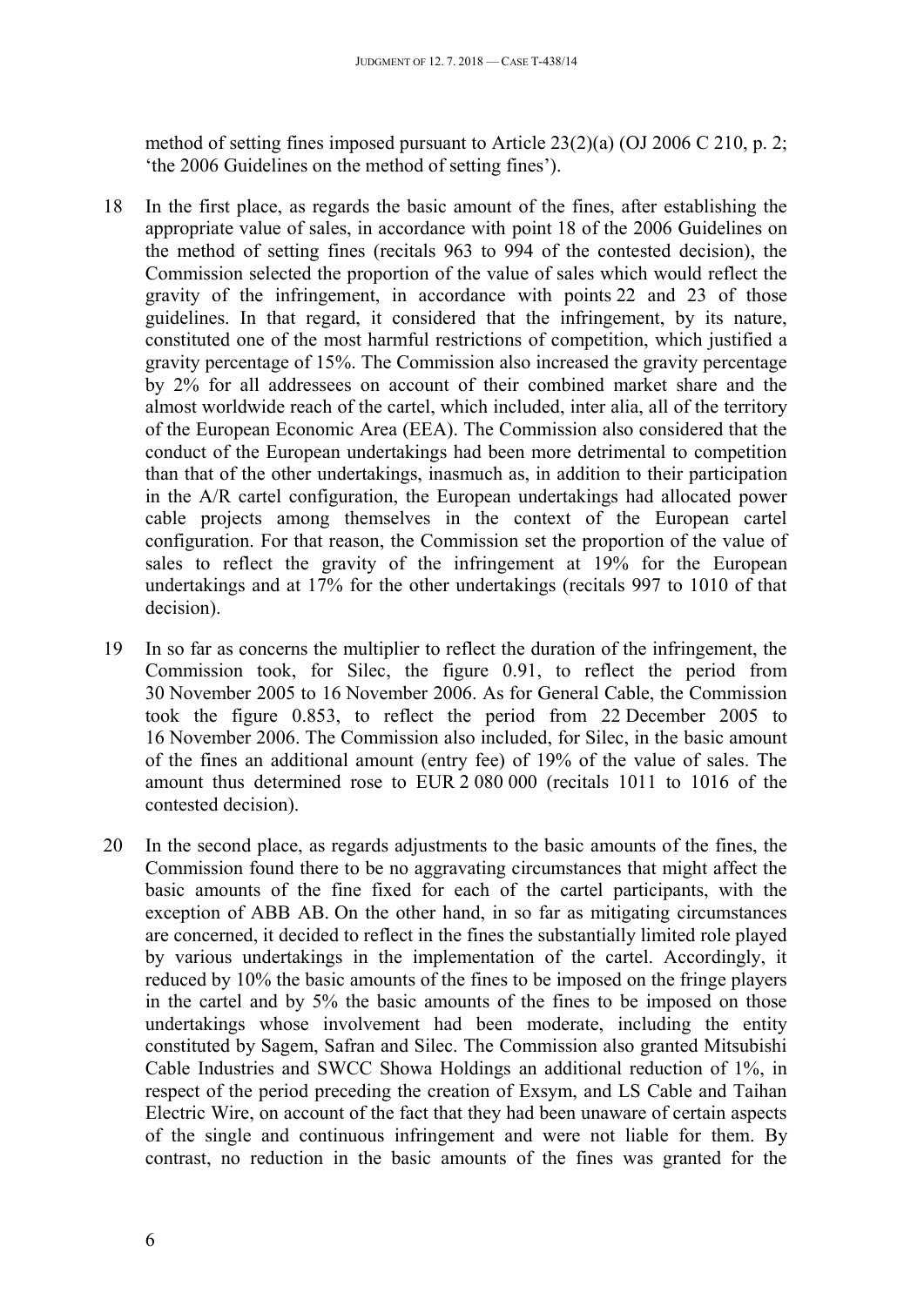method of setting fines imposed pursuant to Article 23(2)(a) (OJ 2006 C 210, p. 2; 'the 2006 Guidelines on the method of setting fines').

18 In the first place, as regards the basic amount of the fines, after establishing the appropriate value of sales, in accordance with point 18 of the 2006 Guidelines on the method of setting fines (recitals 963 to 994 of the contested decision), the Commission selected the proportion of the value of sales which would reflect the gravity of the infringement, in accordance with points 22 and 23 of those guidelines. In that regard, it considered that the infringement, by its nature, constituted one of the most harmful restrictions of competition, which justified a gravity percentage of 15%. The Commission also increased the gravity percentage by 2% for all addressees on account of their combined market share and the almost worldwide reach of the cartel, which included, inter alia, all of the territory of the European Economic Area (EEA). The Commission also considered that the conduct of the European undertakings had been more detrimental to competition than that of the other undertakings, inasmuch as, in addition to their participation in the A/R cartel configuration, the European undertakings had allocated power cable projects among themselves in the context of the European cartel configuration. For that reason, the Commission set the proportion of the value of sales to reflect the gravity of the infringement at 19% for the European undertakings and at 17% for the other undertakings (recitals 997 to 1010 of that decision).

19 In so far as concerns the multiplier to reflect the duration of the infringement, the Commission took, for Silec, the figure 0.91, to reflect the period from 30 November 2005 to 16 November 2006. As for General Cable, the Commission took the figure 0.853, to reflect the period from 22 December 2005 to 16 November 2006. The Commission also included, for Silec, in the basic amount of the fines an additional amount (entry fee) of 19% of the value of sales. The amount thus determined rose to EUR 2 080 000 (recitals 1011 to 1016 of the contested decision).

20 In the second place, as regards adjustments to the basic amounts of the fines, the Commission found there to be no aggravating circumstances that might affect the basic amounts of the fine fixed for each of the cartel participants, with the exception of ABB AB. On the other hand, in so far as mitigating circumstances are concerned, it decided to reflect in the fines the substantially limited role played by various undertakings in the implementation of the cartel. Accordingly, it reduced by 10% the basic amounts of the fines to be imposed on the fringe players in the cartel and by 5% the basic amounts of the fines to be imposed on those undertakings whose involvement had been moderate, including the entity constituted by Sagem, Safran and Silec. The Commission also granted Mitsubishi Cable Industries and SWCC Showa Holdings an additional reduction of 1%, in respect of the period preceding the creation of Exsym, and LS Cable and Taihan Electric Wire, on account of the fact that they had been unaware of certain aspects of the single and continuous infringement and were not liable for them. By contrast, no reduction in the basic amounts of the fines was granted for the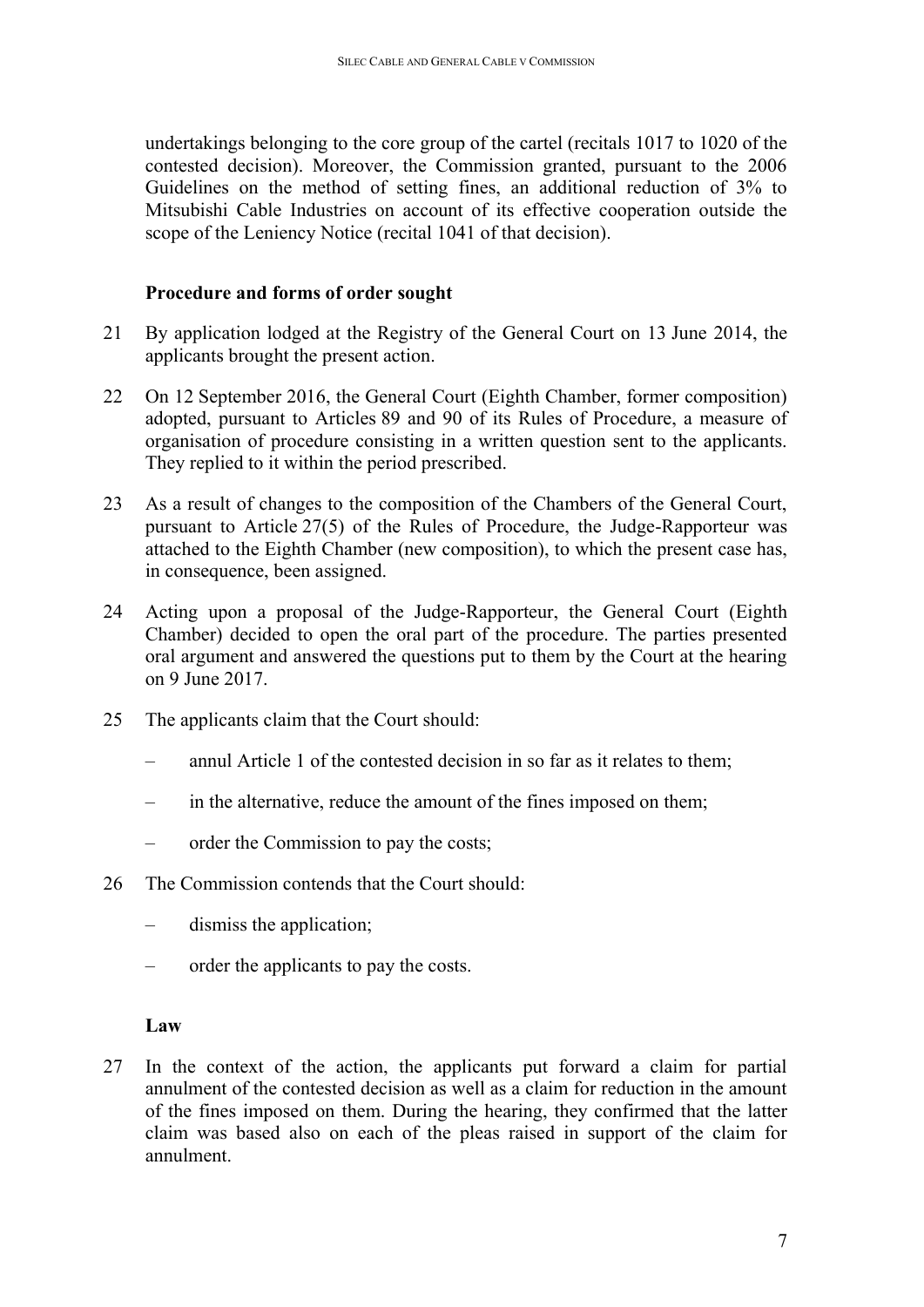undertakings belonging to the core group of the cartel (recitals 1017 to 1020 of the contested decision). Moreover, the Commission granted, pursuant to the 2006 Guidelines on the method of setting fines, an additional reduction of 3% to Mitsubishi Cable Industries on account of its effective cooperation outside the scope of the Leniency Notice (recital 1041 of that decision).

## Procedure and forms of order sought

21 By application lodged at the Registry of the General Court on 13 June 2014, the applicants brought the present action.

22 On 12 September 2016, the General Court (Eighth Chamber, former composition) adopted, pursuant to Articles 89 and 90 of its Rules of Procedure, a measure of organisation of procedure consisting in a written question sent to the applicants. They replied to it within the period prescribed.

23 As a result of changes to the composition of the Chambers of the General Court, pursuant to Article 27(5) of the Rules of Procedure, the Judge-Rapporteur was attached to the Eighth Chamber (new composition), to which the present case has, in consequence, been assigned.

24 Acting upon a proposal of the Judge-Rapporteur, the General Court (Eighth Chamber) decided to open the oral part of the procedure. The parties presented oral argument and answered the questions put to them by the Court at the hearing on 9 June 2017.

25 The applicants claim that the Court should:

– annul Article 1 of the contested decision in so far as it relates to them;

– in the alternative, reduce the amount of the fines imposed on them;

– order the Commission to pay the costs;

26 The Commission contends that the Court should:

– dismiss the application;

– order the applicants to pay the costs.

## Law

27 In the context of the action, the applicants put forward a claim for partial annulment of the contested decision as well as a claim for reduction in the amount of the fines imposed on them. During the hearing, they confirmed that the latter claim was based also on each of the pleas raised in support of the claim for annulment.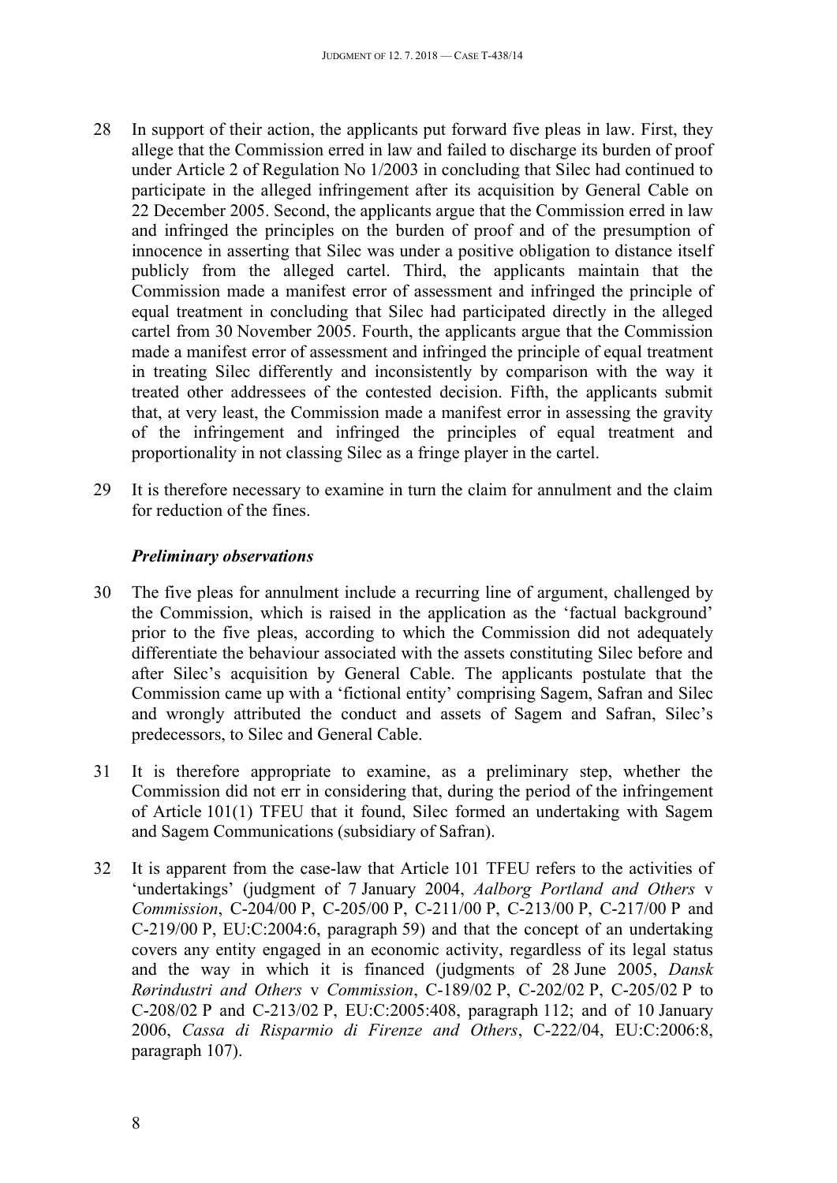28 In support of their action, the applicants put forward five pleas in law. First, they allege that the Commission erred in law and failed to discharge its burden of proof under Article 2 of Regulation No 1/2003 in concluding that Silec had continued to participate in the alleged infringement after its acquisition by General Cable on 22 December 2005. Second, the applicants argue that the Commission erred in law and infringed the principles on the burden of proof and of the presumption of innocence in asserting that Silec was under a positive obligation to distance itself publicly from the alleged cartel. Third, the applicants maintain that the Commission made a manifest error of assessment and infringed the principle of equal treatment in concluding that Silec had participated directly in the alleged cartel from 30 November 2005. Fourth, the applicants argue that the Commission made a manifest error of assessment and infringed the principle of equal treatment in treating Silec differently and inconsistently by comparison with the way it treated other addressees of the contested decision. Fifth, the applicants submit that, at very least, the Commission made a manifest error in assessing the gravity of the infringement and infringed the principles of equal treatment and proportionality in not classing Silec as a fringe player in the cartel.

29 It is therefore necessary to examine in turn the claim for annulment and the claim for reduction of the fines.

***Preliminary observations***

30 The five pleas for annulment include a recurring line of argument, challenged by the Commission, which is raised in the application as the 'factual background' prior to the five pleas, according to which the Commission did not adequately differentiate the behaviour associated with the assets constituting Silec before and after Silec's acquisition by General Cable. The applicants postulate that the Commission came up with a 'fictional entity' comprising Sagem, Safran and Silec and wrongly attributed the conduct and assets of Sagem and Safran, Silec's predecessors, to Silec and General Cable.

31 It is therefore appropriate to examine, as a preliminary step, whether the Commission did not err in considering that, during the period of the infringement of Article 101(1) TFEU that it found, Silec formed an undertaking with Sagem and Sagem Communications (subsidiary of Safran).

32 It is apparent from the case-law that Article 101 TFEU refers to the activities of 'undertakings' (judgment of 7 January 2004, *Aalborg Portland and Others* v *Commission*, C-204/00 P, C-205/00 P, C-211/00 P, C-213/00 P, C-217/00 P and C-219/00 P, EU:C:2004:6, paragraph 59) and that the concept of an undertaking covers any entity engaged in an economic activity, regardless of its legal status and the way in which it is financed (judgments of 28 June 2005, *Dansk Rørindustri and Others* v *Commission*, C-189/02 P, C-202/02 P, C-205/02 P to C-208/02 P and C-213/02 P, EU:C:2005:408, paragraph 112; and of 10 January 2006, *Cassa di Risparmio di Firenze and Others*, C-222/04, EU:C:2006:8, paragraph 107).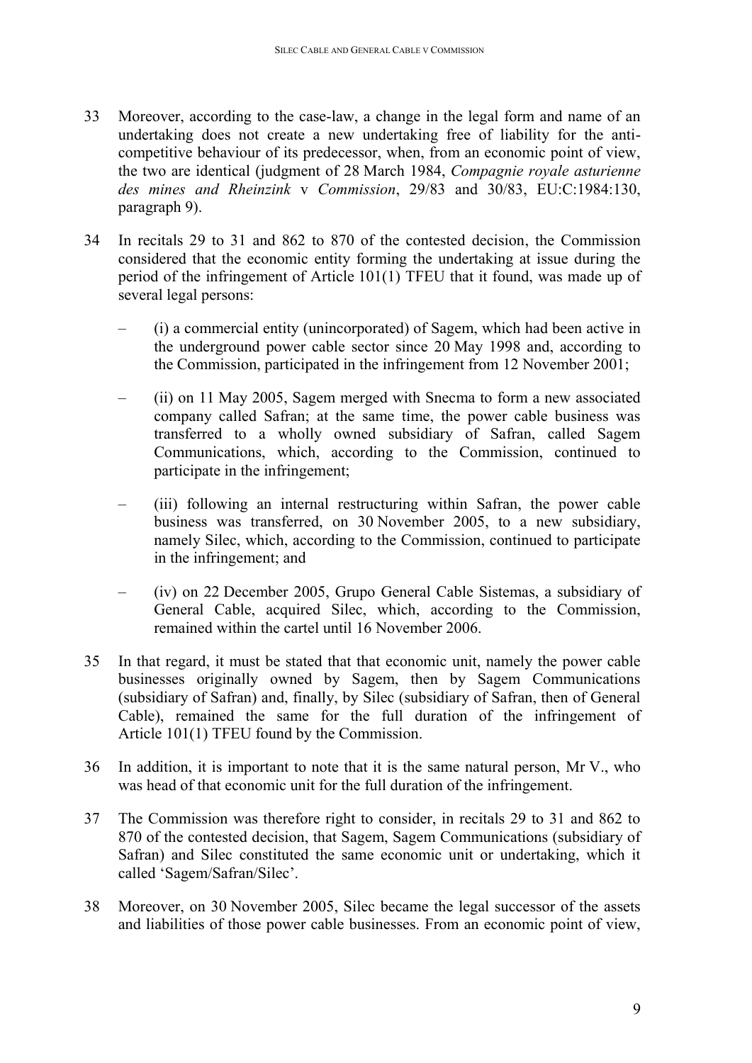33 Moreover, according to the case-law, a change in the legal form and name of an undertaking does not create a new undertaking free of liability for the anti-competitive behaviour of its predecessor, when, from an economic point of view, the two are identical (judgment of 28 March 1984, *Compagnie royale asturienne des mines and Rheinzink* v *Commission*, 29/83 and 30/83, EU:C:1984:130, paragraph 9).

34 In recitals 29 to 31 and 862 to 870 of the contested decision, the Commission considered that the economic entity forming the undertaking at issue during the period of the infringement of Article 101(1) TFEU that it found, was made up of several legal persons:

– (i) a commercial entity (unincorporated) of Sagem, which had been active in the underground power cable sector since 20 May 1998 and, according to the Commission, participated in the infringement from 12 November 2001;

– (ii) on 11 May 2005, Sagem merged with Snecma to form a new associated company called Safran; at the same time, the power cable business was transferred to a wholly owned subsidiary of Safran, called Sagem Communications, which, according to the Commission, continued to participate in the infringement;

– (iii) following an internal restructuring within Safran, the power cable business was transferred, on 30 November 2005, to a new subsidiary, namely Silec, which, according to the Commission, continued to participate in the infringement; and

– (iv) on 22 December 2005, Grupo General Cable Sistemas, a subsidiary of General Cable, acquired Silec, which, according to the Commission, remained within the cartel until 16 November 2006.

35 In that regard, it must be stated that that economic unit, namely the power cable businesses originally owned by Sagem, then by Sagem Communications (subsidiary of Safran) and, finally, by Silec (subsidiary of Safran, then of General Cable), remained the same for the full duration of the infringement of Article 101(1) TFEU found by the Commission.

36 In addition, it is important to note that it is the same natural person, Mr V., who was head of that economic unit for the full duration of the infringement.

37 The Commission was therefore right to consider, in recitals 29 to 31 and 862 to 870 of the contested decision, that Sagem, Sagem Communications (subsidiary of Safran) and Silec constituted the same economic unit or undertaking, which it called 'Sagem/Safran/Silec'.

38 Moreover, on 30 November 2005, Silec became the legal successor of the assets and liabilities of those power cable businesses. From an economic point of view,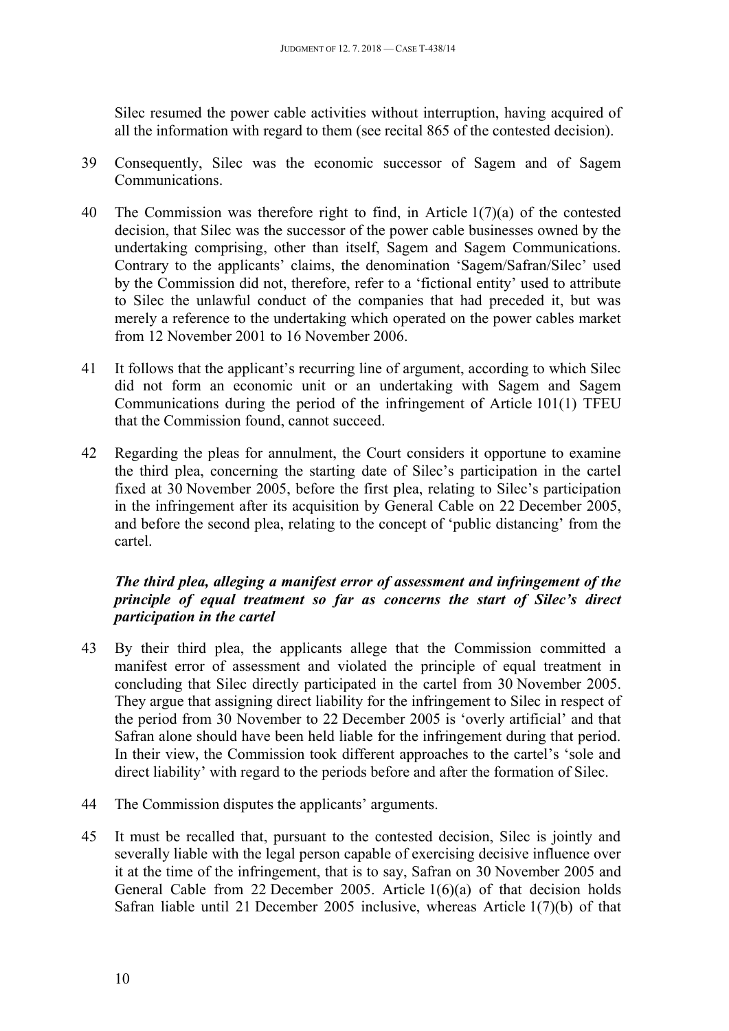Silec resumed the power cable activities without interruption, having acquired of all the information with regard to them (see recital 865 of the contested decision).

39 Consequently, Silec was the economic successor of Sagem and of Sagem Communications.

40 The Commission was therefore right to find, in Article 1(7)(a) of the contested decision, that Silec was the successor of the power cable businesses owned by the undertaking comprising, other than itself, Sagem and Sagem Communications. Contrary to the applicants' claims, the denomination 'Sagem/Safran/Silec' used by the Commission did not, therefore, refer to a 'fictional entity' used to attribute to Silec the unlawful conduct of the companies that had preceded it, but was merely a reference to the undertaking which operated on the power cables market from 12 November 2001 to 16 November 2006.

41 It follows that the applicant's recurring line of argument, according to which Silec did not form an economic unit or an undertaking with Sagem and Sagem Communications during the period of the infringement of Article 101(1) TFEU that the Commission found, cannot succeed.

42 Regarding the pleas for annulment, the Court considers it opportune to examine the third plea, concerning the starting date of Silec's participation in the cartel fixed at 30 November 2005, before the first plea, relating to Silec's participation in the infringement after its acquisition by General Cable on 22 December 2005, and before the second plea, relating to the concept of 'public distancing' from the cartel.

### *The third plea, alleging a manifest error of assessment and infringement of the principle of equal treatment so far as concerns the start of Silec's direct participation in the cartel*

43 By their third plea, the applicants allege that the Commission committed a manifest error of assessment and violated the principle of equal treatment in concluding that Silec directly participated in the cartel from 30 November 2005. They argue that assigning direct liability for the infringement to Silec in respect of the period from 30 November to 22 December 2005 is 'overly artificial' and that Safran alone should have been held liable for the infringement during that period. In their view, the Commission took different approaches to the cartel's 'sole and direct liability' with regard to the periods before and after the formation of Silec.

44 The Commission disputes the applicants' arguments.

45 It must be recalled that, pursuant to the contested decision, Silec is jointly and severally liable with the legal person capable of exercising decisive influence over it at the time of the infringement, that is to say, Safran on 30 November 2005 and General Cable from 22 December 2005. Article 1(6)(a) of that decision holds Safran liable until 21 December 2005 inclusive, whereas Article 1(7)(b) of that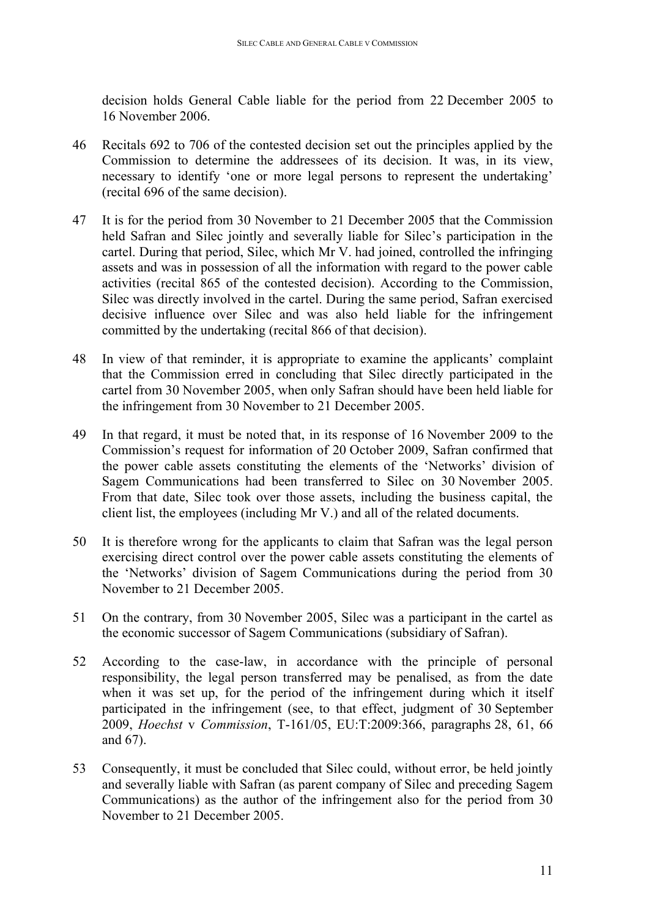decision holds General Cable liable for the period from 22 December 2005 to 16 November 2006.

46 Recitals 692 to 706 of the contested decision set out the principles applied by the Commission to determine the addressees of its decision. It was, in its view, necessary to identify 'one or more legal persons to represent the undertaking' (recital 696 of the same decision).

47 It is for the period from 30 November to 21 December 2005 that the Commission held Safran and Silec jointly and severally liable for Silec's participation in the cartel. During that period, Silec, which Mr V. had joined, controlled the infringing assets and was in possession of all the information with regard to the power cable activities (recital 865 of the contested decision). According to the Commission, Silec was directly involved in the cartel. During the same period, Safran exercised decisive influence over Silec and was also held liable for the infringement committed by the undertaking (recital 866 of that decision).

48 In view of that reminder, it is appropriate to examine the applicants' complaint that the Commission erred in concluding that Silec directly participated in the cartel from 30 November 2005, when only Safran should have been held liable for the infringement from 30 November to 21 December 2005.

49 In that regard, it must be noted that, in its response of 16 November 2009 to the Commission's request for information of 20 October 2009, Safran confirmed that the power cable assets constituting the elements of the 'Networks' division of Sagem Communications had been transferred to Silec on 30 November 2005. From that date, Silec took over those assets, including the business capital, the client list, the employees (including Mr V.) and all of the related documents.

50 It is therefore wrong for the applicants to claim that Safran was the legal person exercising direct control over the power cable assets constituting the elements of the 'Networks' division of Sagem Communications during the period from 30 November to 21 December 2005.

51 On the contrary, from 30 November 2005, Silec was a participant in the cartel as the economic successor of Sagem Communications (subsidiary of Safran).

52 According to the case-law, in accordance with the principle of personal responsibility, the legal person transferred may be penalised, as from the date when it was set up, for the period of the infringement during which it itself participated in the infringement (see, to that effect, judgment of 30 September 2009, *Hoechst* v *Commission*, T-161/05, EU:T:2009:366, paragraphs 28, 61, 66 and 67).

53 Consequently, it must be concluded that Silec could, without error, be held jointly and severally liable with Safran (as parent company of Silec and preceding Sagem Communications) as the author of the infringement also for the period from 30 November to 21 December 2005.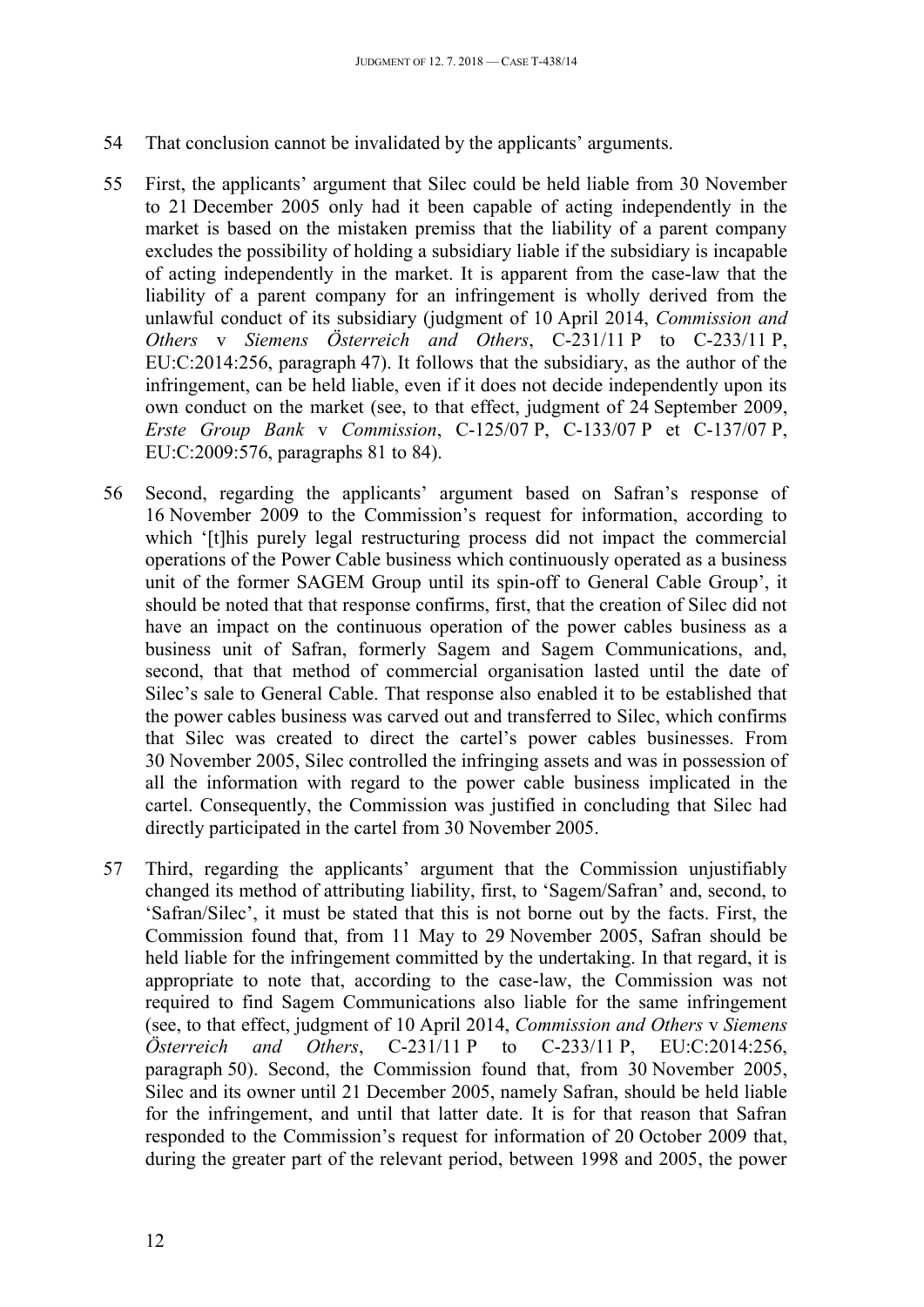54 That conclusion cannot be invalidated by the applicants' arguments.

55 First, the applicants' argument that Silec could be held liable from 30 November to 21 December 2005 only had it been capable of acting independently in the market is based on the mistaken premiss that the liability of a parent company excludes the possibility of holding a subsidiary liable if the subsidiary is incapable of acting independently in the market. It is apparent from the case-law that the liability of a parent company for an infringement is wholly derived from the unlawful conduct of its subsidiary (judgment of 10 April 2014, *Commission and Others* v *Siemens Österreich and Others*, C-231/11 P to C-233/11 P, EU:C:2014:256, paragraph 47). It follows that the subsidiary, as the author of the infringement, can be held liable, even if it does not decide independently upon its own conduct on the market (see, to that effect, judgment of 24 September 2009, *Erste Group Bank* v *Commission*, C-125/07 P, C-133/07 P et C-137/07 P, EU:C:2009:576, paragraphs 81 to 84).

56 Second, regarding the applicants' argument based on Safran's response of 16 November 2009 to the Commission's request for information, according to which '[t]his purely legal restructuring process did not impact the commercial operations of the Power Cable business which continuously operated as a business unit of the former SAGEM Group until its spin-off to General Cable Group', it should be noted that that response confirms, first, that the creation of Silec did not have an impact on the continuous operation of the power cables business as a business unit of Safran, formerly Sagem and Sagem Communications, and, second, that that method of commercial organisation lasted until the date of Silec's sale to General Cable. That response also enabled it to be established that the power cables business was carved out and transferred to Silec, which confirms that Silec was created to direct the cartel's power cables businesses. From 30 November 2005, Silec controlled the infringing assets and was in possession of all the information with regard to the power cable business implicated in the cartel. Consequently, the Commission was justified in concluding that Silec had directly participated in the cartel from 30 November 2005.

57 Third, regarding the applicants' argument that the Commission unjustifiably changed its method of attributing liability, first, to 'Sagem/Safran' and, second, to 'Safran/Silec', it must be stated that this is not borne out by the facts. First, the Commission found that, from 11 May to 29 November 2005, Safran should be held liable for the infringement committed by the undertaking. In that regard, it is appropriate to note that, according to the case-law, the Commission was not required to find Sagem Communications also liable for the same infringement (see, to that effect, judgment of 10 April 2014, *Commission and Others* v *Siemens Österreich and Others*, C-231/11 P to C-233/11 P, EU:C:2014:256, paragraph 50). Second, the Commission found that, from 30 November 2005, Silec and its owner until 21 December 2005, namely Safran, should be held liable for the infringement, and until that latter date. It is for that reason that Safran responded to the Commission's request for information of 20 October 2009 that, during the greater part of the relevant period, between 1998 and 2005, the power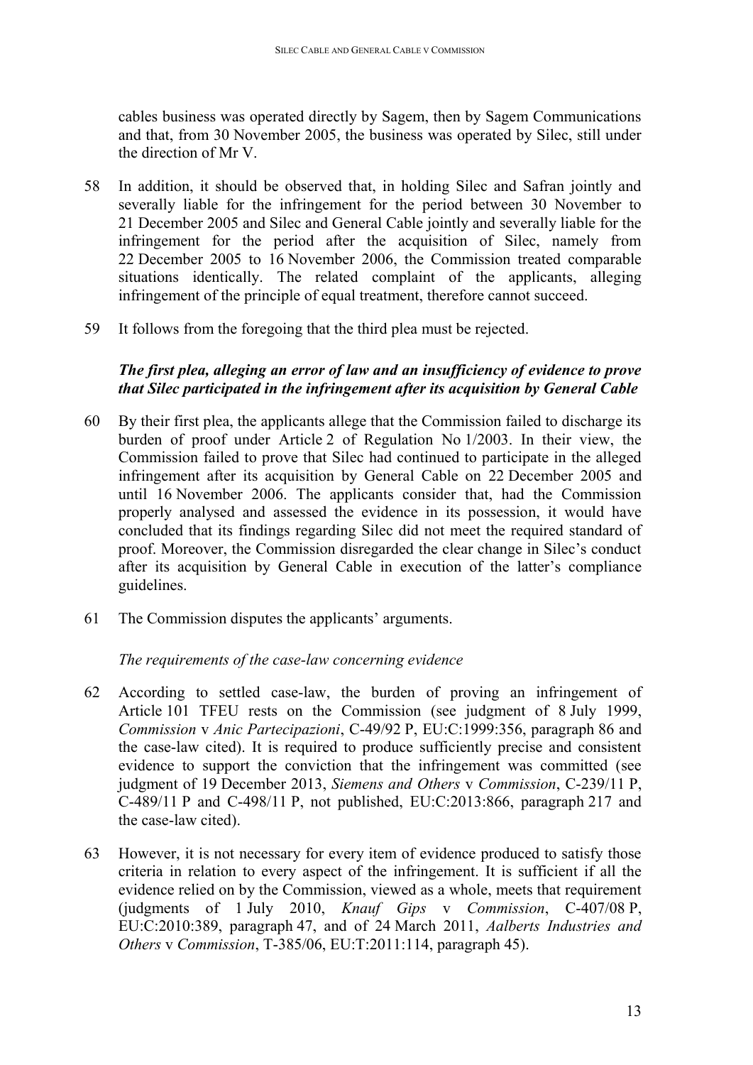cables business was operated directly by Sagem, then by Sagem Communications and that, from 30 November 2005, the business was operated by Silec, still under the direction of Mr V.

58 In addition, it should be observed that, in holding Silec and Safran jointly and severally liable for the infringement for the period between 30 November to 21 December 2005 and Silec and General Cable jointly and severally liable for the infringement for the period after the acquisition of Silec, namely from 22 December 2005 to 16 November 2006, the Commission treated comparable situations identically. The related complaint of the applicants, alleging infringement of the principle of equal treatment, therefore cannot succeed.

59 It follows from the foregoing that the third plea must be rejected.

### *The first plea, alleging an error of law and an insufficiency of evidence to prove that Silec participated in the infringement after its acquisition by General Cable*

60 By their first plea, the applicants allege that the Commission failed to discharge its burden of proof under Article 2 of Regulation No 1/2003. In their view, the Commission failed to prove that Silec had continued to participate in the alleged infringement after its acquisition by General Cable on 22 December 2005 and until 16 November 2006. The applicants consider that, had the Commission properly analysed and assessed the evidence in its possession, it would have concluded that its findings regarding Silec did not meet the required standard of proof. Moreover, the Commission disregarded the clear change in Silec's conduct after its acquisition by General Cable in execution of the latter's compliance guidelines.

61 The Commission disputes the applicants' arguments.

*The requirements of the case-law concerning evidence*

62 According to settled case-law, the burden of proving an infringement of Article 101 TFEU rests on the Commission (see judgment of 8 July 1999, *Commission* v *Anic Partecipazioni*, C-49/92 P, EU:C:1999:356, paragraph 86 and the case-law cited). It is required to produce sufficiently precise and consistent evidence to support the conviction that the infringement was committed (see judgment of 19 December 2013, *Siemens and Others* v *Commission*, C-239/11 P, C-489/11 P and C-498/11 P, not published, EU:C:2013:866, paragraph 217 and the case-law cited).

63 However, it is not necessary for every item of evidence produced to satisfy those criteria in relation to every aspect of the infringement. It is sufficient if all the evidence relied on by the Commission, viewed as a whole, meets that requirement (judgments of 1 July 2010, *Knauf Gips* v *Commission*, C-407/08 P, EU:C:2010:389, paragraph 47, and of 24 March 2011, *Aalberts Industries and Others* v *Commission*, T-385/06, EU:T:2011:114, paragraph 45).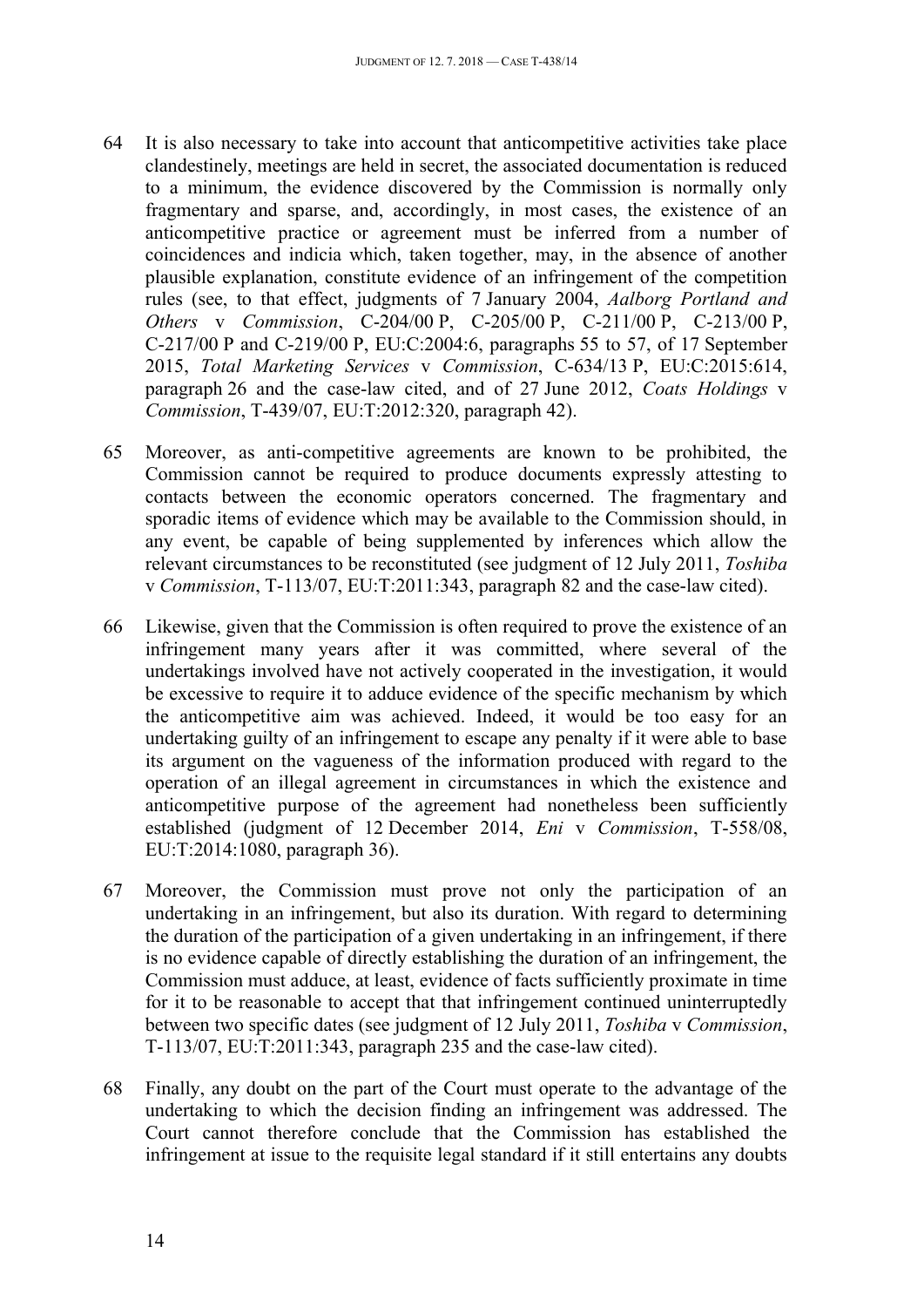64 It is also necessary to take into account that anticompetitive activities take place clandestinely, meetings are held in secret, the associated documentation is reduced to a minimum, the evidence discovered by the Commission is normally only fragmentary and sparse, and, accordingly, in most cases, the existence of an anticompetitive practice or agreement must be inferred from a number of coincidences and indicia which, taken together, may, in the absence of another plausible explanation, constitute evidence of an infringement of the competition rules (see, to that effect, judgments of 7 January 2004, *Aalborg Portland and Others* v *Commission*, C-204/00 P, C-205/00 P, C-211/00 P, C-213/00 P, C-217/00 P and C-219/00 P, EU:C:2004:6, paragraphs 55 to 57, of 17 September 2015, *Total Marketing Services* v *Commission*, C-634/13 P, EU:C:2015:614, paragraph 26 and the case-law cited, and of 27 June 2012, *Coats Holdings* v *Commission*, T-439/07, EU:T:2012:320, paragraph 42).

65 Moreover, as anti-competitive agreements are known to be prohibited, the Commission cannot be required to produce documents expressly attesting to contacts between the economic operators concerned. The fragmentary and sporadic items of evidence which may be available to the Commission should, in any event, be capable of being supplemented by inferences which allow the relevant circumstances to be reconstituted (see judgment of 12 July 2011, *Toshiba* v *Commission*, T-113/07, EU:T:2011:343, paragraph 82 and the case-law cited).

66 Likewise, given that the Commission is often required to prove the existence of an infringement many years after it was committed, where several of the undertakings involved have not actively cooperated in the investigation, it would be excessive to require it to adduce evidence of the specific mechanism by which the anticompetitive aim was achieved. Indeed, it would be too easy for an undertaking guilty of an infringement to escape any penalty if it were able to base its argument on the vagueness of the information produced with regard to the operation of an illegal agreement in circumstances in which the existence and anticompetitive purpose of the agreement had nonetheless been sufficiently established (judgment of 12 December 2014, *Eni* v *Commission*, T-558/08, EU:T:2014:1080, paragraph 36).

67 Moreover, the Commission must prove not only the participation of an undertaking in an infringement, but also its duration. With regard to determining the duration of the participation of a given undertaking in an infringement, if there is no evidence capable of directly establishing the duration of an infringement, the Commission must adduce, at least, evidence of facts sufficiently proximate in time for it to be reasonable to accept that that infringement continued uninterruptedly between two specific dates (see judgment of 12 July 2011, *Toshiba* v *Commission*, T-113/07, EU:T:2011:343, paragraph 235 and the case-law cited).

68 Finally, any doubt on the part of the Court must operate to the advantage of the undertaking to which the decision finding an infringement was addressed. The Court cannot therefore conclude that the Commission has established the infringement at issue to the requisite legal standard if it still entertains any doubts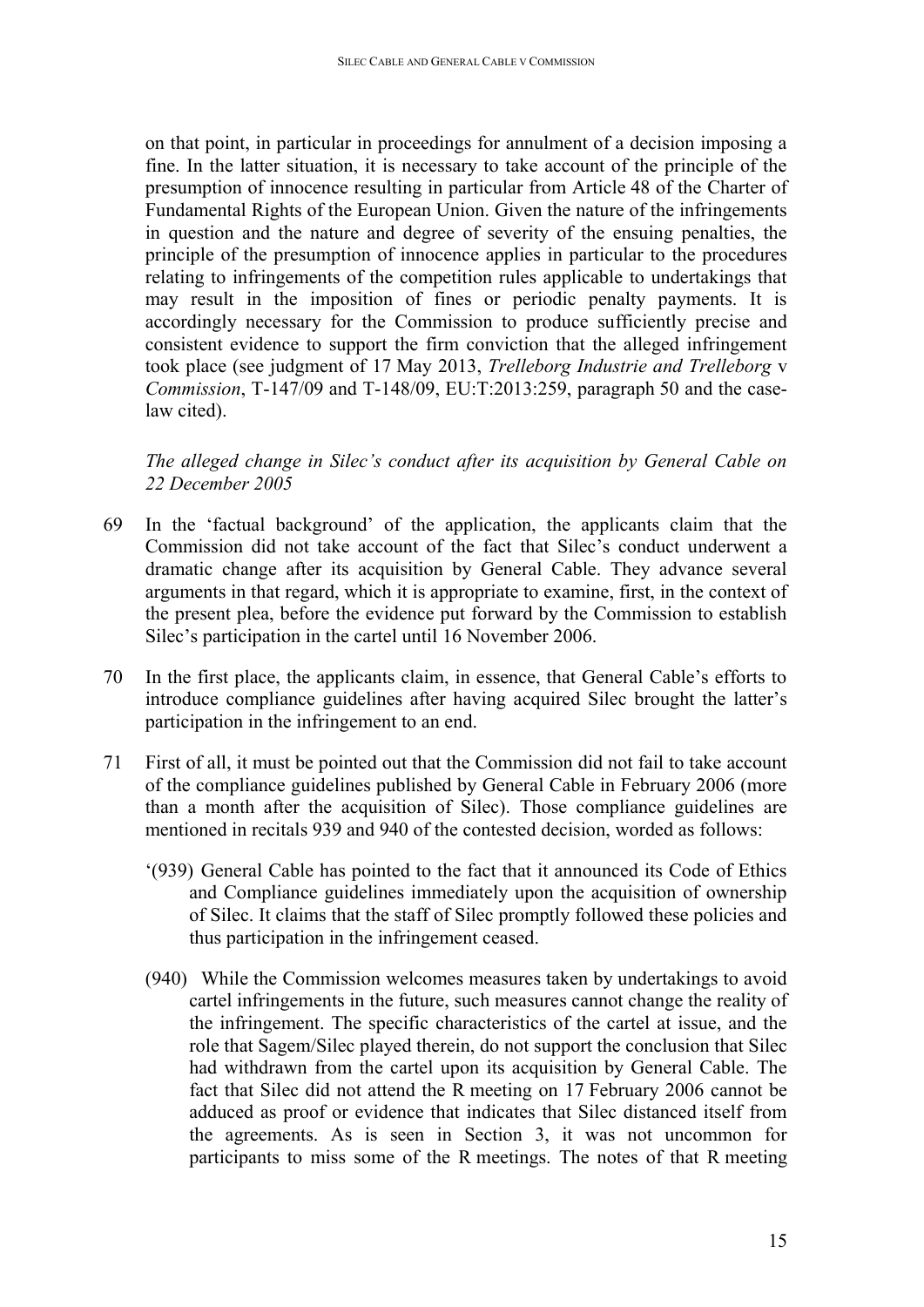on that point, in particular in proceedings for annulment of a decision imposing a fine. In the latter situation, it is necessary to take account of the principle of the presumption of innocence resulting in particular from Article 48 of the Charter of Fundamental Rights of the European Union. Given the nature of the infringements in question and the nature and degree of severity of the ensuing penalties, the principle of the presumption of innocence applies in particular to the procedures relating to infringements of the competition rules applicable to undertakings that may result in the imposition of fines or periodic penalty payments. It is accordingly necessary for the Commission to produce sufficiently precise and consistent evidence to support the firm conviction that the alleged infringement took place (see judgment of 17 May 2013, *Trelleborg Industrie and Trelleborg* v *Commission*, T-147/09 and T-148/09, EU:T:2013:259, paragraph 50 and the case-law cited).

*The alleged change in Silec's conduct after its acquisition by General Cable on 22 December 2005*

69 In the 'factual background' of the application, the applicants claim that the Commission did not take account of the fact that Silec's conduct underwent a dramatic change after its acquisition by General Cable. They advance several arguments in that regard, which it is appropriate to examine, first, in the context of the present plea, before the evidence put forward by the Commission to establish Silec's participation in the cartel until 16 November 2006.

70 In the first place, the applicants claim, in essence, that General Cable's efforts to introduce compliance guidelines after having acquired Silec brought the latter's participation in the infringement to an end.

71 First of all, it must be pointed out that the Commission did not fail to take account of the compliance guidelines published by General Cable in February 2006 (more than a month after the acquisition of Silec). Those compliance guidelines are mentioned in recitals 939 and 940 of the contested decision, worded as follows:

'(939) General Cable has pointed to the fact that it announced its Code of Ethics and Compliance guidelines immediately upon the acquisition of ownership of Silec. It claims that the staff of Silec promptly followed these policies and thus participation in the infringement ceased.

(940) While the Commission welcomes measures taken by undertakings to avoid cartel infringements in the future, such measures cannot change the reality of the infringement. The specific characteristics of the cartel at issue, and the role that Sagem/Silec played therein, do not support the conclusion that Silec had withdrawn from the cartel upon its acquisition by General Cable. The fact that Silec did not attend the R meeting on 17 February 2006 cannot be adduced as proof or evidence that indicates that Silec distanced itself from the agreements. As is seen in Section 3, it was not uncommon for participants to miss some of the R meetings. The notes of that R meeting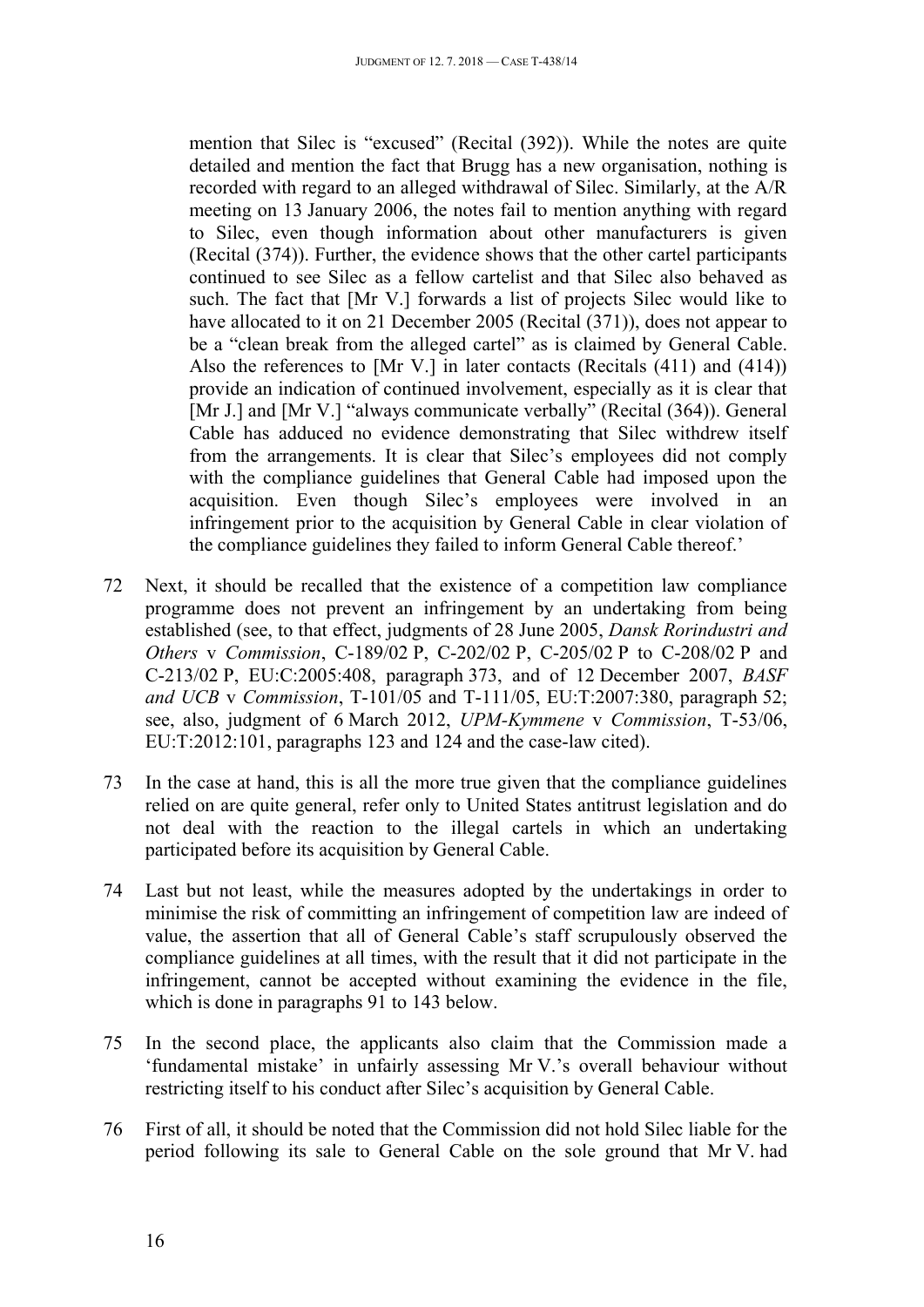mention that Silec is "excused" (Recital (392)). While the notes are quite detailed and mention the fact that Brugg has a new organisation, nothing is recorded with regard to an alleged withdrawal of Silec. Similarly, at the A/R meeting on 13 January 2006, the notes fail to mention anything with regard to Silec, even though information about other manufacturers is given (Recital (374)). Further, the evidence shows that the other cartel participants continued to see Silec as a fellow cartelist and that Silec also behaved as such. The fact that [Mr V.] forwards a list of projects Silec would like to have allocated to it on 21 December 2005 (Recital (371)), does not appear to be a "clean break from the alleged cartel" as is claimed by General Cable. Also the references to [Mr V.] in later contacts (Recitals (411) and (414)) provide an indication of continued involvement, especially as it is clear that [Mr J.] and [Mr V.] "always communicate verbally" (Recital (364)). General Cable has adduced no evidence demonstrating that Silec withdrew itself from the arrangements. It is clear that Silec's employees did not comply with the compliance guidelines that General Cable had imposed upon the acquisition. Even though Silec's employees were involved in an infringement prior to the acquisition by General Cable in clear violation of the compliance guidelines they failed to inform General Cable thereof.'

72 Next, it should be recalled that the existence of a competition law compliance programme does not prevent an infringement by an undertaking from being established (see, to that effect, judgments of 28 June 2005, *Dansk Rorindustri and Others* v *Commission*, C-189/02 P, C-202/02 P, C-205/02 P to C-208/02 P and C-213/02 P, EU:C:2005:408, paragraph 373, and of 12 December 2007, *BASF and UCB* v *Commission*, T-101/05 and T-111/05, EU:T:2007:380, paragraph 52; see, also, judgment of 6 March 2012, *UPM-Kymmene* v *Commission*, T-53/06, EU:T:2012:101, paragraphs 123 and 124 and the case-law cited).

73 In the case at hand, this is all the more true given that the compliance guidelines relied on are quite general, refer only to United States antitrust legislation and do not deal with the reaction to the illegal cartels in which an undertaking participated before its acquisition by General Cable.

74 Last but not least, while the measures adopted by the undertakings in order to minimise the risk of committing an infringement of competition law are indeed of value, the assertion that all of General Cable's staff scrupulously observed the compliance guidelines at all times, with the result that it did not participate in the infringement, cannot be accepted without examining the evidence in the file, which is done in paragraphs 91 to 143 below.

75 In the second place, the applicants also claim that the Commission made a 'fundamental mistake' in unfairly assessing Mr V.'s overall behaviour without restricting itself to his conduct after Silec's acquisition by General Cable.

76 First of all, it should be noted that the Commission did not hold Silec liable for the period following its sale to General Cable on the sole ground that Mr V. had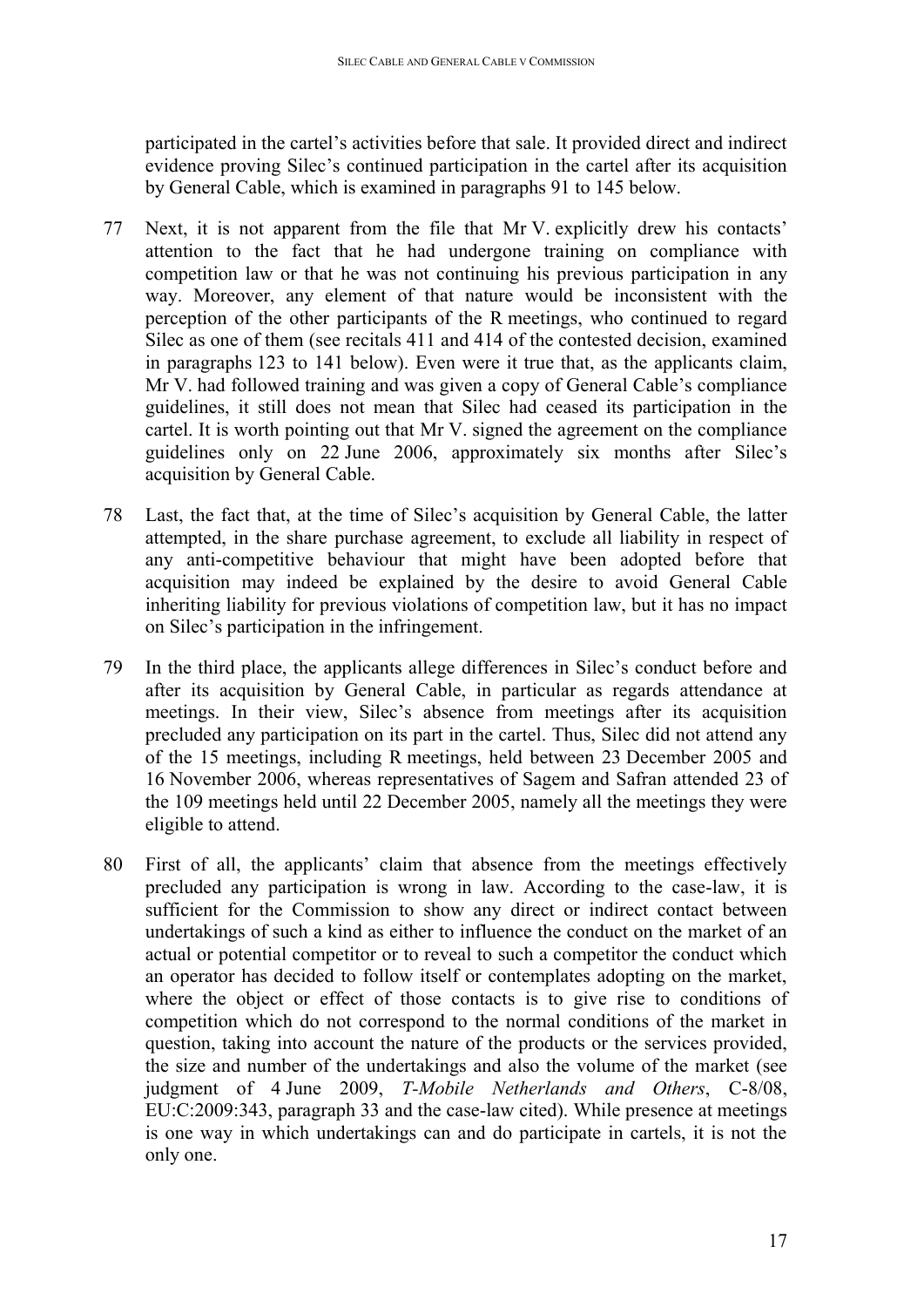participated in the cartel's activities before that sale. It provided direct and indirect evidence proving Silec's continued participation in the cartel after its acquisition by General Cable, which is examined in paragraphs 91 to 145 below.

77 Next, it is not apparent from the file that Mr V. explicitly drew his contacts' attention to the fact that he had undergone training on compliance with competition law or that he was not continuing his previous participation in any way. Moreover, any element of that nature would be inconsistent with the perception of the other participants of the R meetings, who continued to regard Silec as one of them (see recitals 411 and 414 of the contested decision, examined in paragraphs 123 to 141 below). Even were it true that, as the applicants claim, Mr V. had followed training and was given a copy of General Cable's compliance guidelines, it still does not mean that Silec had ceased its participation in the cartel. It is worth pointing out that Mr V. signed the agreement on the compliance guidelines only on 22 June 2006, approximately six months after Silec's acquisition by General Cable.

78 Last, the fact that, at the time of Silec's acquisition by General Cable, the latter attempted, in the share purchase agreement, to exclude all liability in respect of any anti-competitive behaviour that might have been adopted before that acquisition may indeed be explained by the desire to avoid General Cable inheriting liability for previous violations of competition law, but it has no impact on Silec's participation in the infringement.

79 In the third place, the applicants allege differences in Silec's conduct before and after its acquisition by General Cable, in particular as regards attendance at meetings. In their view, Silec's absence from meetings after its acquisition precluded any participation on its part in the cartel. Thus, Silec did not attend any of the 15 meetings, including R meetings, held between 23 December 2005 and 16 November 2006, whereas representatives of Sagem and Safran attended 23 of the 109 meetings held until 22 December 2005, namely all the meetings they were eligible to attend.

80 First of all, the applicants' claim that absence from the meetings effectively precluded any participation is wrong in law. According to the case-law, it is sufficient for the Commission to show any direct or indirect contact between undertakings of such a kind as either to influence the conduct on the market of an actual or potential competitor or to reveal to such a competitor the conduct which an operator has decided to follow itself or contemplates adopting on the market, where the object or effect of those contacts is to give rise to conditions of competition which do not correspond to the normal conditions of the market in question, taking into account the nature of the products or the services provided, the size and number of the undertakings and also the volume of the market (see judgment of 4 June 2009, *T-Mobile Netherlands and Others*, C-8/08, EU:C:2009:343, paragraph 33 and the case-law cited). While presence at meetings is one way in which undertakings can and do participate in cartels, it is not the only one.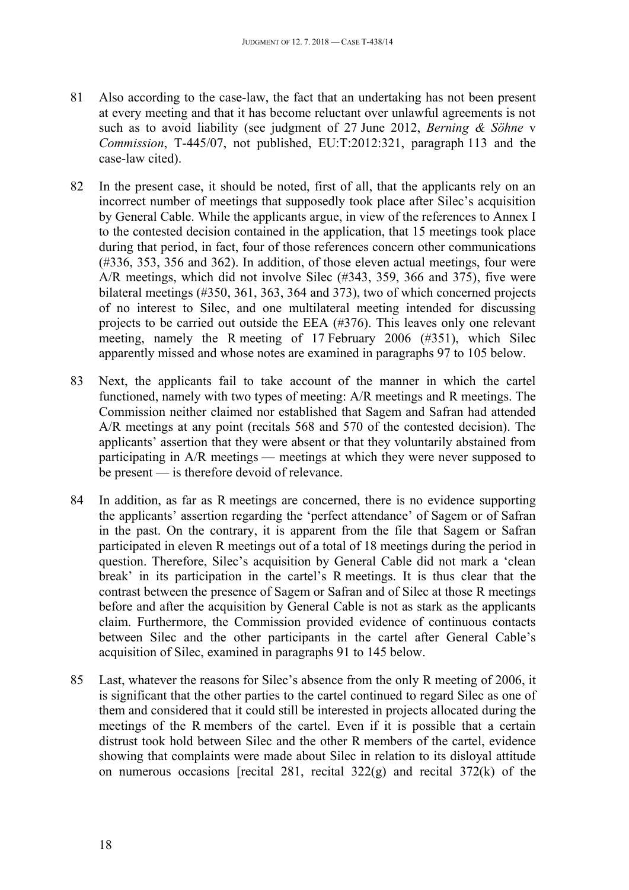81 Also according to the case-law, the fact that an undertaking has not been present at every meeting and that it has become reluctant over unlawful agreements is not such as to avoid liability (see judgment of 27 June 2012, *Berning & Söhne* v *Commission*, T-445/07, not published, EU:T:2012:321, paragraph 113 and the case-law cited).

82 In the present case, it should be noted, first of all, that the applicants rely on an incorrect number of meetings that supposedly took place after Silec's acquisition by General Cable. While the applicants argue, in view of the references to Annex I to the contested decision contained in the application, that 15 meetings took place during that period, in fact, four of those references concern other communications (#336, 353, 356 and 362). In addition, of those eleven actual meetings, four were A/R meetings, which did not involve Silec (#343, 359, 366 and 375), five were bilateral meetings (#350, 361, 363, 364 and 373), two of which concerned projects of no interest to Silec, and one multilateral meeting intended for discussing projects to be carried out outside the EEA (#376). This leaves only one relevant meeting, namely the R meeting of 17 February 2006 (#351), which Silec apparently missed and whose notes are examined in paragraphs 97 to 105 below.

83 Next, the applicants fail to take account of the manner in which the cartel functioned, namely with two types of meeting: A/R meetings and R meetings. The Commission neither claimed nor established that Sagem and Safran had attended A/R meetings at any point (recitals 568 and 570 of the contested decision). The applicants' assertion that they were absent or that they voluntarily abstained from participating in A/R meetings — meetings at which they were never supposed to be present — is therefore devoid of relevance.

84 In addition, as far as R meetings are concerned, there is no evidence supporting the applicants' assertion regarding the 'perfect attendance' of Sagem or of Safran in the past. On the contrary, it is apparent from the file that Sagem or Safran participated in eleven R meetings out of a total of 18 meetings during the period in question. Therefore, Silec's acquisition by General Cable did not mark a 'clean break' in its participation in the cartel's R meetings. It is thus clear that the contrast between the presence of Sagem or Safran and of Silec at those R meetings before and after the acquisition by General Cable is not as stark as the applicants claim. Furthermore, the Commission provided evidence of continuous contacts between Silec and the other participants in the cartel after General Cable's acquisition of Silec, examined in paragraphs 91 to 145 below.

85 Last, whatever the reasons for Silec's absence from the only R meeting of 2006, it is significant that the other parties to the cartel continued to regard Silec as one of them and considered that it could still be interested in projects allocated during the meetings of the R members of the cartel. Even if it is possible that a certain distrust took hold between Silec and the other R members of the cartel, evidence showing that complaints were made about Silec in relation to its disloyal attitude on numerous occasions [recital 281, recital 322(g) and recital 372(k) of the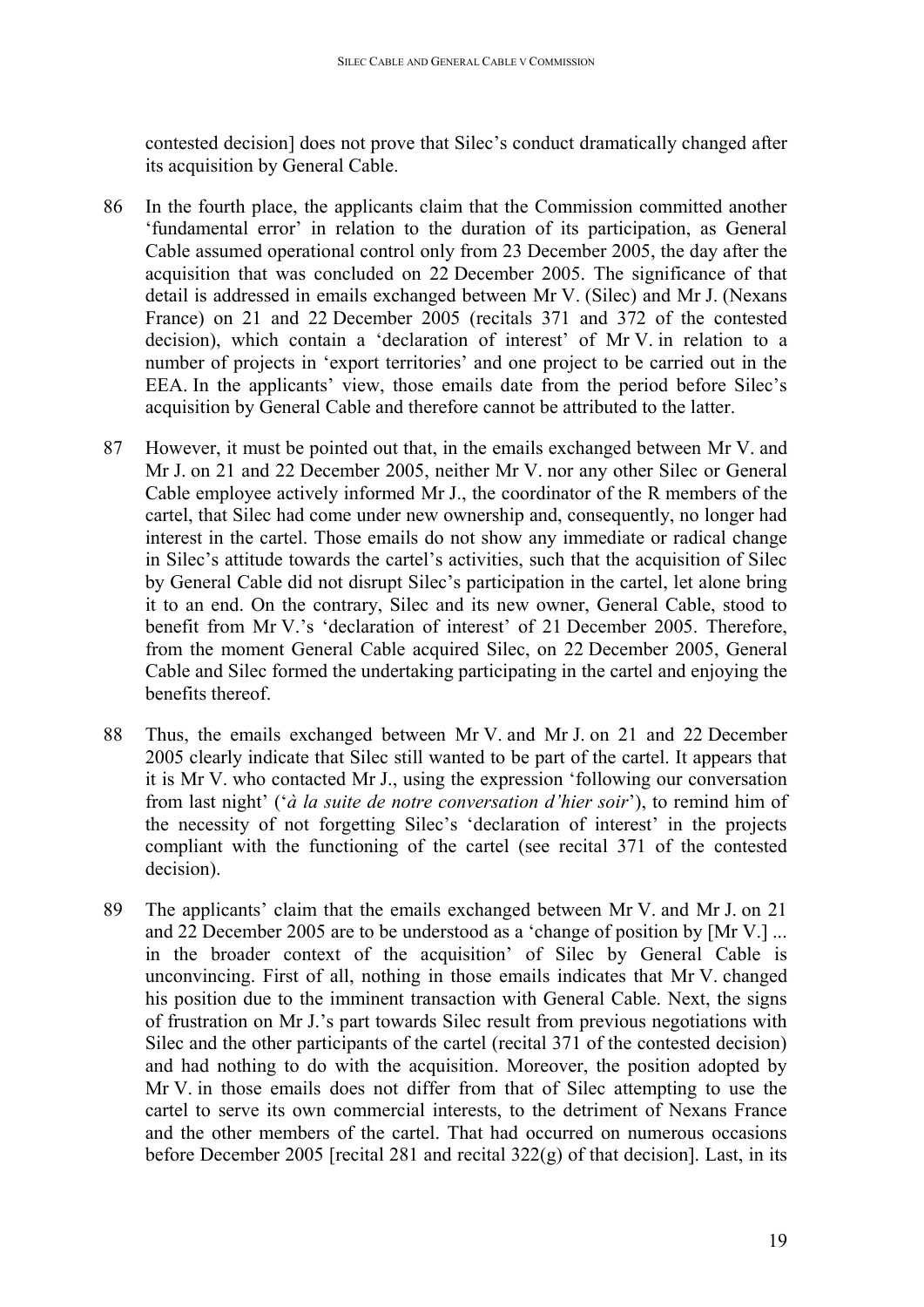contested decision] does not prove that Silec's conduct dramatically changed after its acquisition by General Cable.

86 In the fourth place, the applicants claim that the Commission committed another 'fundamental error' in relation to the duration of its participation, as General Cable assumed operational control only from 23 December 2005, the day after the acquisition that was concluded on 22 December 2005. The significance of that detail is addressed in emails exchanged between Mr V. (Silec) and Mr J. (Nexans France) on 21 and 22 December 2005 (recitals 371 and 372 of the contested decision), which contain a 'declaration of interest' of Mr V. in relation to a number of projects in 'export territories' and one project to be carried out in the EEA. In the applicants' view, those emails date from the period before Silec's acquisition by General Cable and therefore cannot be attributed to the latter.

87 However, it must be pointed out that, in the emails exchanged between Mr V. and Mr J. on 21 and 22 December 2005, neither Mr V. nor any other Silec or General Cable employee actively informed Mr J., the coordinator of the R members of the cartel, that Silec had come under new ownership and, consequently, no longer had interest in the cartel. Those emails do not show any immediate or radical change in Silec's attitude towards the cartel's activities, such that the acquisition of Silec by General Cable did not disrupt Silec's participation in the cartel, let alone bring it to an end. On the contrary, Silec and its new owner, General Cable, stood to benefit from Mr V.'s 'declaration of interest' of 21 December 2005. Therefore, from the moment General Cable acquired Silec, on 22 December 2005, General Cable and Silec formed the undertaking participating in the cartel and enjoying the benefits thereof.

88 Thus, the emails exchanged between Mr V. and Mr J. on 21 and 22 December 2005 clearly indicate that Silec still wanted to be part of the cartel. It appears that it is Mr V. who contacted Mr J., using the expression 'following our conversation from last night' ('*à la suite de notre conversation d'hier soir*'), to remind him of the necessity of not forgetting Silec's 'declaration of interest' in the projects compliant with the functioning of the cartel (see recital 371 of the contested decision).

89 The applicants' claim that the emails exchanged between Mr V. and Mr J. on 21 and 22 December 2005 are to be understood as a 'change of position by [Mr V.] ... in the broader context of the acquisition' of Silec by General Cable is unconvincing. First of all, nothing in those emails indicates that Mr V. changed his position due to the imminent transaction with General Cable. Next, the signs of frustration on Mr J.'s part towards Silec result from previous negotiations with Silec and the other participants of the cartel (recital 371 of the contested decision) and had nothing to do with the acquisition. Moreover, the position adopted by Mr V. in those emails does not differ from that of Silec attempting to use the cartel to serve its own commercial interests, to the detriment of Nexans France and the other members of the cartel. That had occurred on numerous occasions before December 2005 [recital 281 and recital 322(g) of that decision]. Last, in its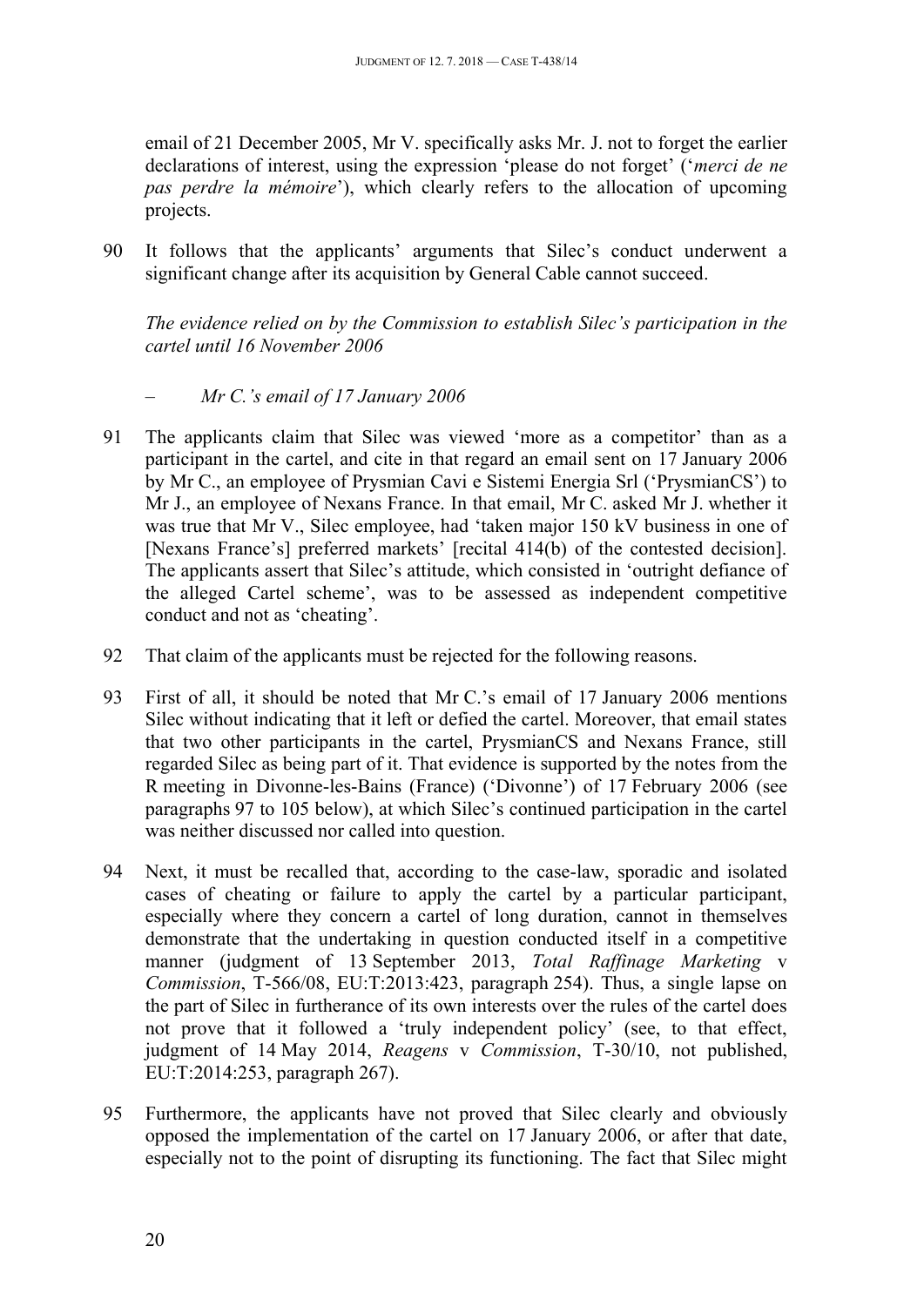email of 21 December 2005, Mr V. specifically asks Mr. J. not to forget the earlier declarations of interest, using the expression 'please do not forget' ('*merci de ne pas perdre la mémoire*'), which clearly refers to the allocation of upcoming projects.

90 It follows that the applicants' arguments that Silec's conduct underwent a significant change after its acquisition by General Cable cannot succeed.

*The evidence relied on by the Commission to establish Silec's participation in the cartel until 16 November 2006*

– *Mr C.'s email of 17 January 2006*

91 The applicants claim that Silec was viewed 'more as a competitor' than as a participant in the cartel, and cite in that regard an email sent on 17 January 2006 by Mr C., an employee of Prysmian Cavi e Sistemi Energia Srl ('PrysmianCS') to Mr J., an employee of Nexans France. In that email, Mr C. asked Mr J. whether it was true that Mr V., Silec employee, had 'taken major 150 kV business in one of [Nexans France's] preferred markets' [recital 414(b) of the contested decision]. The applicants assert that Silec's attitude, which consisted in 'outright defiance of the alleged Cartel scheme', was to be assessed as independent competitive conduct and not as 'cheating'.

92 That claim of the applicants must be rejected for the following reasons.

93 First of all, it should be noted that Mr C.'s email of 17 January 2006 mentions Silec without indicating that it left or defied the cartel. Moreover, that email states that two other participants in the cartel, PrysmianCS and Nexans France, still regarded Silec as being part of it. That evidence is supported by the notes from the R meeting in Divonne-les-Bains (France) ('Divonne') of 17 February 2006 (see paragraphs 97 to 105 below), at which Silec's continued participation in the cartel was neither discussed nor called into question.

94 Next, it must be recalled that, according to the case-law, sporadic and isolated cases of cheating or failure to apply the cartel by a particular participant, especially where they concern a cartel of long duration, cannot in themselves demonstrate that the undertaking in question conducted itself in a competitive manner (judgment of 13 September 2013, *Total Raffinage Marketing* v *Commission*, T-566/08, EU:T:2013:423, paragraph 254). Thus, a single lapse on the part of Silec in furtherance of its own interests over the rules of the cartel does not prove that it followed a 'truly independent policy' (see, to that effect, judgment of 14 May 2014, *Reagens* v *Commission*, T-30/10, not published, EU:T:2014:253, paragraph 267).

95 Furthermore, the applicants have not proved that Silec clearly and obviously opposed the implementation of the cartel on 17 January 2006, or after that date, especially not to the point of disrupting its functioning. The fact that Silec might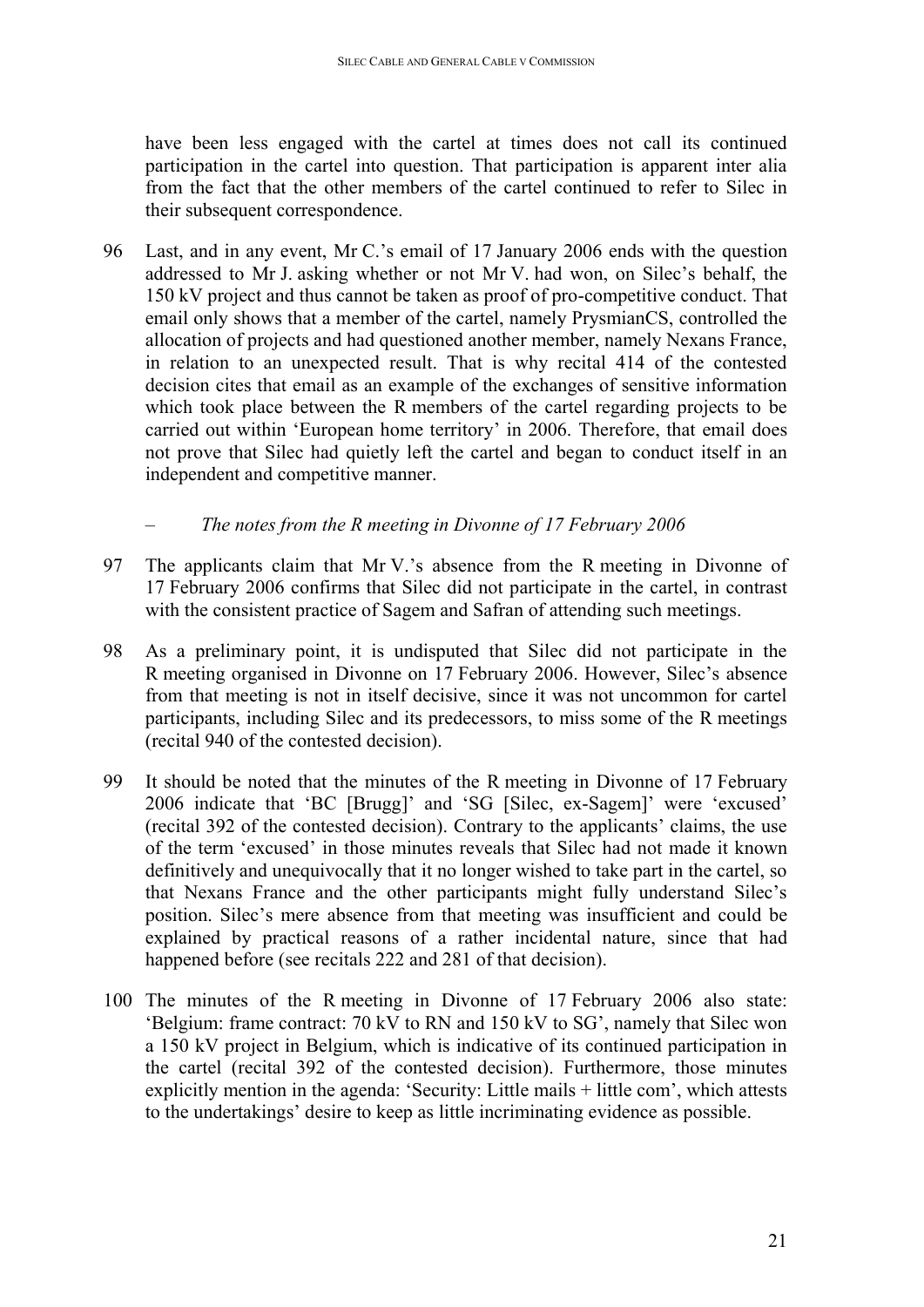have been less engaged with the cartel at times does not call its continued participation in the cartel into question. That participation is apparent inter alia from the fact that the other members of the cartel continued to refer to Silec in their subsequent correspondence.

96 Last, and in any event, Mr C.'s email of 17 January 2006 ends with the question addressed to Mr J. asking whether or not Mr V. had won, on Silec's behalf, the 150 kV project and thus cannot be taken as proof of pro-competitive conduct. That email only shows that a member of the cartel, namely PrysmianCS, controlled the allocation of projects and had questioned another member, namely Nexans France, in relation to an unexpected result. That is why recital 414 of the contested decision cites that email as an example of the exchanges of sensitive information which took place between the R members of the cartel regarding projects to be carried out within 'European home territory' in 2006. Therefore, that email does not prove that Silec had quietly left the cartel and began to conduct itself in an independent and competitive manner.

– *The notes from the R meeting in Divonne of 17 February 2006*

97 The applicants claim that Mr V.'s absence from the R meeting in Divonne of 17 February 2006 confirms that Silec did not participate in the cartel, in contrast with the consistent practice of Sagem and Safran of attending such meetings.

98 As a preliminary point, it is undisputed that Silec did not participate in the R meeting organised in Divonne on 17 February 2006. However, Silec's absence from that meeting is not in itself decisive, since it was not uncommon for cartel participants, including Silec and its predecessors, to miss some of the R meetings (recital 940 of the contested decision).

99 It should be noted that the minutes of the R meeting in Divonne of 17 February 2006 indicate that 'BC [Brugg]' and 'SG [Silec, ex-Sagem]' were 'excused' (recital 392 of the contested decision). Contrary to the applicants' claims, the use of the term 'excused' in those minutes reveals that Silec had not made it known definitively and unequivocally that it no longer wished to take part in the cartel, so that Nexans France and the other participants might fully understand Silec's position. Silec's mere absence from that meeting was insufficient and could be explained by practical reasons of a rather incidental nature, since that had happened before (see recitals 222 and 281 of that decision).

100 The minutes of the R meeting in Divonne of 17 February 2006 also state: 'Belgium: frame contract: 70 kV to RN and 150 kV to SG', namely that Silec won a 150 kV project in Belgium, which is indicative of its continued participation in the cartel (recital 392 of the contested decision). Furthermore, those minutes explicitly mention in the agenda: 'Security: Little mails + little com', which attests to the undertakings' desire to keep as little incriminating evidence as possible.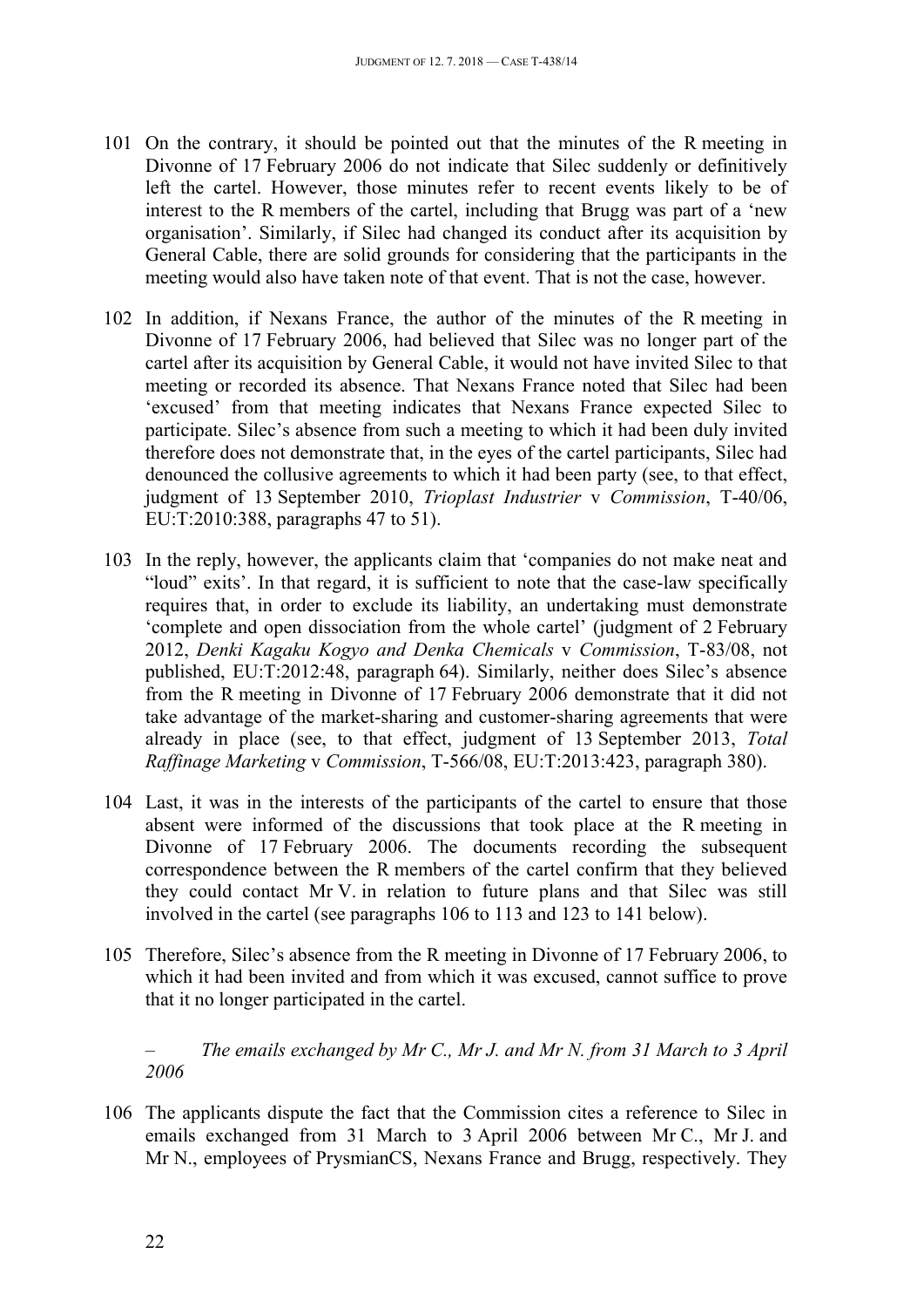101 On the contrary, it should be pointed out that the minutes of the R meeting in Divonne of 17 February 2006 do not indicate that Silec suddenly or definitively left the cartel. However, those minutes refer to recent events likely to be of interest to the R members of the cartel, including that Brugg was part of a 'new organisation'. Similarly, if Silec had changed its conduct after its acquisition by General Cable, there are solid grounds for considering that the participants in the meeting would also have taken note of that event. That is not the case, however.

102 In addition, if Nexans France, the author of the minutes of the R meeting in Divonne of 17 February 2006, had believed that Silec was no longer part of the cartel after its acquisition by General Cable, it would not have invited Silec to that meeting or recorded its absence. That Nexans France noted that Silec had been 'excused' from that meeting indicates that Nexans France expected Silec to participate. Silec's absence from such a meeting to which it had been duly invited therefore does not demonstrate that, in the eyes of the cartel participants, Silec had denounced the collusive agreements to which it had been party (see, to that effect, judgment of 13 September 2010, *Trioplast Industrier* v *Commission*, T-40/06, EU:T:2010:388, paragraphs 47 to 51).

103 In the reply, however, the applicants claim that 'companies do not make neat and "loud" exits'. In that regard, it is sufficient to note that the case-law specifically requires that, in order to exclude its liability, an undertaking must demonstrate 'complete and open dissociation from the whole cartel' (judgment of 2 February 2012, *Denki Kagaku Kogyo and Denka Chemicals* v *Commission*, T-83/08, not published, EU:T:2012:48, paragraph 64). Similarly, neither does Silec's absence from the R meeting in Divonne of 17 February 2006 demonstrate that it did not take advantage of the market-sharing and customer-sharing agreements that were already in place (see, to that effect, judgment of 13 September 2013, *Total Raffinage Marketing* v *Commission*, T-566/08, EU:T:2013:423, paragraph 380).

104 Last, it was in the interests of the participants of the cartel to ensure that those absent were informed of the discussions that took place at the R meeting in Divonne of 17 February 2006. The documents recording the subsequent correspondence between the R members of the cartel confirm that they believed they could contact Mr V. in relation to future plans and that Silec was still involved in the cartel (see paragraphs 106 to 113 and 123 to 141 below).

105 Therefore, Silec's absence from the R meeting in Divonne of 17 February 2006, to which it had been invited and from which it was excused, cannot suffice to prove that it no longer participated in the cartel.

– *The emails exchanged by Mr C., Mr J. and Mr N. from 31 March to 3 April 2006*

106 The applicants dispute the fact that the Commission cites a reference to Silec in emails exchanged from 31 March to 3 April 2006 between Mr C., Mr J. and Mr N., employees of PrysmianCS, Nexans France and Brugg, respectively. They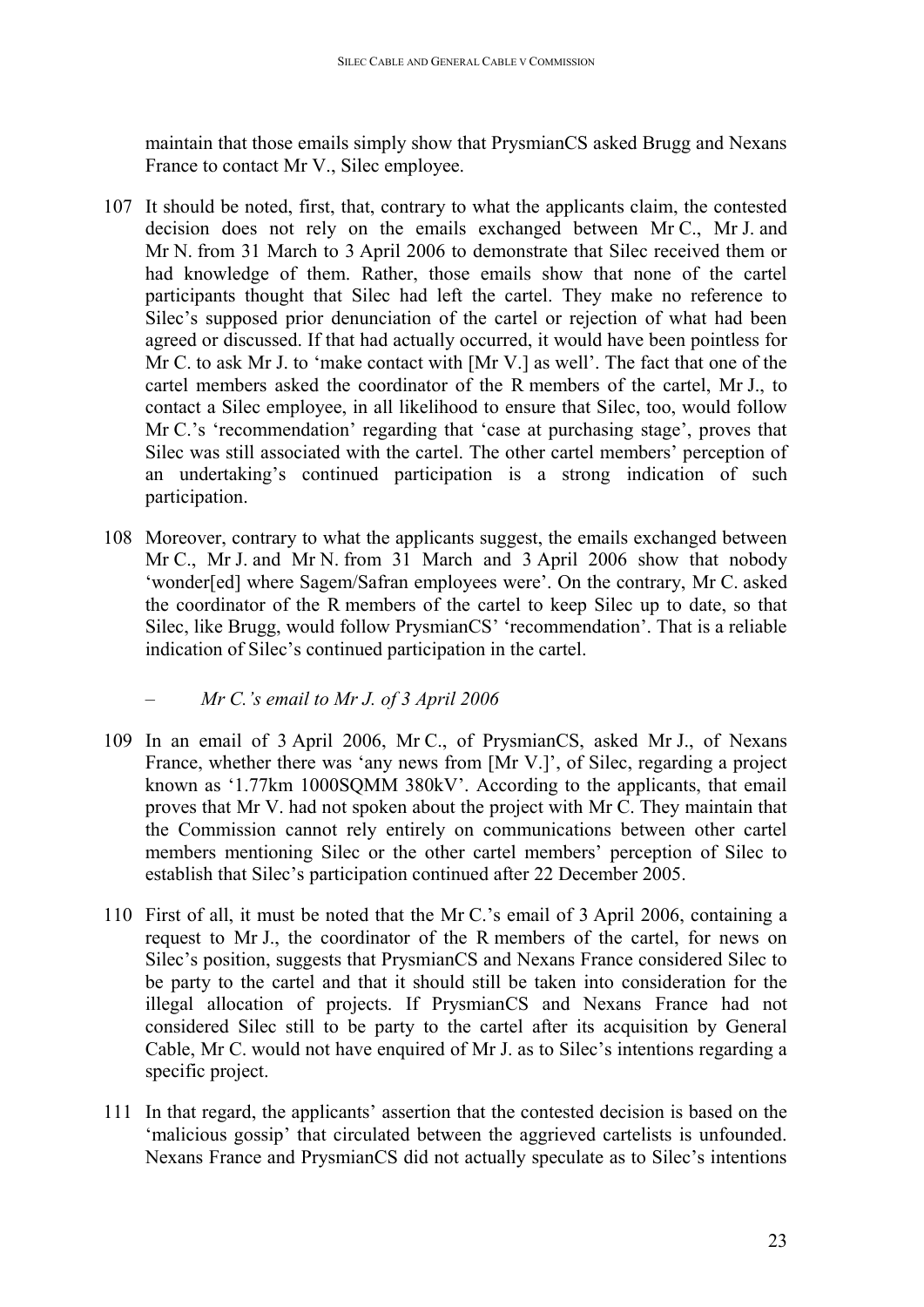maintain that those emails simply show that PrysmianCS asked Brugg and Nexans France to contact Mr V., Silec employee.

107 It should be noted, first, that, contrary to what the applicants claim, the contested decision does not rely on the emails exchanged between Mr C., Mr J. and Mr N. from 31 March to 3 April 2006 to demonstrate that Silec received them or had knowledge of them. Rather, those emails show that none of the cartel participants thought that Silec had left the cartel. They make no reference to Silec's supposed prior denunciation of the cartel or rejection of what had been agreed or discussed. If that had actually occurred, it would have been pointless for Mr C. to ask Mr J. to 'make contact with [Mr V.] as well'. The fact that one of the cartel members asked the coordinator of the R members of the cartel, Mr J., to contact a Silec employee, in all likelihood to ensure that Silec, too, would follow Mr C.'s 'recommendation' regarding that 'case at purchasing stage', proves that Silec was still associated with the cartel. The other cartel members' perception of an undertaking's continued participation is a strong indication of such participation.

108 Moreover, contrary to what the applicants suggest, the emails exchanged between Mr C., Mr J. and Mr N. from 31 March and 3 April 2006 show that nobody 'wonder[ed] where Sagem/Safran employees were'. On the contrary, Mr C. asked the coordinator of the R members of the cartel to keep Silec up to date, so that Silec, like Brugg, would follow PrysmianCS' 'recommendation'. That is a reliable indication of Silec's continued participation in the cartel.

– *Mr C.'s email to Mr J. of 3 April 2006*

109 In an email of 3 April 2006, Mr C., of PrysmianCS, asked Mr J., of Nexans France, whether there was 'any news from [Mr V.]', of Silec, regarding a project known as '1.77km 1000SQMM 380kV'. According to the applicants, that email proves that Mr V. had not spoken about the project with Mr C. They maintain that the Commission cannot rely entirely on communications between other cartel members mentioning Silec or the other cartel members' perception of Silec to establish that Silec's participation continued after 22 December 2005.

110 First of all, it must be noted that the Mr C.'s email of 3 April 2006, containing a request to Mr J., the coordinator of the R members of the cartel, for news on Silec's position, suggests that PrysmianCS and Nexans France considered Silec to be party to the cartel and that it should still be taken into consideration for the illegal allocation of projects. If PrysmianCS and Nexans France had not considered Silec still to be party to the cartel after its acquisition by General Cable, Mr C. would not have enquired of Mr J. as to Silec's intentions regarding a specific project.

111 In that regard, the applicants' assertion that the contested decision is based on the 'malicious gossip' that circulated between the aggrieved cartelists is unfounded. Nexans France and PrysmianCS did not actually speculate as to Silec's intentions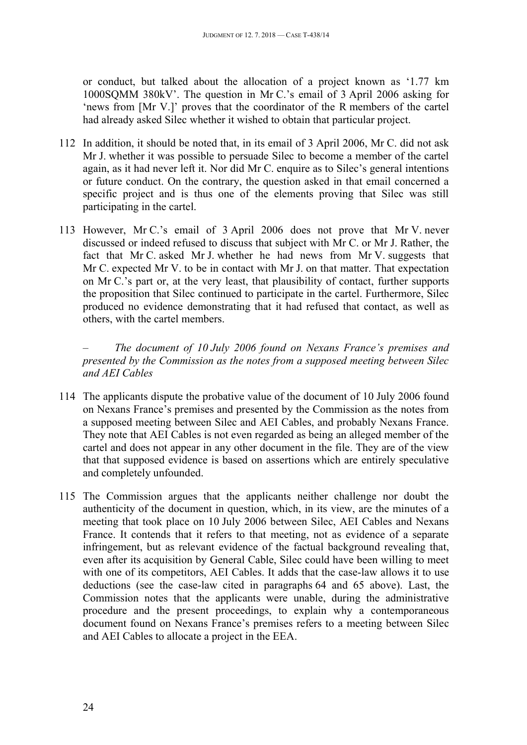or conduct, but talked about the allocation of a project known as '1.77 km 1000SQMM 380kV'. The question in Mr C.'s email of 3 April 2006 asking for 'news from [Mr V.]' proves that the coordinator of the R members of the cartel had already asked Silec whether it wished to obtain that particular project.

112 In addition, it should be noted that, in its email of 3 April 2006, Mr C. did not ask Mr J. whether it was possible to persuade Silec to become a member of the cartel again, as it had never left it. Nor did Mr C. enquire as to Silec's general intentions or future conduct. On the contrary, the question asked in that email concerned a specific project and is thus one of the elements proving that Silec was still participating in the cartel.

113 However, Mr C.'s email of 3 April 2006 does not prove that Mr V. never discussed or indeed refused to discuss that subject with Mr C. or Mr J. Rather, the fact that Mr C. asked Mr J. whether he had news from Mr V. suggests that Mr C. expected Mr V. to be in contact with Mr J. on that matter. That expectation on Mr C.'s part or, at the very least, that plausibility of contact, further supports the proposition that Silec continued to participate in the cartel. Furthermore, Silec produced no evidence demonstrating that it had refused that contact, as well as others, with the cartel members.

– *The document of 10 July 2006 found on Nexans France's premises and presented by the Commission as the notes from a supposed meeting between Silec and AEI Cables*

114 The applicants dispute the probative value of the document of 10 July 2006 found on Nexans France's premises and presented by the Commission as the notes from a supposed meeting between Silec and AEI Cables, and probably Nexans France. They note that AEI Cables is not even regarded as being an alleged member of the cartel and does not appear in any other document in the file. They are of the view that that supposed evidence is based on assertions which are entirely speculative and completely unfounded.

115 The Commission argues that the applicants neither challenge nor doubt the authenticity of the document in question, which, in its view, are the minutes of a meeting that took place on 10 July 2006 between Silec, AEI Cables and Nexans France. It contends that it refers to that meeting, not as evidence of a separate infringement, but as relevant evidence of the factual background revealing that, even after its acquisition by General Cable, Silec could have been willing to meet with one of its competitors, AEI Cables. It adds that the case-law allows it to use deductions (see the case-law cited in paragraphs 64 and 65 above). Last, the Commission notes that the applicants were unable, during the administrative procedure and the present proceedings, to explain why a contemporaneous document found on Nexans France's premises refers to a meeting between Silec and AEI Cables to allocate a project in the EEA.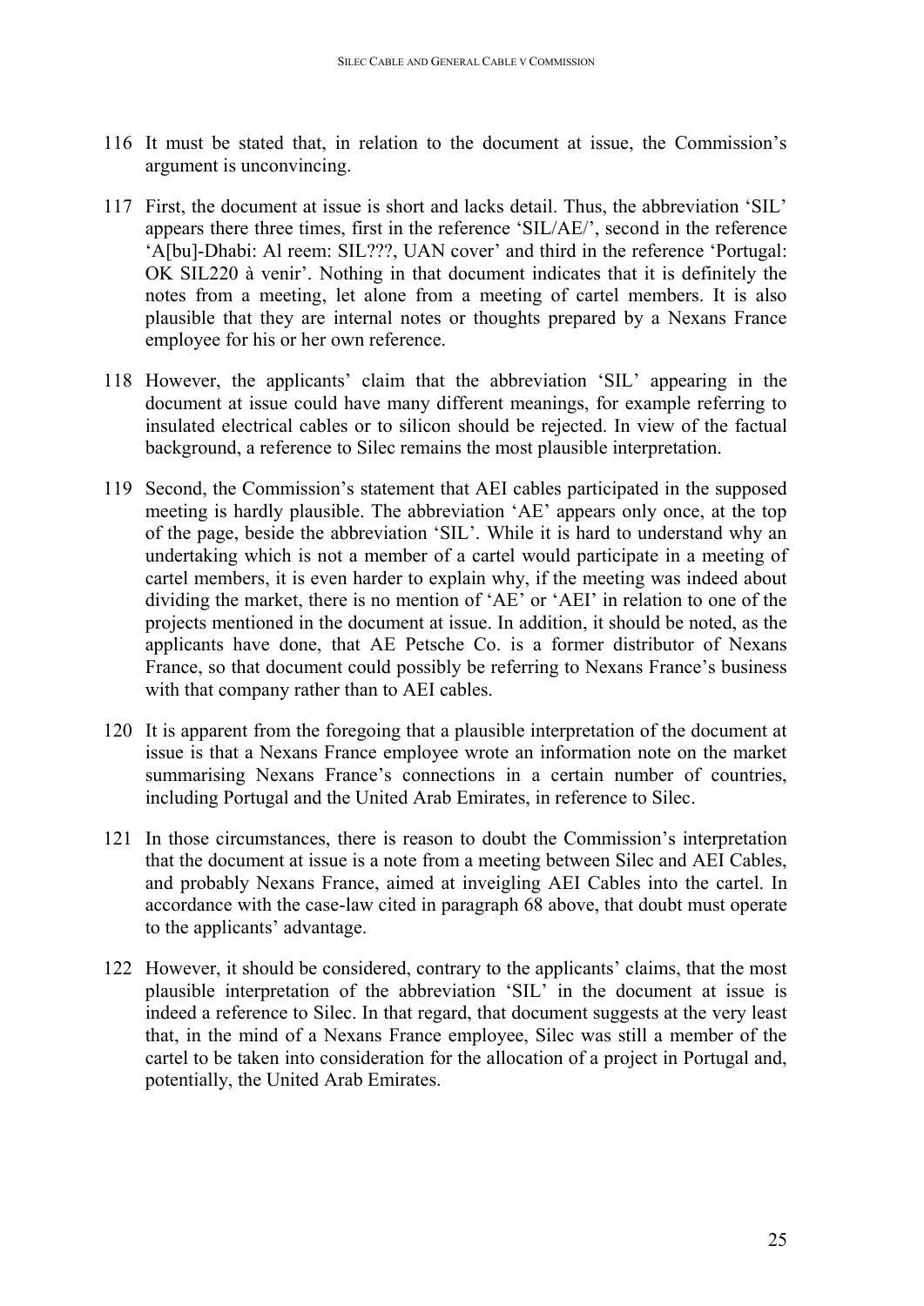116 It must be stated that, in relation to the document at issue, the Commission's argument is unconvincing.

117 First, the document at issue is short and lacks detail. Thus, the abbreviation 'SIL' appears there three times, first in the reference 'SIL/AE/', second in the reference 'A[bu]-Dhabi: Al reem: SIL???, UAN cover' and third in the reference 'Portugal: OK SIL220 à venir'. Nothing in that document indicates that it is definitely the notes from a meeting, let alone from a meeting of cartel members. It is also plausible that they are internal notes or thoughts prepared by a Nexans France employee for his or her own reference.

118 However, the applicants' claim that the abbreviation 'SIL' appearing in the document at issue could have many different meanings, for example referring to insulated electrical cables or to silicon should be rejected. In view of the factual background, a reference to Silec remains the most plausible interpretation.

119 Second, the Commission's statement that AEI cables participated in the supposed meeting is hardly plausible. The abbreviation 'AE' appears only once, at the top of the page, beside the abbreviation 'SIL'. While it is hard to understand why an undertaking which is not a member of a cartel would participate in a meeting of cartel members, it is even harder to explain why, if the meeting was indeed about dividing the market, there is no mention of 'AE' or 'AEI' in relation to one of the projects mentioned in the document at issue. In addition, it should be noted, as the applicants have done, that AE Petsche Co. is a former distributor of Nexans France, so that document could possibly be referring to Nexans France's business with that company rather than to AEI cables.

120 It is apparent from the foregoing that a plausible interpretation of the document at issue is that a Nexans France employee wrote an information note on the market summarising Nexans France's connections in a certain number of countries, including Portugal and the United Arab Emirates, in reference to Silec.

121 In those circumstances, there is reason to doubt the Commission's interpretation that the document at issue is a note from a meeting between Silec and AEI Cables, and probably Nexans France, aimed at inveigling AEI Cables into the cartel. In accordance with the case-law cited in paragraph 68 above, that doubt must operate to the applicants' advantage.

122 However, it should be considered, contrary to the applicants' claims, that the most plausible interpretation of the abbreviation 'SIL' in the document at issue is indeed a reference to Silec. In that regard, that document suggests at the very least that, in the mind of a Nexans France employee, Silec was still a member of the cartel to be taken into consideration for the allocation of a project in Portugal and, potentially, the United Arab Emirates.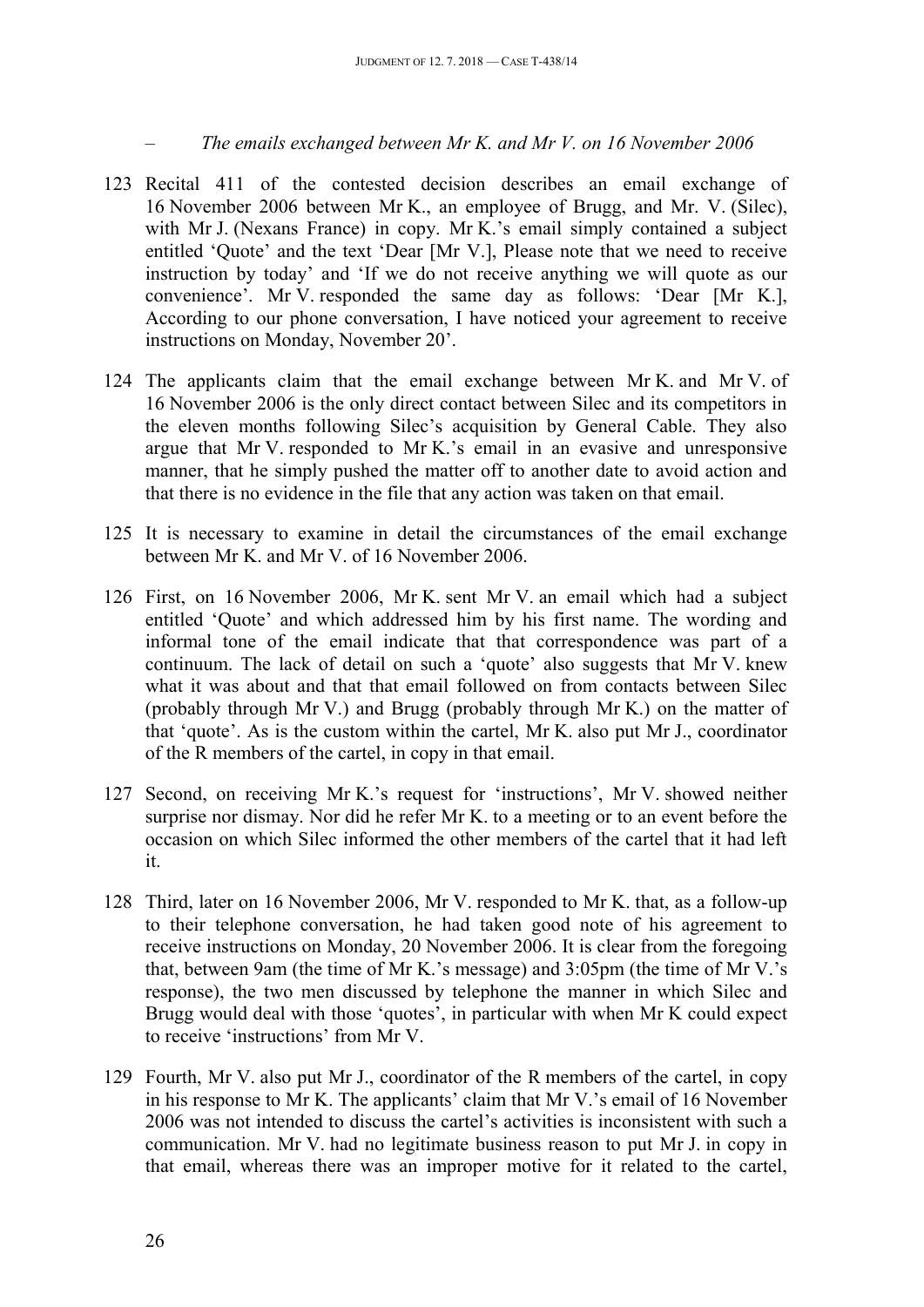– *The emails exchanged between Mr K. and Mr V. on 16 November 2006*

123 Recital 411 of the contested decision describes an email exchange of 16 November 2006 between Mr K., an employee of Brugg, and Mr. V. (Silec), with Mr J. (Nexans France) in copy. Mr K.'s email simply contained a subject entitled 'Quote' and the text 'Dear [Mr V.], Please note that we need to receive instruction by today' and 'If we do not receive anything we will quote as our convenience'. Mr V. responded the same day as follows: 'Dear [Mr K.], According to our phone conversation, I have noticed your agreement to receive instructions on Monday, November 20'.

124 The applicants claim that the email exchange between Mr K. and Mr V. of 16 November 2006 is the only direct contact between Silec and its competitors in the eleven months following Silec's acquisition by General Cable. They also argue that Mr V. responded to Mr K.'s email in an evasive and unresponsive manner, that he simply pushed the matter off to another date to avoid action and that there is no evidence in the file that any action was taken on that email.

125 It is necessary to examine in detail the circumstances of the email exchange between Mr K. and Mr V. of 16 November 2006.

126 First, on 16 November 2006, Mr K. sent Mr V. an email which had a subject entitled 'Quote' and which addressed him by his first name. The wording and informal tone of the email indicate that that correspondence was part of a continuum. The lack of detail on such a 'quote' also suggests that Mr V. knew what it was about and that that email followed on from contacts between Silec (probably through Mr V.) and Brugg (probably through Mr K.) on the matter of that 'quote'. As is the custom within the cartel, Mr K. also put Mr J., coordinator of the R members of the cartel, in copy in that email.

127 Second, on receiving Mr K.'s request for 'instructions', Mr V. showed neither surprise nor dismay. Nor did he refer Mr K. to a meeting or to an event before the occasion on which Silec informed the other members of the cartel that it had left it.

128 Third, later on 16 November 2006, Mr V. responded to Mr K. that, as a follow-up to their telephone conversation, he had taken good note of his agreement to receive instructions on Monday, 20 November 2006. It is clear from the foregoing that, between 9am (the time of Mr K.'s message) and 3:05pm (the time of Mr V.'s response), the two men discussed by telephone the manner in which Silec and Brugg would deal with those 'quotes', in particular with when Mr K could expect to receive 'instructions' from Mr V.

129 Fourth, Mr V. also put Mr J., coordinator of the R members of the cartel, in copy in his response to Mr K. The applicants' claim that Mr V.'s email of 16 November 2006 was not intended to discuss the cartel's activities is inconsistent with such a communication. Mr V. had no legitimate business reason to put Mr J. in copy in that email, whereas there was an improper motive for it related to the cartel,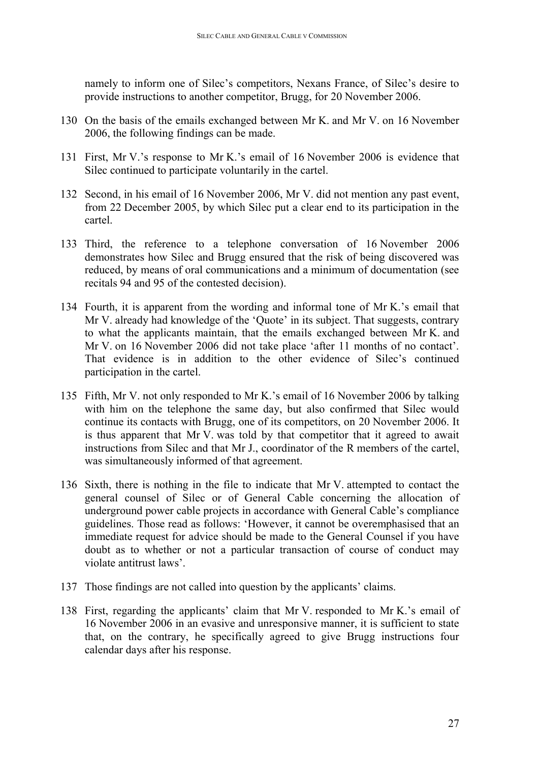namely to inform one of Silec's competitors, Nexans France, of Silec's desire to provide instructions to another competitor, Brugg, for 20 November 2006.

130 On the basis of the emails exchanged between Mr K. and Mr V. on 16 November 2006, the following findings can be made.

131 First, Mr V.'s response to Mr K.'s email of 16 November 2006 is evidence that Silec continued to participate voluntarily in the cartel.

132 Second, in his email of 16 November 2006, Mr V. did not mention any past event, from 22 December 2005, by which Silec put a clear end to its participation in the cartel.

133 Third, the reference to a telephone conversation of 16 November 2006 demonstrates how Silec and Brugg ensured that the risk of being discovered was reduced, by means of oral communications and a minimum of documentation (see recitals 94 and 95 of the contested decision).

134 Fourth, it is apparent from the wording and informal tone of Mr K.'s email that Mr V. already had knowledge of the 'Quote' in its subject. That suggests, contrary to what the applicants maintain, that the emails exchanged between Mr K. and Mr V. on 16 November 2006 did not take place 'after 11 months of no contact'. That evidence is in addition to the other evidence of Silec's continued participation in the cartel.

135 Fifth, Mr V. not only responded to Mr K.'s email of 16 November 2006 by talking with him on the telephone the same day, but also confirmed that Silec would continue its contacts with Brugg, one of its competitors, on 20 November 2006. It is thus apparent that Mr V. was told by that competitor that it agreed to await instructions from Silec and that Mr J., coordinator of the R members of the cartel, was simultaneously informed of that agreement.

136 Sixth, there is nothing in the file to indicate that Mr V. attempted to contact the general counsel of Silec or of General Cable concerning the allocation of underground power cable projects in accordance with General Cable's compliance guidelines. Those read as follows: 'However, it cannot be overemphasised that an immediate request for advice should be made to the General Counsel if you have doubt as to whether or not a particular transaction of course of conduct may violate antitrust laws'.

137 Those findings are not called into question by the applicants' claims.

138 First, regarding the applicants' claim that Mr V. responded to Mr K.'s email of 16 November 2006 in an evasive and unresponsive manner, it is sufficient to state that, on the contrary, he specifically agreed to give Brugg instructions four calendar days after his response.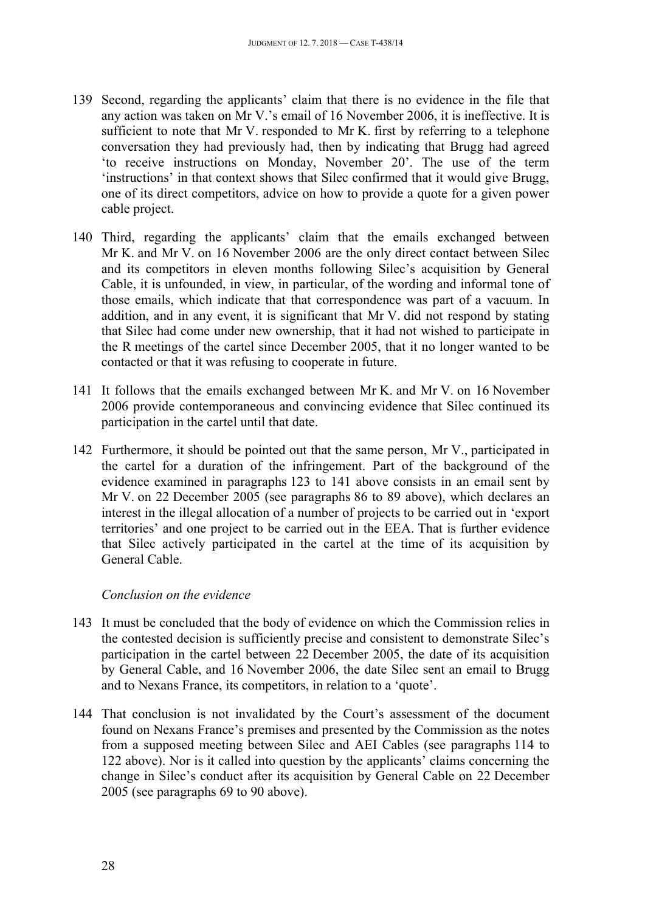139 Second, regarding the applicants' claim that there is no evidence in the file that any action was taken on Mr V.'s email of 16 November 2006, it is ineffective. It is sufficient to note that Mr V. responded to Mr K. first by referring to a telephone conversation they had previously had, then by indicating that Brugg had agreed 'to receive instructions on Monday, November 20'. The use of the term 'instructions' in that context shows that Silec confirmed that it would give Brugg, one of its direct competitors, advice on how to provide a quote for a given power cable project.

140 Third, regarding the applicants' claim that the emails exchanged between Mr K. and Mr V. on 16 November 2006 are the only direct contact between Silec and its competitors in eleven months following Silec's acquisition by General Cable, it is unfounded, in view, in particular, of the wording and informal tone of those emails, which indicate that that correspondence was part of a vacuum. In addition, and in any event, it is significant that Mr V. did not respond by stating that Silec had come under new ownership, that it had not wished to participate in the R meetings of the cartel since December 2005, that it no longer wanted to be contacted or that it was refusing to cooperate in future.

141 It follows that the emails exchanged between Mr K. and Mr V. on 16 November 2006 provide contemporaneous and convincing evidence that Silec continued its participation in the cartel until that date.

142 Furthermore, it should be pointed out that the same person, Mr V., participated in the cartel for a duration of the infringement. Part of the background of the evidence examined in paragraphs 123 to 141 above consists in an email sent by Mr V. on 22 December 2005 (see paragraphs 86 to 89 above), which declares an interest in the illegal allocation of a number of projects to be carried out in 'export territories' and one project to be carried out in the EEA. That is further evidence that Silec actively participated in the cartel at the time of its acquisition by General Cable.

*Conclusion on the evidence*

143 It must be concluded that the body of evidence on which the Commission relies in the contested decision is sufficiently precise and consistent to demonstrate Silec's participation in the cartel between 22 December 2005, the date of its acquisition by General Cable, and 16 November 2006, the date Silec sent an email to Brugg and to Nexans France, its competitors, in relation to a 'quote'.

144 That conclusion is not invalidated by the Court's assessment of the document found on Nexans France's premises and presented by the Commission as the notes from a supposed meeting between Silec and AEI Cables (see paragraphs 114 to 122 above). Nor is it called into question by the applicants' claims concerning the change in Silec's conduct after its acquisition by General Cable on 22 December 2005 (see paragraphs 69 to 90 above).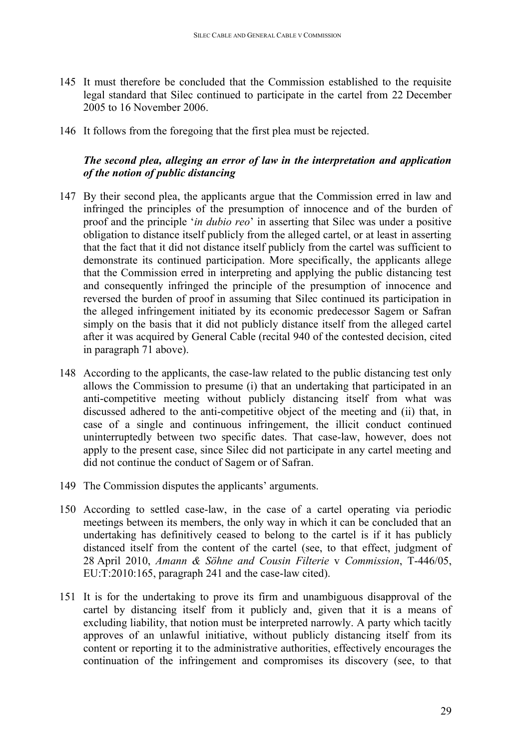145 It must therefore be concluded that the Commission established to the requisite legal standard that Silec continued to participate in the cartel from 22 December 2005 to 16 November 2006.

146 It follows from the foregoing that the first plea must be rejected.

### *The second plea, alleging an error of law in the interpretation and application of the notion of public distancing*

147 By their second plea, the applicants argue that the Commission erred in law and infringed the principles of the presumption of innocence and of the burden of proof and the principle '*in dubio reo*' in asserting that Silec was under a positive obligation to distance itself publicly from the alleged cartel, or at least in asserting that the fact that it did not distance itself publicly from the cartel was sufficient to demonstrate its continued participation. More specifically, the applicants allege that the Commission erred in interpreting and applying the public distancing test and consequently infringed the principle of the presumption of innocence and reversed the burden of proof in assuming that Silec continued its participation in the alleged infringement initiated by its economic predecessor Sagem or Safran simply on the basis that it did not publicly distance itself from the alleged cartel after it was acquired by General Cable (recital 940 of the contested decision, cited in paragraph 71 above).

148 According to the applicants, the case-law related to the public distancing test only allows the Commission to presume (i) that an undertaking that participated in an anti-competitive meeting without publicly distancing itself from what was discussed adhered to the anti-competitive object of the meeting and (ii) that, in case of a single and continuous infringement, the illicit conduct continued uninterruptedly between two specific dates. That case-law, however, does not apply to the present case, since Silec did not participate in any cartel meeting and did not continue the conduct of Sagem or of Safran.

149 The Commission disputes the applicants' arguments.

150 According to settled case-law, in the case of a cartel operating via periodic meetings between its members, the only way in which it can be concluded that an undertaking has definitively ceased to belong to the cartel is if it has publicly distanced itself from the content of the cartel (see, to that effect, judgment of 28 April 2010, *Amann & Söhne and Cousin Filterie* v *Commission*, T-446/05, EU:T:2010:165, paragraph 241 and the case-law cited).

151 It is for the undertaking to prove its firm and unambiguous disapproval of the cartel by distancing itself from it publicly and, given that it is a means of excluding liability, that notion must be interpreted narrowly. A party which tacitly approves of an unlawful initiative, without publicly distancing itself from its content or reporting it to the administrative authorities, effectively encourages the continuation of the infringement and compromises its discovery (see, to that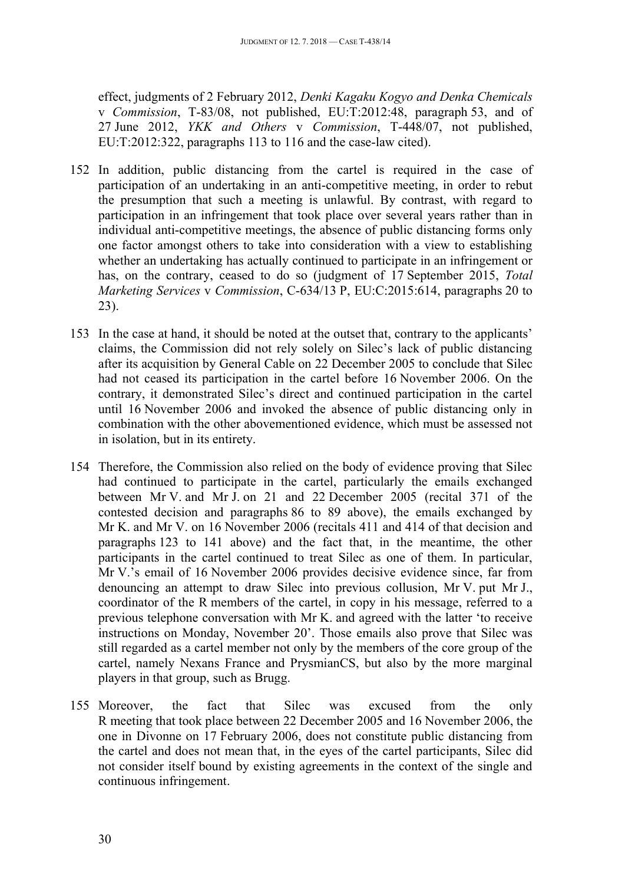effect, judgments of 2 February 2012, *Denki Kagaku Kogyo and Denka Chemicals* v *Commission*, T-83/08, not published, EU:T:2012:48, paragraph 53, and of 27 June 2012, *YKK and Others* v *Commission*, T-448/07, not published, EU:T:2012:322, paragraphs 113 to 116 and the case-law cited).

152 In addition, public distancing from the cartel is required in the case of participation of an undertaking in an anti-competitive meeting, in order to rebut the presumption that such a meeting is unlawful. By contrast, with regard to participation in an infringement that took place over several years rather than in individual anti-competitive meetings, the absence of public distancing forms only one factor amongst others to take into consideration with a view to establishing whether an undertaking has actually continued to participate in an infringement or has, on the contrary, ceased to do so (judgment of 17 September 2015, *Total Marketing Services* v *Commission*, C-634/13 P, EU:C:2015:614, paragraphs 20 to 23).

153 In the case at hand, it should be noted at the outset that, contrary to the applicants' claims, the Commission did not rely solely on Silec's lack of public distancing after its acquisition by General Cable on 22 December 2005 to conclude that Silec had not ceased its participation in the cartel before 16 November 2006. On the contrary, it demonstrated Silec's direct and continued participation in the cartel until 16 November 2006 and invoked the absence of public distancing only in combination with the other abovementioned evidence, which must be assessed not in isolation, but in its entirety.

154 Therefore, the Commission also relied on the body of evidence proving that Silec had continued to participate in the cartel, particularly the emails exchanged between Mr V. and Mr J. on 21 and 22 December 2005 (recital 371 of the contested decision and paragraphs 86 to 89 above), the emails exchanged by Mr K. and Mr V. on 16 November 2006 (recitals 411 and 414 of that decision and paragraphs 123 to 141 above) and the fact that, in the meantime, the other participants in the cartel continued to treat Silec as one of them. In particular, Mr V.'s email of 16 November 2006 provides decisive evidence since, far from denouncing an attempt to draw Silec into previous collusion, Mr V. put Mr J., coordinator of the R members of the cartel, in copy in his message, referred to a previous telephone conversation with Mr K. and agreed with the latter 'to receive instructions on Monday, November 20'. Those emails also prove that Silec was still regarded as a cartel member not only by the members of the core group of the cartel, namely Nexans France and PrysmianCS, but also by the more marginal players in that group, such as Brugg.

155 Moreover, the fact that Silec was excused from the only R meeting that took place between 22 December 2005 and 16 November 2006, the one in Divonne on 17 February 2006, does not constitute public distancing from the cartel and does not mean that, in the eyes of the cartel participants, Silec did not consider itself bound by existing agreements in the context of the single and continuous infringement.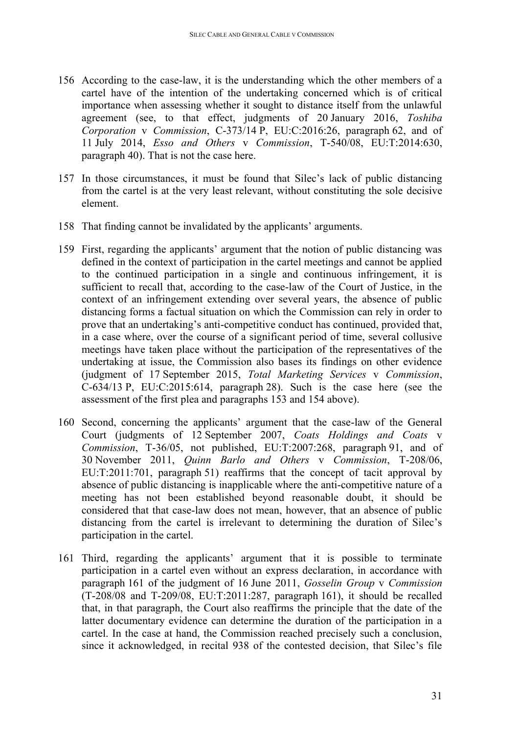156 According to the case-law, it is the understanding which the other members of a cartel have of the intention of the undertaking concerned which is of critical importance when assessing whether it sought to distance itself from the unlawful agreement (see, to that effect, judgments of 20 January 2016, *Toshiba Corporation* v *Commission*, C-373/14 P, EU:C:2016:26, paragraph 62, and of 11 July 2014, *Esso and Others* v *Commission*, T-540/08, EU:T:2014:630, paragraph 40). That is not the case here.

157 In those circumstances, it must be found that Silec's lack of public distancing from the cartel is at the very least relevant, without constituting the sole decisive element.

158 That finding cannot be invalidated by the applicants' arguments.

159 First, regarding the applicants' argument that the notion of public distancing was defined in the context of participation in the cartel meetings and cannot be applied to the continued participation in a single and continuous infringement, it is sufficient to recall that, according to the case-law of the Court of Justice, in the context of an infringement extending over several years, the absence of public distancing forms a factual situation on which the Commission can rely in order to prove that an undertaking's anti-competitive conduct has continued, provided that, in a case where, over the course of a significant period of time, several collusive meetings have taken place without the participation of the representatives of the undertaking at issue, the Commission also bases its findings on other evidence (judgment of 17 September 2015, *Total Marketing Services* v *Commission*, C-634/13 P, EU:C:2015:614, paragraph 28). Such is the case here (see the assessment of the first plea and paragraphs 153 and 154 above).

160 Second, concerning the applicants' argument that the case-law of the General Court (judgments of 12 September 2007, *Coats Holdings and Coats* v *Commission*, T-36/05, not published, EU:T:2007:268, paragraph 91, and of 30 November 2011, *Quinn Barlo and Others* v *Commission*, T-208/06, EU:T:2011:701, paragraph 51) reaffirms that the concept of tacit approval by absence of public distancing is inapplicable where the anti-competitive nature of a meeting has not been established beyond reasonable doubt, it should be considered that that case-law does not mean, however, that an absence of public distancing from the cartel is irrelevant to determining the duration of Silec's participation in the cartel.

161 Third, regarding the applicants' argument that it is possible to terminate participation in a cartel even without an express declaration, in accordance with paragraph 161 of the judgment of 16 June 2011, *Gosselin Group* v *Commission* (T-208/08 and T-209/08, EU:T:2011:287, paragraph 161), it should be recalled that, in that paragraph, the Court also reaffirms the principle that the date of the latter documentary evidence can determine the duration of the participation in a cartel. In the case at hand, the Commission reached precisely such a conclusion, since it acknowledged, in recital 938 of the contested decision, that Silec's file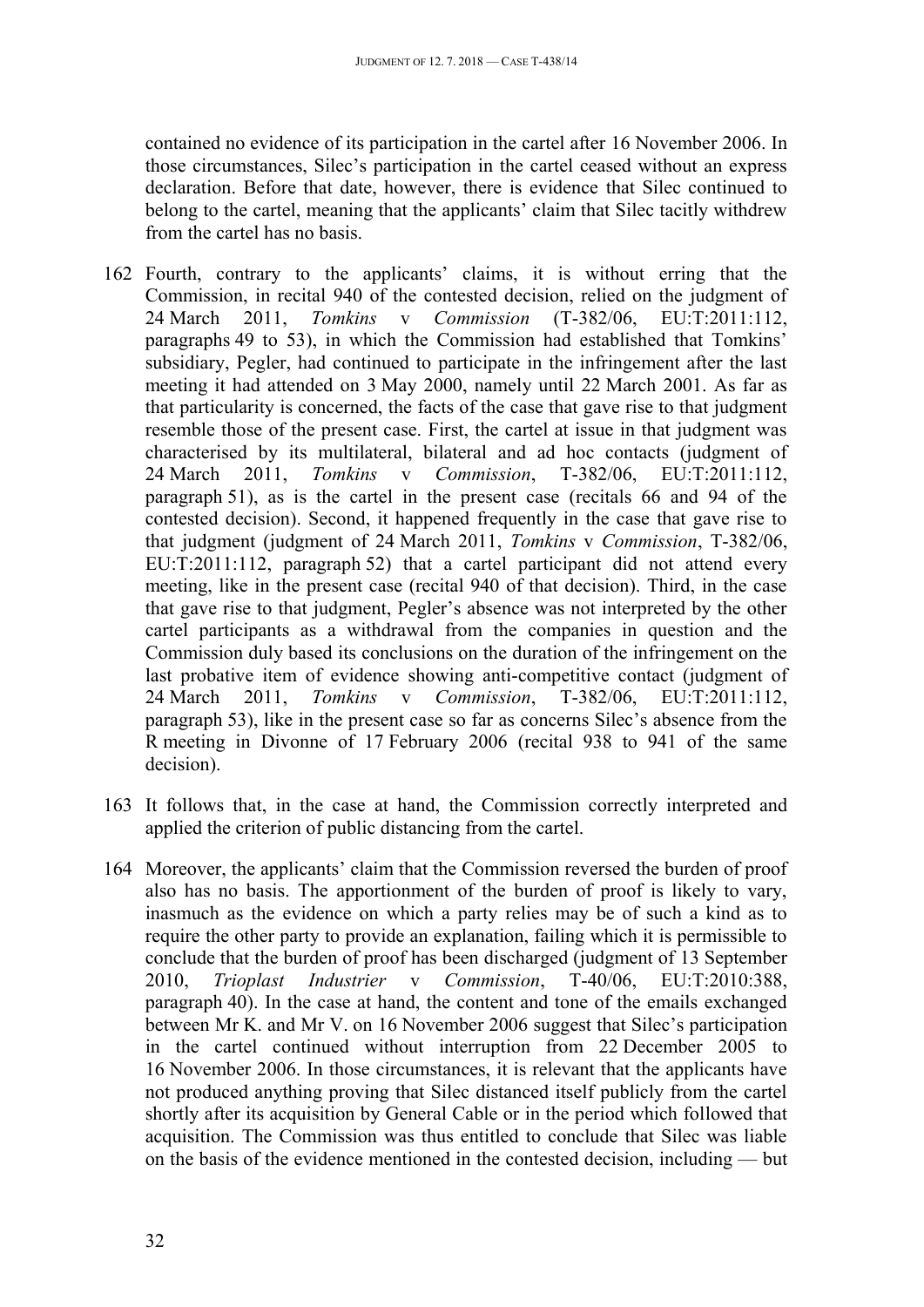contained no evidence of its participation in the cartel after 16 November 2006. In those circumstances, Silec's participation in the cartel ceased without an express declaration. Before that date, however, there is evidence that Silec continued to belong to the cartel, meaning that the applicants' claim that Silec tacitly withdrew from the cartel has no basis.

162 Fourth, contrary to the applicants' claims, it is without erring that the Commission, in recital 940 of the contested decision, relied on the judgment of 24 March 2011, *Tomkins* v *Commission* (T-382/06, EU:T:2011:112, paragraphs 49 to 53), in which the Commission had established that Tomkins' subsidiary, Pegler, had continued to participate in the infringement after the last meeting it had attended on 3 May 2000, namely until 22 March 2001. As far as that particularity is concerned, the facts of the case that gave rise to that judgment resemble those of the present case. First, the cartel at issue in that judgment was characterised by its multilateral, bilateral and ad hoc contacts (judgment of 24 March 2011, *Tomkins* v *Commission*, T-382/06, EU:T:2011:112, paragraph 51), as is the cartel in the present case (recitals 66 and 94 of the contested decision). Second, it happened frequently in the case that gave rise to that judgment (judgment of 24 March 2011, *Tomkins* v *Commission*, T-382/06, EU:T:2011:112, paragraph 52) that a cartel participant did not attend every meeting, like in the present case (recital 940 of that decision). Third, in the case that gave rise to that judgment, Pegler's absence was not interpreted by the other cartel participants as a withdrawal from the companies in question and the Commission duly based its conclusions on the duration of the infringement on the last probative item of evidence showing anti-competitive contact (judgment of 24 March 2011, *Tomkins* v *Commission*, T-382/06, EU:T:2011:112, paragraph 53), like in the present case so far as concerns Silec's absence from the R meeting in Divonne of 17 February 2006 (recital 938 to 941 of the same decision).

163 It follows that, in the case at hand, the Commission correctly interpreted and applied the criterion of public distancing from the cartel.

164 Moreover, the applicants' claim that the Commission reversed the burden of proof also has no basis. The apportionment of the burden of proof is likely to vary, inasmuch as the evidence on which a party relies may be of such a kind as to require the other party to provide an explanation, failing which it is permissible to conclude that the burden of proof has been discharged (judgment of 13 September 2010, *Trioplast Industrier* v *Commission*, T-40/06, EU:T:2010:388, paragraph 40). In the case at hand, the content and tone of the emails exchanged between Mr K. and Mr V. on 16 November 2006 suggest that Silec's participation in the cartel continued without interruption from 22 December 2005 to 16 November 2006. In those circumstances, it is relevant that the applicants have not produced anything proving that Silec distanced itself publicly from the cartel shortly after its acquisition by General Cable or in the period which followed that acquisition. The Commission was thus entitled to conclude that Silec was liable on the basis of the evidence mentioned in the contested decision, including — but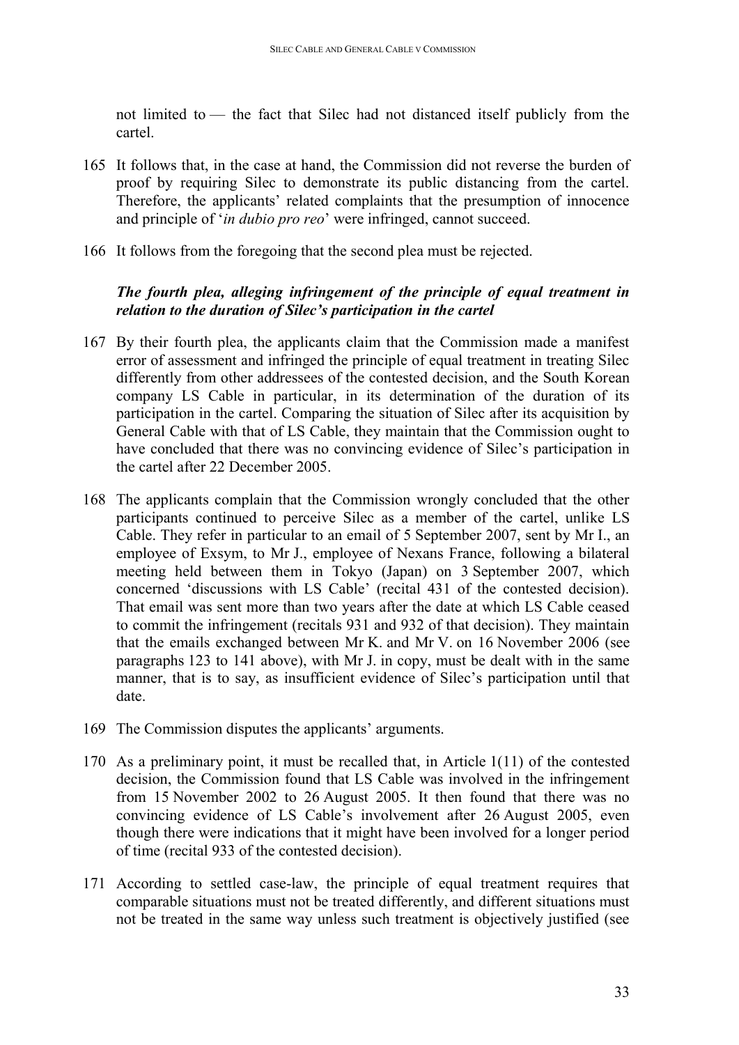not limited to — the fact that Silec had not distanced itself publicly from the cartel.

165 It follows that, in the case at hand, the Commission did not reverse the burden of proof by requiring Silec to demonstrate its public distancing from the cartel. Therefore, the applicants' related complaints that the presumption of innocence and principle of '*in dubio pro reo*' were infringed, cannot succeed.

166 It follows from the foregoing that the second plea must be rejected.

### *The fourth plea, alleging infringement of the principle of equal treatment in relation to the duration of Silec's participation in the cartel*

167 By their fourth plea, the applicants claim that the Commission made a manifest error of assessment and infringed the principle of equal treatment in treating Silec differently from other addressees of the contested decision, and the South Korean company LS Cable in particular, in its determination of the duration of its participation in the cartel. Comparing the situation of Silec after its acquisition by General Cable with that of LS Cable, they maintain that the Commission ought to have concluded that there was no convincing evidence of Silec's participation in the cartel after 22 December 2005.

168 The applicants complain that the Commission wrongly concluded that the other participants continued to perceive Silec as a member of the cartel, unlike LS Cable. They refer in particular to an email of 5 September 2007, sent by Mr I., an employee of Exsym, to Mr J., employee of Nexans France, following a bilateral meeting held between them in Tokyo (Japan) on 3 September 2007, which concerned 'discussions with LS Cable' (recital 431 of the contested decision). That email was sent more than two years after the date at which LS Cable ceased to commit the infringement (recitals 931 and 932 of that decision). They maintain that the emails exchanged between Mr K. and Mr V. on 16 November 2006 (see paragraphs 123 to 141 above), with Mr J. in copy, must be dealt with in the same manner, that is to say, as insufficient evidence of Silec's participation until that date.

169 The Commission disputes the applicants' arguments.

170 As a preliminary point, it must be recalled that, in Article 1(11) of the contested decision, the Commission found that LS Cable was involved in the infringement from 15 November 2002 to 26 August 2005. It then found that there was no convincing evidence of LS Cable's involvement after 26 August 2005, even though there were indications that it might have been involved for a longer period of time (recital 933 of the contested decision).

171 According to settled case-law, the principle of equal treatment requires that comparable situations must not be treated differently, and different situations must not be treated in the same way unless such treatment is objectively justified (see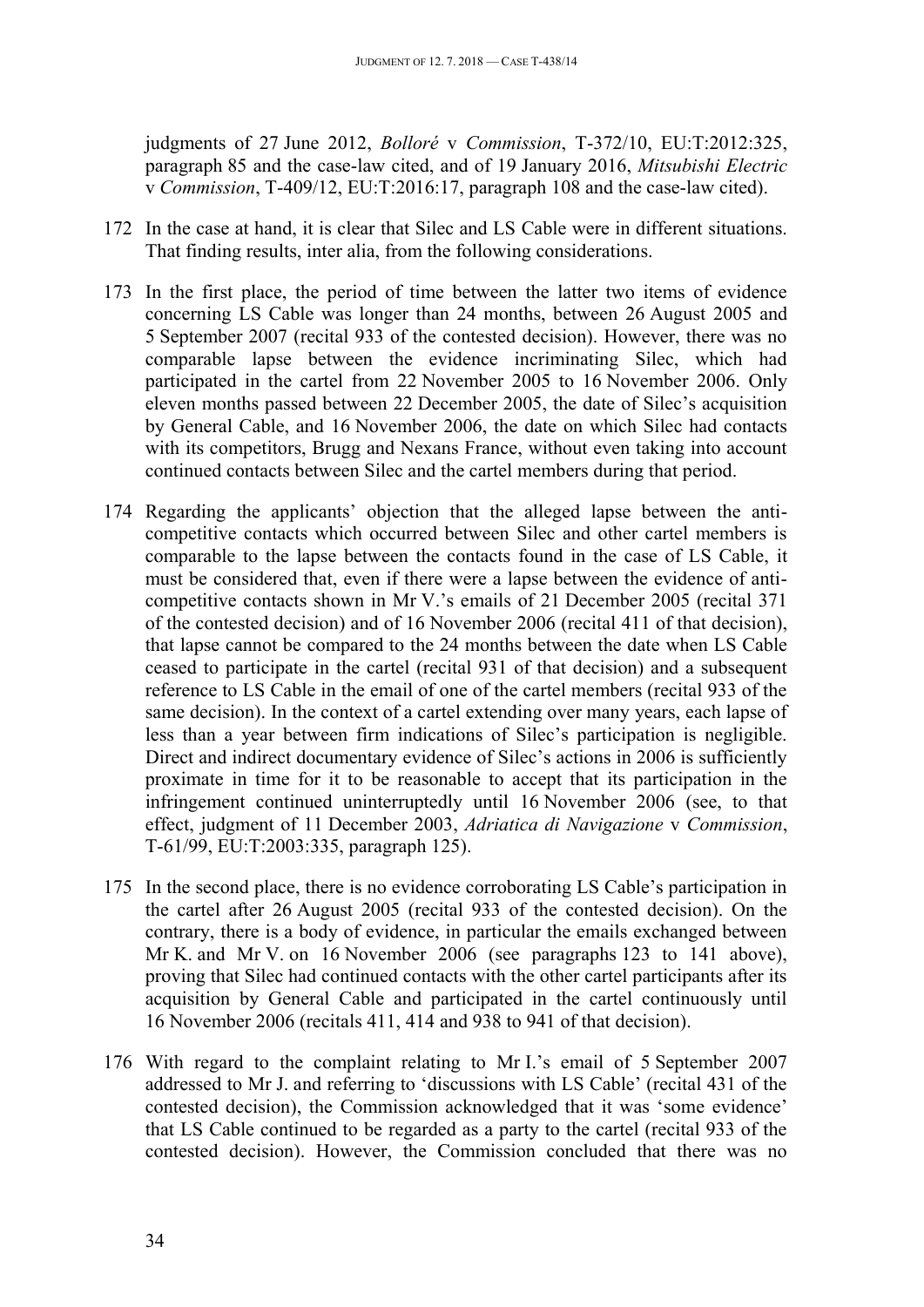judgments of 27 June 2012, *Bolloré* v *Commission*, T-372/10, EU:T:2012:325, paragraph 85 and the case-law cited, and of 19 January 2016, *Mitsubishi Electric* v *Commission*, T-409/12, EU:T:2016:17, paragraph 108 and the case-law cited).

172 In the case at hand, it is clear that Silec and LS Cable were in different situations. That finding results, inter alia, from the following considerations.

173 In the first place, the period of time between the latter two items of evidence concerning LS Cable was longer than 24 months, between 26 August 2005 and 5 September 2007 (recital 933 of the contested decision). However, there was no comparable lapse between the evidence incriminating Silec, which had participated in the cartel from 22 November 2005 to 16 November 2006. Only eleven months passed between 22 December 2005, the date of Silec's acquisition by General Cable, and 16 November 2006, the date on which Silec had contacts with its competitors, Brugg and Nexans France, without even taking into account continued contacts between Silec and the cartel members during that period.

174 Regarding the applicants' objection that the alleged lapse between the anti-competitive contacts which occurred between Silec and other cartel members is comparable to the lapse between the contacts found in the case of LS Cable, it must be considered that, even if there were a lapse between the evidence of anti-competitive contacts shown in Mr V.'s emails of 21 December 2005 (recital 371 of the contested decision) and of 16 November 2006 (recital 411 of that decision), that lapse cannot be compared to the 24 months between the date when LS Cable ceased to participate in the cartel (recital 931 of that decision) and a subsequent reference to LS Cable in the email of one of the cartel members (recital 933 of the same decision). In the context of a cartel extending over many years, each lapse of less than a year between firm indications of Silec's participation is negligible. Direct and indirect documentary evidence of Silec's actions in 2006 is sufficiently proximate in time for it to be reasonable to accept that its participation in the infringement continued uninterruptedly until 16 November 2006 (see, to that effect, judgment of 11 December 2003, *Adriatica di Navigazione* v *Commission*, T-61/99, EU:T:2003:335, paragraph 125).

175 In the second place, there is no evidence corroborating LS Cable's participation in the cartel after 26 August 2005 (recital 933 of the contested decision). On the contrary, there is a body of evidence, in particular the emails exchanged between Mr K. and Mr V. on 16 November 2006 (see paragraphs 123 to 141 above), proving that Silec had continued contacts with the other cartel participants after its acquisition by General Cable and participated in the cartel continuously until 16 November 2006 (recitals 411, 414 and 938 to 941 of that decision).

176 With regard to the complaint relating to Mr I.'s email of 5 September 2007 addressed to Mr J. and referring to 'discussions with LS Cable' (recital 431 of the contested decision), the Commission acknowledged that it was 'some evidence' that LS Cable continued to be regarded as a party to the cartel (recital 933 of the contested decision). However, the Commission concluded that there was no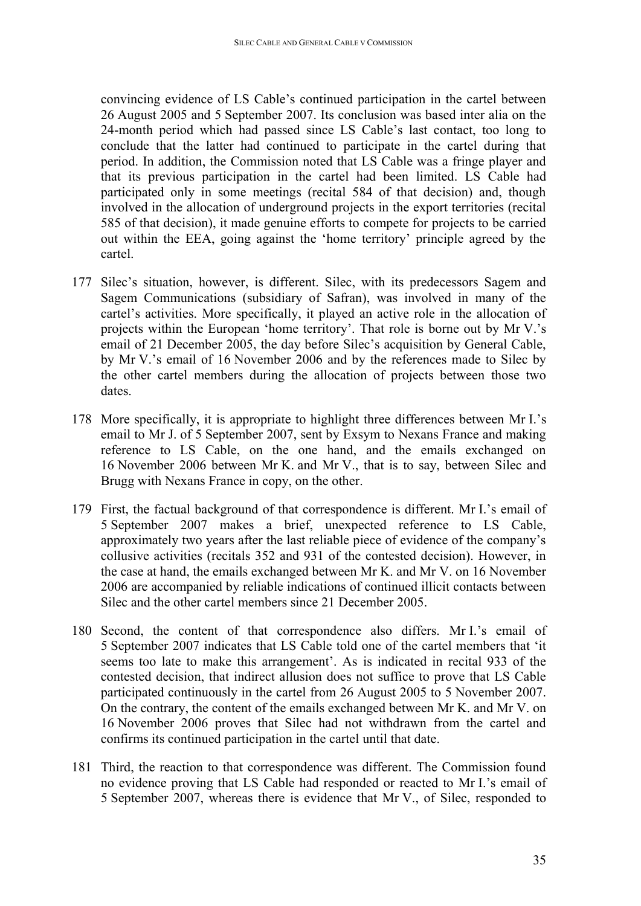convincing evidence of LS Cable's continued participation in the cartel between 26 August 2005 and 5 September 2007. Its conclusion was based inter alia on the 24-month period which had passed since LS Cable's last contact, too long to conclude that the latter had continued to participate in the cartel during that period. In addition, the Commission noted that LS Cable was a fringe player and that its previous participation in the cartel had been limited. LS Cable had participated only in some meetings (recital 584 of that decision) and, though involved in the allocation of underground projects in the export territories (recital 585 of that decision), it made genuine efforts to compete for projects to be carried out within the EEA, going against the 'home territory' principle agreed by the cartel.

177 Silec's situation, however, is different. Silec, with its predecessors Sagem and Sagem Communications (subsidiary of Safran), was involved in many of the cartel's activities. More specifically, it played an active role in the allocation of projects within the European 'home territory'. That role is borne out by Mr V.'s email of 21 December 2005, the day before Silec's acquisition by General Cable, by Mr V.'s email of 16 November 2006 and by the references made to Silec by the other cartel members during the allocation of projects between those two dates.

178 More specifically, it is appropriate to highlight three differences between Mr I.'s email to Mr J. of 5 September 2007, sent by Exsym to Nexans France and making reference to LS Cable, on the one hand, and the emails exchanged on 16 November 2006 between Mr K. and Mr V., that is to say, between Silec and Brugg with Nexans France in copy, on the other.

179 First, the factual background of that correspondence is different. Mr I.'s email of 5 September 2007 makes a brief, unexpected reference to LS Cable, approximately two years after the last reliable piece of evidence of the company's collusive activities (recitals 352 and 931 of the contested decision). However, in the case at hand, the emails exchanged between Mr K. and Mr V. on 16 November 2006 are accompanied by reliable indications of continued illicit contacts between Silec and the other cartel members since 21 December 2005.

180 Second, the content of that correspondence also differs. Mr I.'s email of 5 September 2007 indicates that LS Cable told one of the cartel members that 'it seems too late to make this arrangement'. As is indicated in recital 933 of the contested decision, that indirect allusion does not suffice to prove that LS Cable participated continuously in the cartel from 26 August 2005 to 5 November 2007. On the contrary, the content of the emails exchanged between Mr K. and Mr V. on 16 November 2006 proves that Silec had not withdrawn from the cartel and confirms its continued participation in the cartel until that date.

181 Third, the reaction to that correspondence was different. The Commission found no evidence proving that LS Cable had responded or reacted to Mr I.'s email of 5 September 2007, whereas there is evidence that Mr V., of Silec, responded to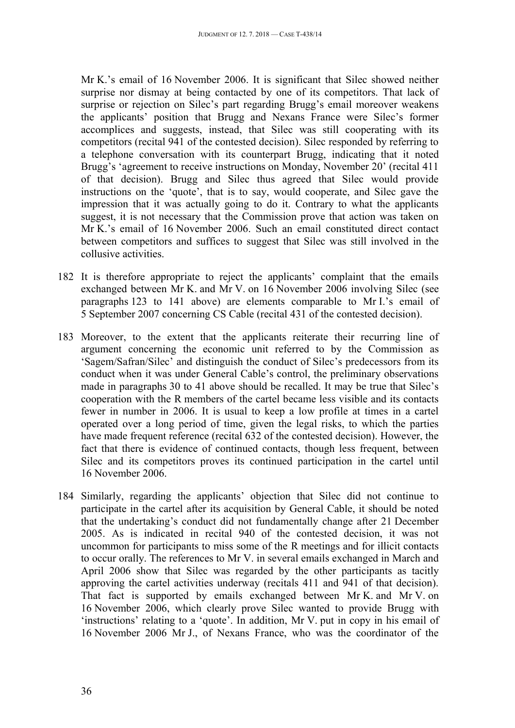Mr K.'s email of 16 November 2006. It is significant that Silec showed neither surprise nor dismay at being contacted by one of its competitors. That lack of surprise or rejection on Silec's part regarding Brugg's email moreover weakens the applicants' position that Brugg and Nexans France were Silec's former accomplices and suggests, instead, that Silec was still cooperating with its competitors (recital 941 of the contested decision). Silec responded by referring to a telephone conversation with its counterpart Brugg, indicating that it noted Brugg's 'agreement to receive instructions on Monday, November 20' (recital 411 of that decision). Brugg and Silec thus agreed that Silec would provide instructions on the 'quote', that is to say, would cooperate, and Silec gave the impression that it was actually going to do it. Contrary to what the applicants suggest, it is not necessary that the Commission prove that action was taken on Mr K.'s email of 16 November 2006. Such an email constituted direct contact between competitors and suffices to suggest that Silec was still involved in the collusive activities.

182 It is therefore appropriate to reject the applicants' complaint that the emails exchanged between Mr K. and Mr V. on 16 November 2006 involving Silec (see paragraphs 123 to 141 above) are elements comparable to Mr I.'s email of 5 September 2007 concerning CS Cable (recital 431 of the contested decision).

183 Moreover, to the extent that the applicants reiterate their recurring line of argument concerning the economic unit referred to by the Commission as 'Sagem/Safran/Silec' and distinguish the conduct of Silec's predecessors from its conduct when it was under General Cable's control, the preliminary observations made in paragraphs 30 to 41 above should be recalled. It may be true that Silec's cooperation with the R members of the cartel became less visible and its contacts fewer in number in 2006. It is usual to keep a low profile at times in a cartel operated over a long period of time, given the legal risks, to which the parties have made frequent reference (recital 632 of the contested decision). However, the fact that there is evidence of continued contacts, though less frequent, between Silec and its competitors proves its continued participation in the cartel until 16 November 2006.

184 Similarly, regarding the applicants' objection that Silec did not continue to participate in the cartel after its acquisition by General Cable, it should be noted that the undertaking's conduct did not fundamentally change after 21 December 2005. As is indicated in recital 940 of the contested decision, it was not uncommon for participants to miss some of the R meetings and for illicit contacts to occur orally. The references to Mr V. in several emails exchanged in March and April 2006 show that Silec was regarded by the other participants as tacitly approving the cartel activities underway (recitals 411 and 941 of that decision). That fact is supported by emails exchanged between Mr K. and Mr V. on 16 November 2006, which clearly prove Silec wanted to provide Brugg with 'instructions' relating to a 'quote'. In addition, Mr V. put in copy in his email of 16 November 2006 Mr J., of Nexans France, who was the coordinator of the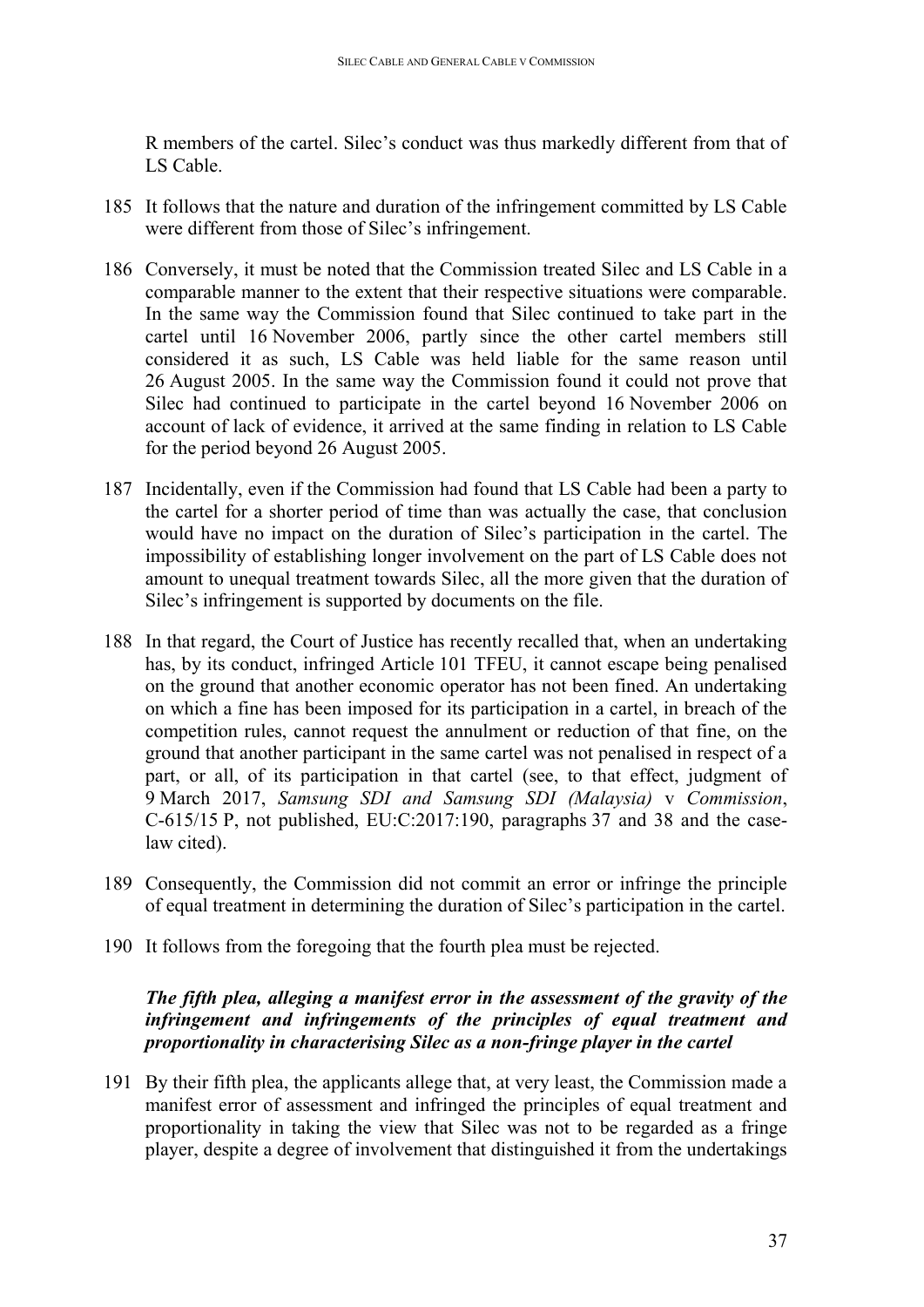R members of the cartel. Silec's conduct was thus markedly different from that of LS Cable.

185 It follows that the nature and duration of the infringement committed by LS Cable were different from those of Silec's infringement.

186 Conversely, it must be noted that the Commission treated Silec and LS Cable in a comparable manner to the extent that their respective situations were comparable. In the same way the Commission found that Silec continued to take part in the cartel until 16 November 2006, partly since the other cartel members still considered it as such, LS Cable was held liable for the same reason until 26 August 2005. In the same way the Commission found it could not prove that Silec had continued to participate in the cartel beyond 16 November 2006 on account of lack of evidence, it arrived at the same finding in relation to LS Cable for the period beyond 26 August 2005.

187 Incidentally, even if the Commission had found that LS Cable had been a party to the cartel for a shorter period of time than was actually the case, that conclusion would have no impact on the duration of Silec's participation in the cartel. The impossibility of establishing longer involvement on the part of LS Cable does not amount to unequal treatment towards Silec, all the more given that the duration of Silec's infringement is supported by documents on the file.

188 In that regard, the Court of Justice has recently recalled that, when an undertaking has, by its conduct, infringed Article 101 TFEU, it cannot escape being penalised on the ground that another economic operator has not been fined. An undertaking on which a fine has been imposed for its participation in a cartel, in breach of the competition rules, cannot request the annulment or reduction of that fine, on the ground that another participant in the same cartel was not penalised in respect of a part, or all, of its participation in that cartel (see, to that effect, judgment of 9 March 2017, *Samsung SDI and Samsung SDI (Malaysia)* v *Commission*, C-615/15 P, not published, EU:C:2017:190, paragraphs 37 and 38 and the case-law cited).

189 Consequently, the Commission did not commit an error or infringe the principle of equal treatment in determining the duration of Silec's participation in the cartel.

190 It follows from the foregoing that the fourth plea must be rejected.

***The fifth plea, alleging a manifest error in the assessment of the gravity of the infringement and infringements of the principles of equal treatment and proportionality in characterising Silec as a non-fringe player in the cartel***

191 By their fifth plea, the applicants allege that, at very least, the Commission made a manifest error of assessment and infringed the principles of equal treatment and proportionality in taking the view that Silec was not to be regarded as a fringe player, despite a degree of involvement that distinguished it from the undertakings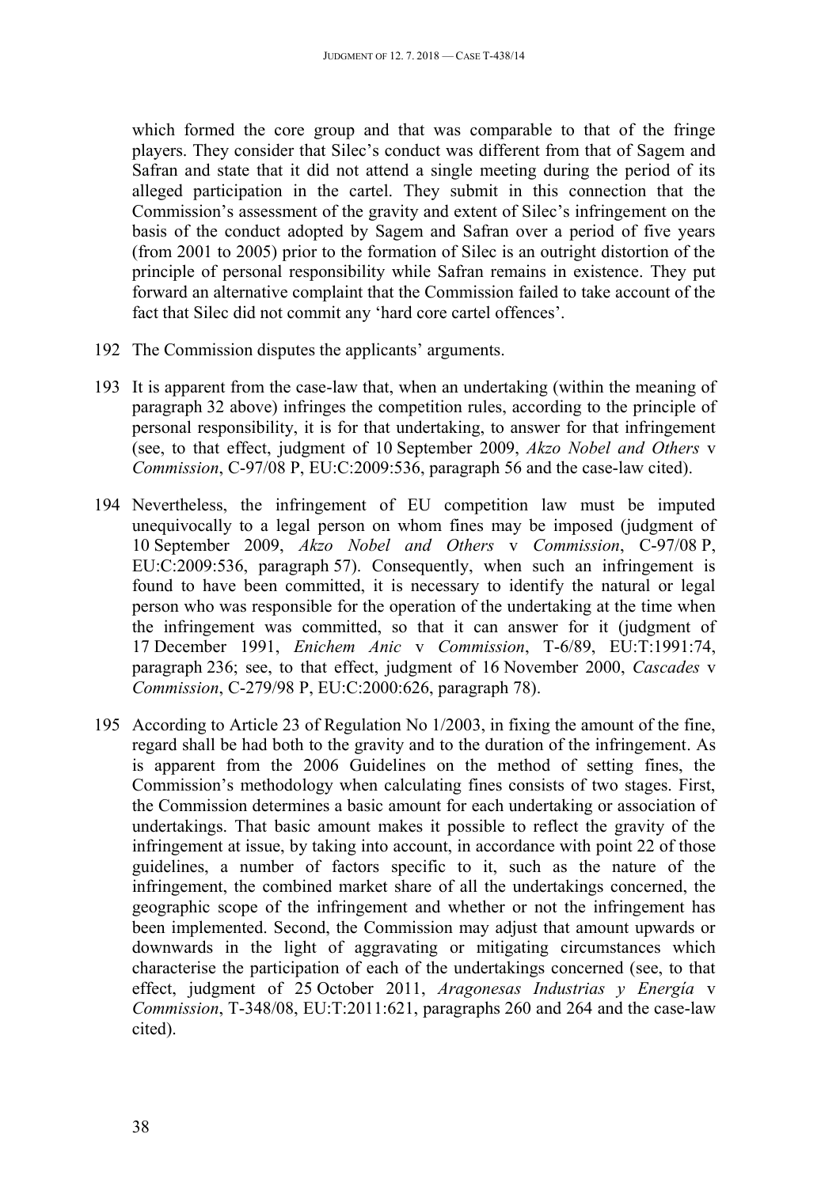which formed the core group and that was comparable to that of the fringe players. They consider that Silec's conduct was different from that of Sagem and Safran and state that it did not attend a single meeting during the period of its alleged participation in the cartel. They submit in this connection that the Commission's assessment of the gravity and extent of Silec's infringement on the basis of the conduct adopted by Sagem and Safran over a period of five years (from 2001 to 2005) prior to the formation of Silec is an outright distortion of the principle of personal responsibility while Safran remains in existence. They put forward an alternative complaint that the Commission failed to take account of the fact that Silec did not commit any 'hard core cartel offences'.

192 The Commission disputes the applicants' arguments.

193 It is apparent from the case-law that, when an undertaking (within the meaning of paragraph 32 above) infringes the competition rules, according to the principle of personal responsibility, it is for that undertaking, to answer for that infringement (see, to that effect, judgment of 10 September 2009, *Akzo Nobel and Others* v *Commission*, C-97/08 P, EU:C:2009:536, paragraph 56 and the case-law cited).

194 Nevertheless, the infringement of EU competition law must be imputed unequivocally to a legal person on whom fines may be imposed (judgment of 10 September 2009, *Akzo Nobel and Others* v *Commission*, C-97/08 P, EU:C:2009:536, paragraph 57). Consequently, when such an infringement is found to have been committed, it is necessary to identify the natural or legal person who was responsible for the operation of the undertaking at the time when the infringement was committed, so that it can answer for it (judgment of 17 December 1991, *Enichem Anic* v *Commission*, T-6/89, EU:T:1991:74, paragraph 236; see, to that effect, judgment of 16 November 2000, *Cascades* v *Commission*, C-279/98 P, EU:C:2000:626, paragraph 78).

195 According to Article 23 of Regulation No 1/2003, in fixing the amount of the fine, regard shall be had both to the gravity and to the duration of the infringement. As is apparent from the 2006 Guidelines on the method of setting fines, the Commission's methodology when calculating fines consists of two stages. First, the Commission determines a basic amount for each undertaking or association of undertakings. That basic amount makes it possible to reflect the gravity of the infringement at issue, by taking into account, in accordance with point 22 of those guidelines, a number of factors specific to it, such as the nature of the infringement, the combined market share of all the undertakings concerned, the geographic scope of the infringement and whether or not the infringement has been implemented. Second, the Commission may adjust that amount upwards or downwards in the light of aggravating or mitigating circumstances which characterise the participation of each of the undertakings concerned (see, to that effect, judgment of 25 October 2011, *Aragonesas Industrias y Energía* v *Commission*, T-348/08, EU:T:2011:621, paragraphs 260 and 264 and the case-law cited).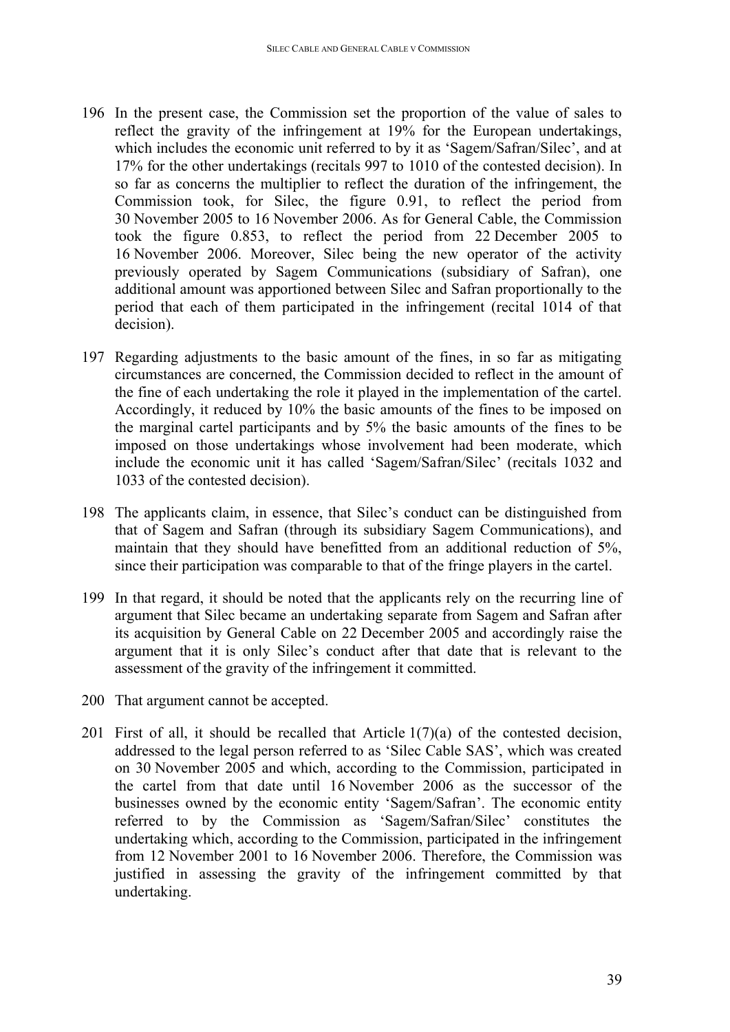196 In the present case, the Commission set the proportion of the value of sales to reflect the gravity of the infringement at 19% for the European undertakings, which includes the economic unit referred to by it as 'Sagem/Safran/Silec', and at 17% for the other undertakings (recitals 997 to 1010 of the contested decision). In so far as concerns the multiplier to reflect the duration of the infringement, the Commission took, for Silec, the figure 0.91, to reflect the period from 30 November 2005 to 16 November 2006. As for General Cable, the Commission took the figure 0.853, to reflect the period from 22 December 2005 to 16 November 2006. Moreover, Silec being the new operator of the activity previously operated by Sagem Communications (subsidiary of Safran), one additional amount was apportioned between Silec and Safran proportionally to the period that each of them participated in the infringement (recital 1014 of that decision).

197 Regarding adjustments to the basic amount of the fines, in so far as mitigating circumstances are concerned, the Commission decided to reflect in the amount of the fine of each undertaking the role it played in the implementation of the cartel. Accordingly, it reduced by 10% the basic amounts of the fines to be imposed on the marginal cartel participants and by 5% the basic amounts of the fines to be imposed on those undertakings whose involvement had been moderate, which include the economic unit it has called 'Sagem/Safran/Silec' (recitals 1032 and 1033 of the contested decision).

198 The applicants claim, in essence, that Silec's conduct can be distinguished from that of Sagem and Safran (through its subsidiary Sagem Communications), and maintain that they should have benefitted from an additional reduction of 5%, since their participation was comparable to that of the fringe players in the cartel.

199 In that regard, it should be noted that the applicants rely on the recurring line of argument that Silec became an undertaking separate from Sagem and Safran after its acquisition by General Cable on 22 December 2005 and accordingly raise the argument that it is only Silec's conduct after that date that is relevant to the assessment of the gravity of the infringement it committed.

200 That argument cannot be accepted.

201 First of all, it should be recalled that Article 1(7)(a) of the contested decision, addressed to the legal person referred to as 'Silec Cable SAS', which was created on 30 November 2005 and which, according to the Commission, participated in the cartel from that date until 16 November 2006 as the successor of the businesses owned by the economic entity 'Sagem/Safran'. The economic entity referred to by the Commission as 'Sagem/Safran/Silec' constitutes the undertaking which, according to the Commission, participated in the infringement from 12 November 2001 to 16 November 2006. Therefore, the Commission was justified in assessing the gravity of the infringement committed by that undertaking.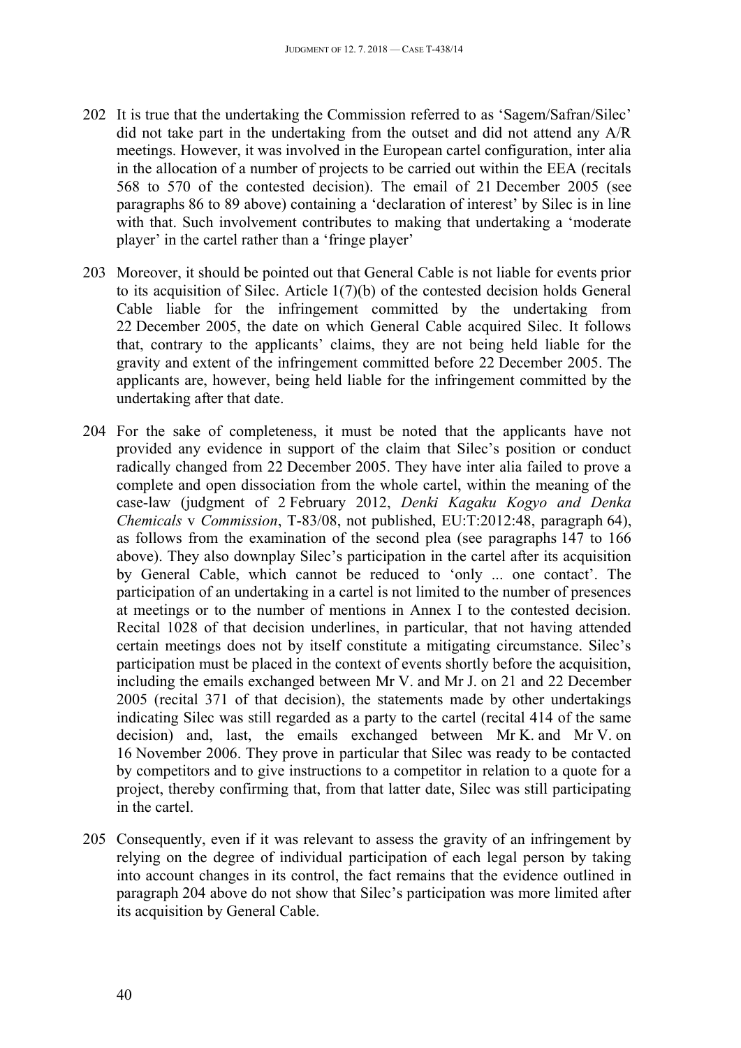202 It is true that the undertaking the Commission referred to as 'Sagem/Safran/Silec' did not take part in the undertaking from the outset and did not attend any A/R meetings. However, it was involved in the European cartel configuration, inter alia in the allocation of a number of projects to be carried out within the EEA (recitals 568 to 570 of the contested decision). The email of 21 December 2005 (see paragraphs 86 to 89 above) containing a 'declaration of interest' by Silec is in line with that. Such involvement contributes to making that undertaking a 'moderate player' in the cartel rather than a 'fringe player'

203 Moreover, it should be pointed out that General Cable is not liable for events prior to its acquisition of Silec. Article 1(7)(b) of the contested decision holds General Cable liable for the infringement committed by the undertaking from 22 December 2005, the date on which General Cable acquired Silec. It follows that, contrary to the applicants' claims, they are not being held liable for the gravity and extent of the infringement committed before 22 December 2005. The applicants are, however, being held liable for the infringement committed by the undertaking after that date.

204 For the sake of completeness, it must be noted that the applicants have not provided any evidence in support of the claim that Silec's position or conduct radically changed from 22 December 2005. They have inter alia failed to prove a complete and open dissociation from the whole cartel, within the meaning of the case-law (judgment of 2 February 2012, *Denki Kagaku Kogyo and Denka Chemicals* v *Commission*, T-83/08, not published, EU:T:2012:48, paragraph 64), as follows from the examination of the second plea (see paragraphs 147 to 166 above). They also downplay Silec's participation in the cartel after its acquisition by General Cable, which cannot be reduced to 'only ... one contact'. The participation of an undertaking in a cartel is not limited to the number of presences at meetings or to the number of mentions in Annex I to the contested decision. Recital 1028 of that decision underlines, in particular, that not having attended certain meetings does not by itself constitute a mitigating circumstance. Silec's participation must be placed in the context of events shortly before the acquisition, including the emails exchanged between Mr V. and Mr J. on 21 and 22 December 2005 (recital 371 of that decision), the statements made by other undertakings indicating Silec was still regarded as a party to the cartel (recital 414 of the same decision) and, last, the emails exchanged between Mr K. and Mr V. on 16 November 2006. They prove in particular that Silec was ready to be contacted by competitors and to give instructions to a competitor in relation to a quote for a project, thereby confirming that, from that latter date, Silec was still participating in the cartel.

205 Consequently, even if it was relevant to assess the gravity of an infringement by relying on the degree of individual participation of each legal person by taking into account changes in its control, the fact remains that the evidence outlined in paragraph 204 above do not show that Silec's participation was more limited after its acquisition by General Cable.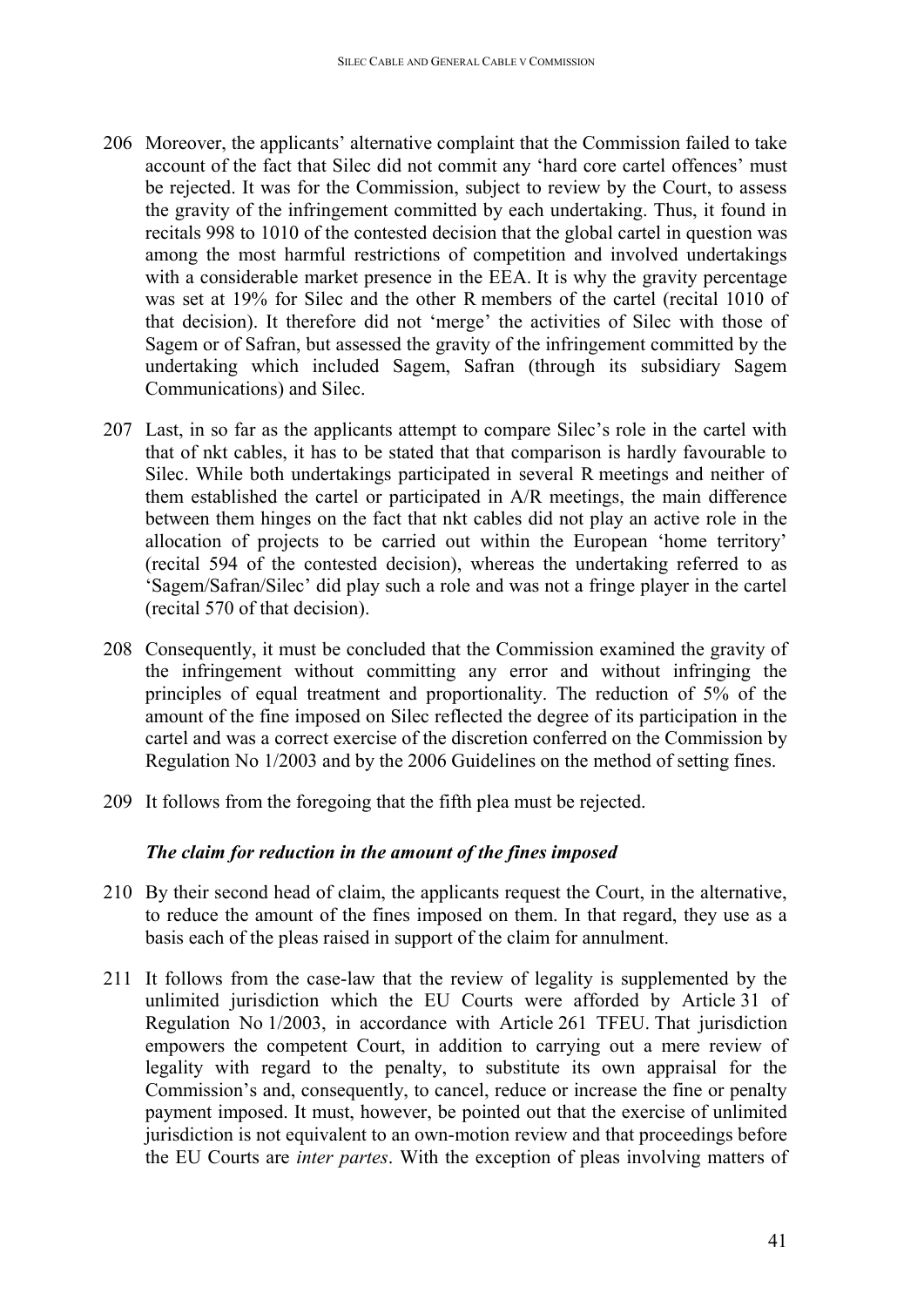206 Moreover, the applicants' alternative complaint that the Commission failed to take account of the fact that Silec did not commit any 'hard core cartel offences' must be rejected. It was for the Commission, subject to review by the Court, to assess the gravity of the infringement committed by each undertaking. Thus, it found in recitals 998 to 1010 of the contested decision that the global cartel in question was among the most harmful restrictions of competition and involved undertakings with a considerable market presence in the EEA. It is why the gravity percentage was set at 19% for Silec and the other R members of the cartel (recital 1010 of that decision). It therefore did not 'merge' the activities of Silec with those of Sagem or of Safran, but assessed the gravity of the infringement committed by the undertaking which included Sagem, Safran (through its subsidiary Sagem Communications) and Silec.

207 Last, in so far as the applicants attempt to compare Silec's role in the cartel with that of nkt cables, it has to be stated that that comparison is hardly favourable to Silec. While both undertakings participated in several R meetings and neither of them established the cartel or participated in A/R meetings, the main difference between them hinges on the fact that nkt cables did not play an active role in the allocation of projects to be carried out within the European 'home territory' (recital 594 of the contested decision), whereas the undertaking referred to as 'Sagem/Safran/Silec' did play such a role and was not a fringe player in the cartel (recital 570 of that decision).

208 Consequently, it must be concluded that the Commission examined the gravity of the infringement without committing any error and without infringing the principles of equal treatment and proportionality. The reduction of 5% of the amount of the fine imposed on Silec reflected the degree of its participation in the cartel and was a correct exercise of the discretion conferred on the Commission by Regulation No 1/2003 and by the 2006 Guidelines on the method of setting fines.

209 It follows from the foregoing that the fifth plea must be rejected.

### *The claim for reduction in the amount of the fines imposed*

210 By their second head of claim, the applicants request the Court, in the alternative, to reduce the amount of the fines imposed on them. In that regard, they use as a basis each of the pleas raised in support of the claim for annulment.

211 It follows from the case-law that the review of legality is supplemented by the unlimited jurisdiction which the EU Courts were afforded by Article 31 of Regulation No 1/2003, in accordance with Article 261 TFEU. That jurisdiction empowers the competent Court, in addition to carrying out a mere review of legality with regard to the penalty, to substitute its own appraisal for the Commission's and, consequently, to cancel, reduce or increase the fine or penalty payment imposed. It must, however, be pointed out that the exercise of unlimited jurisdiction is not equivalent to an own-motion review and that proceedings before the EU Courts are *inter partes*. With the exception of pleas involving matters of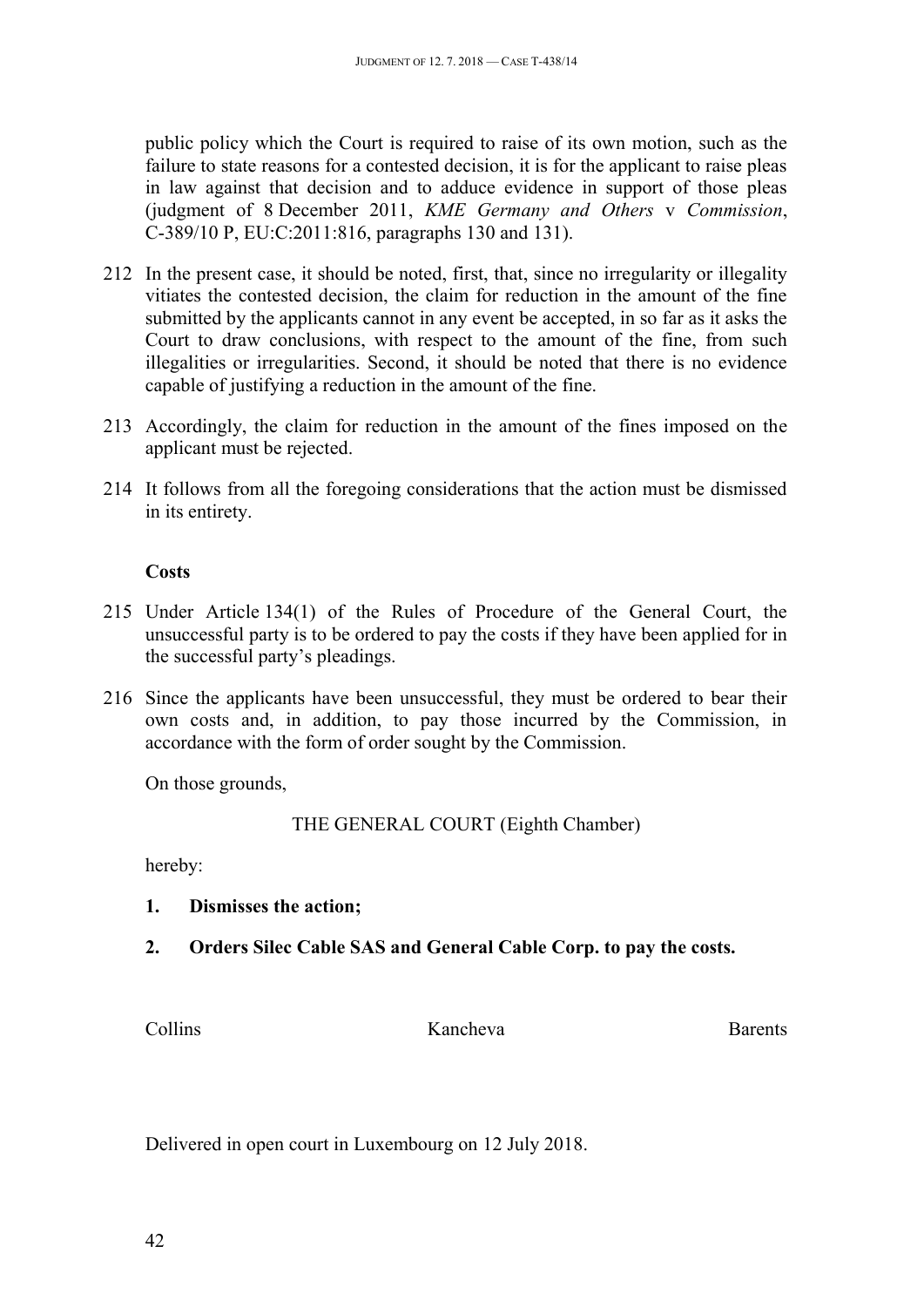public policy which the Court is required to raise of its own motion, such as the failure to state reasons for a contested decision, it is for the applicant to raise pleas in law against that decision and to adduce evidence in support of those pleas (judgment of 8 December 2011, *KME Germany and Others* v *Commission*, C-389/10 P, EU:C:2011:816, paragraphs 130 and 131).

212 In the present case, it should be noted, first, that, since no irregularity or illegality vitiates the contested decision, the claim for reduction in the amount of the fine submitted by the applicants cannot in any event be accepted, in so far as it asks the Court to draw conclusions, with respect to the amount of the fine, from such illegalities or irregularities. Second, it should be noted that there is no evidence capable of justifying a reduction in the amount of the fine.

213 Accordingly, the claim for reduction in the amount of the fines imposed on the applicant must be rejected.

214 It follows from all the foregoing considerations that the action must be dismissed in its entirety.

**Costs**

215 Under Article 134(1) of the Rules of Procedure of the General Court, the unsuccessful party is to be ordered to pay the costs if they have been applied for in the successful party's pleadings.

216 Since the applicants have been unsuccessful, they must be ordered to bear their own costs and, in addition, to pay those incurred by the Commission, in accordance with the form of order sought by the Commission.

On those grounds,

THE GENERAL COURT (Eighth Chamber)

hereby:

**1. Dismisses the action;**

**2. Orders Silec Cable SAS and General Cable Corp. to pay the costs.**

Collins Kancheva Barents

Delivered in open court in Luxembourg on 12 July 2018.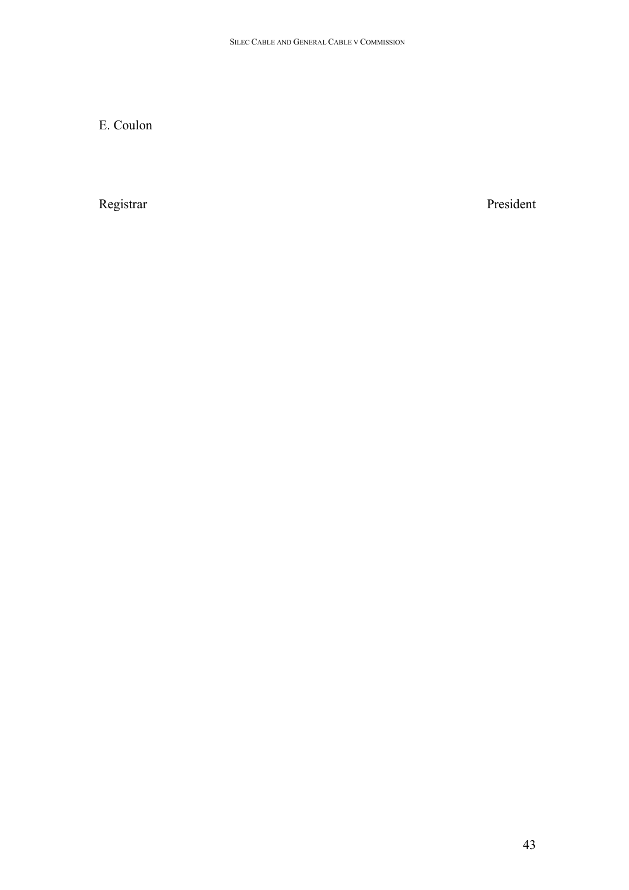E. Coulon

| Registrar | President |
| --- | --- |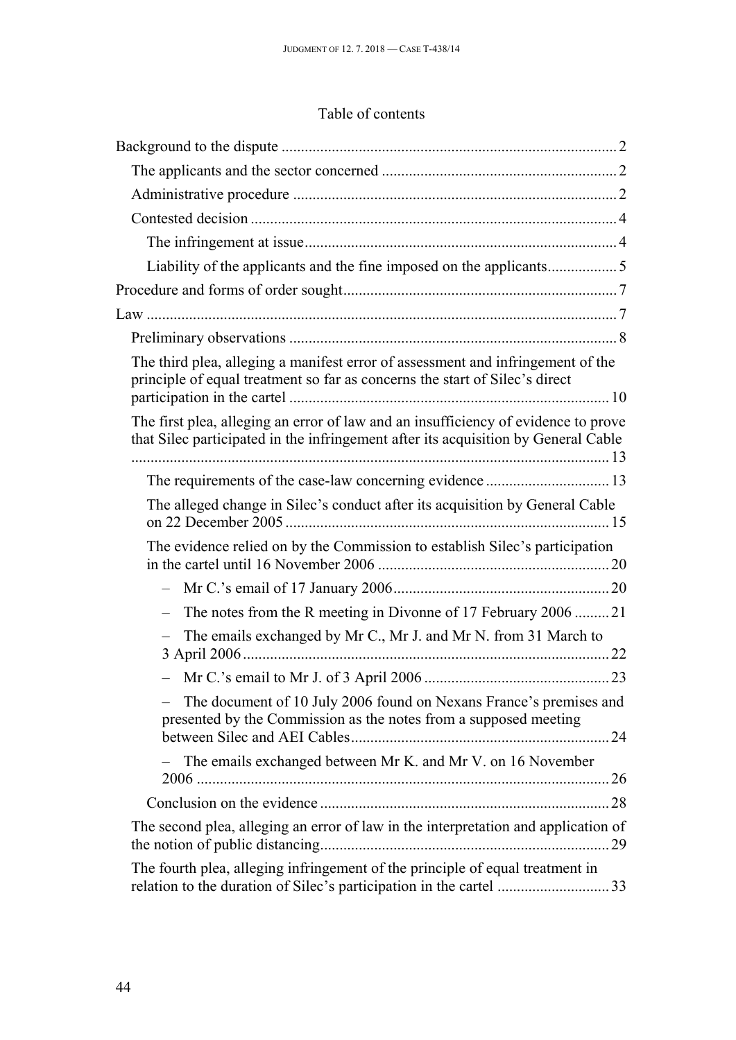Table of contents

- Background to the dispute ... 2
  - The applicants and the sector concerned ... 2
  - Administrative procedure ... 2
  - Contested decision ... 4
    - The infringement at issue ... 4
    - Liability of the applicants and the fine imposed on the applicants ... 5
- Procedure and forms of order sought ... 7
- Law ... 7
  - Preliminary observations ... 8
  - The third plea, alleging a manifest error of assessment and infringement of the principle of equal treatment so far as concerns the start of Silec's direct participation in the cartel ... 10
  - The first plea, alleging an error of law and an insufficiency of evidence to prove that Silec participated in the infringement after its acquisition by General Cable ... 13
    - The requirements of the case-law concerning evidence ... 13
    - The alleged change in Silec's conduct after its acquisition by General Cable on 22 December 2005 ... 15
    - The evidence relied on by the Commission to establish Silec's participation in the cartel until 16 November 2006 ... 20
      - Mr C.'s email of 17 January 2006 ... 20
      - The notes from the R meeting in Divonne of 17 February 2006 ... 21
      - The emails exchanged by Mr C., Mr J. and Mr N. from 31 March to 3 April 2006 ... 22
      - Mr C.'s email to Mr J. of 3 April 2006 ... 23
      - The document of 10 July 2006 found on Nexans France's premises and presented by the Commission as the notes from a supposed meeting between Silec and AEI Cables ... 24
      - The emails exchanged between Mr K. and Mr V. on 16 November 2006 ... 26
    - Conclusion on the evidence ... 28
  - The second plea, alleging an error of law in the interpretation and application of the notion of public distancing ... 29
  - The fourth plea, alleging infringement of the principle of equal treatment in relation to the duration of Silec's participation in the cartel ... 33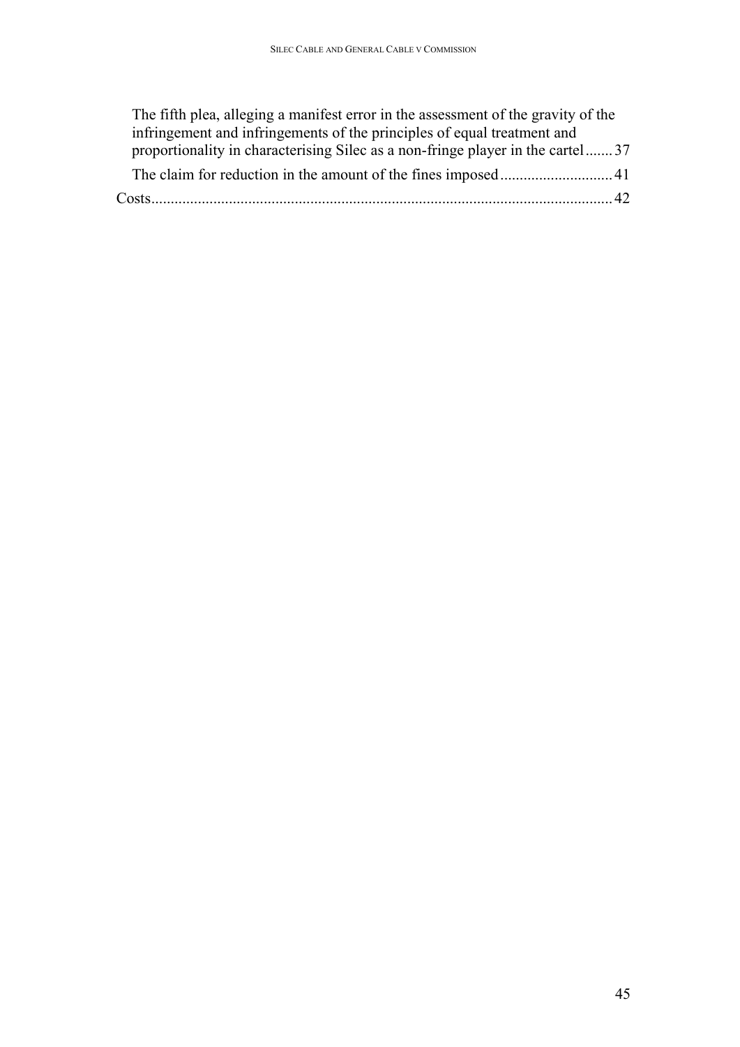The fifth plea, alleging a manifest error in the assessment of the gravity of the infringement and infringements of the principles of equal treatment and proportionality in characterising Silec as a non-fringe player in the cartel....... 37

The claim for reduction in the amount of the fines imposed............................. 41

Costs....................................................................................................................... 42